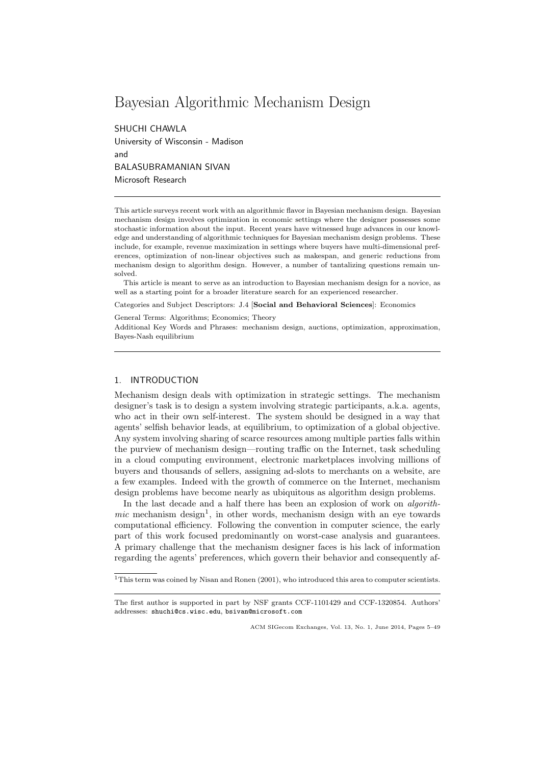# Bayesian Algorithmic Mechanism Design

SHUCHI CHAWLA
University of Wisconsin - Madison
and
BALASUBRAMANIAN SIVAN
Microsoft Research

---

This article surveys recent work with an algorithmic flavor in Bayesian mechanism design. Bayesian mechanism design involves optimization in economic settings where the designer possesses some stochastic information about the input. Recent years have witnessed huge advances in our knowledge and understanding of algorithmic techniques for Bayesian mechanism design problems. These include, for example, revenue maximization in settings where buyers have multi-dimensional preferences, optimization of non-linear objectives such as makespan, and generic reductions from mechanism design to algorithm design. However, a number of tantalizing questions remain unsolved.

This article is meant to serve as an introduction to Bayesian mechanism design for a novice, as well as a starting point for a broader literature search for an experienced researcher.

Categories and Subject Descriptors: J.4 [**Social and Behavioral Sciences**]: Economics

General Terms: Algorithms; Economics; Theory

Additional Key Words and Phrases: mechanism design, auctions, optimization, approximation, Bayes-Nash equilibrium

---

## 1. INTRODUCTION

Mechanism design deals with optimization in strategic settings. The mechanism designer's task is to design a system involving strategic participants, a.k.a. agents, who act in their own self-interest. The system should be designed in a way that agents' selfish behavior leads, at equilibrium, to optimization of a global objective. Any system involving sharing of scarce resources among multiple parties falls within the purview of mechanism design—routing traffic on the Internet, task scheduling in a cloud computing environment, electronic marketplaces involving millions of buyers and thousands of sellers, assigning ad-slots to merchants on a website, are a few examples. Indeed with the growth of commerce on the Internet, mechanism design problems have become nearly as ubiquitous as algorithm design problems.

In the last decade and a half there has been an explosion of work on *algorithmic* mechanism design[1], in other words, mechanism design with an eye towards computational efficiency. Following the convention in computer science, the early part of this work focused predominantly on worst-case analysis and guarantees. A primary challenge that the mechanism designer faces is his lack of information regarding the agents' preferences, which govern their behavior and consequently af-

[1] This term was coined by Nisan and Ronen (2001), who introduced this area to computer scientists.

The first author is supported in part by NSF grants CCF-1101429 and CCF-1320854. Authors' addresses: shuchi@cs.wisc.edu, bsivan@microsoft.com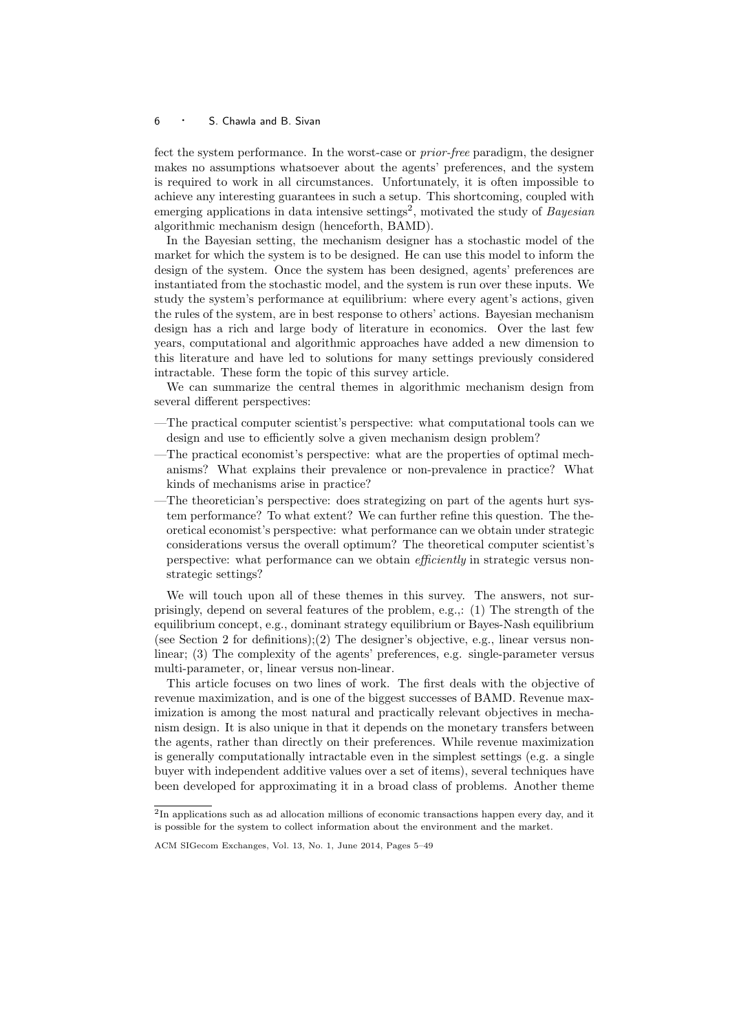fect the system performance. In the worst-case or *prior-free* paradigm, the designer makes no assumptions whatsoever about the agents' preferences, and the system is required to work in all circumstances. Unfortunately, it is often impossible to achieve any interesting guarantees in such a setup. This shortcoming, coupled with emerging applications in data intensive settings[2], motivated the study of *Bayesian* algorithmic mechanism design (henceforth, BAMD).

In the Bayesian setting, the mechanism designer has a stochastic model of the market for which the system is to be designed. He can use this model to inform the design of the system. Once the system has been designed, agents' preferences are instantiated from the stochastic model, and the system is run over these inputs. We study the system's performance at equilibrium: where every agent's actions, given the rules of the system, are in best response to others' actions. Bayesian mechanism design has a rich and large body of literature in economics. Over the last few years, computational and algorithmic approaches have added a new dimension to this literature and have led to solutions for many settings previously considered intractable. These form the topic of this survey article.

We can summarize the central themes in algorithmic mechanism design from several different perspectives:

—The practical computer scientist's perspective: what computational tools can we design and use to efficiently solve a given mechanism design problem?

—The practical economist's perspective: what are the properties of optimal mechanisms? What explains their prevalence or non-prevalence in practice? What kinds of mechanisms arise in practice?

—The theoretician's perspective: does strategizing on part of the agents hurt system performance? To what extent? We can further refine this question. The theoretical economist's perspective: what performance can we obtain under strategic considerations versus the overall optimum? The theoretical computer scientist's perspective: what performance can we obtain *efficiently* in strategic versus non-strategic settings?

We will touch upon all of these themes in this survey. The answers, not surprisingly, depend on several features of the problem, e.g.,: (1) The strength of the equilibrium concept, e.g., dominant strategy equilibrium or Bayes-Nash equilibrium (see Section 2 for definitions);(2) The designer's objective, e.g., linear versus non-linear; (3) The complexity of the agents' preferences, e.g. single-parameter versus multi-parameter, or, linear versus non-linear.

This article focuses on two lines of work. The first deals with the objective of revenue maximization, and is one of the biggest successes of BAMD. Revenue maximization is among the most natural and practically relevant objectives in mechanism design. It is also unique in that it depends on the monetary transfers between the agents, rather than directly on their preferences. While revenue maximization is generally computationally intractable even in the simplest settings (e.g. a single buyer with independent additive values over a set of items), several techniques have been developed for approximating it in a broad class of problems. Another theme

[2] In applications such as ad allocation millions of economic transactions happen every day, and it is possible for the system to collect information about the environment and the market.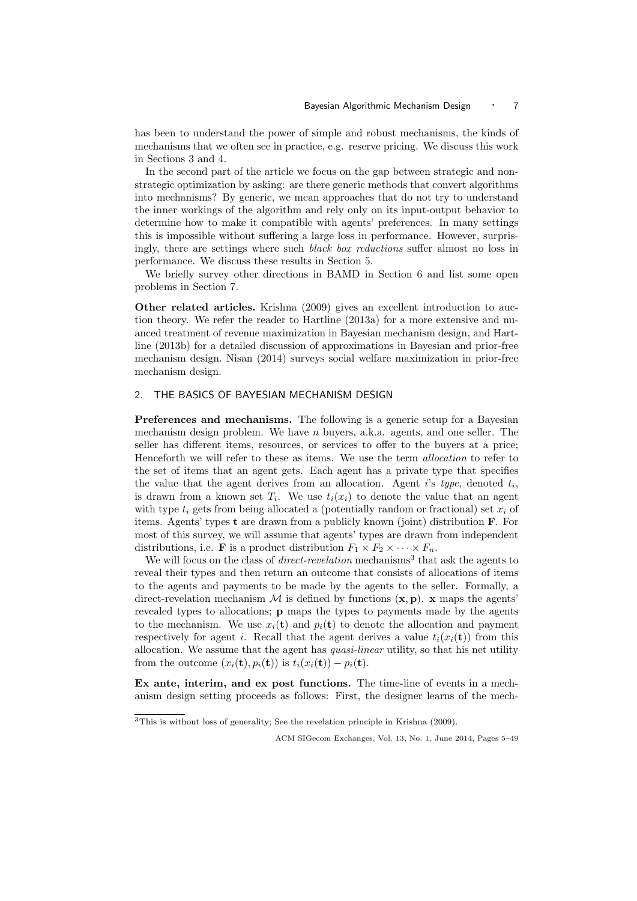has been to understand the power of simple and robust mechanisms, the kinds of mechanisms that we often see in practice, e.g. reserve pricing. We discuss this work in Sections 3 and 4.

In the second part of the article we focus on the gap between strategic and non-strategic optimization by asking: are there generic methods that convert algorithms into mechanisms? By generic, we mean approaches that do not try to understand the inner workings of the algorithm and rely only on its input-output behavior to determine how to make it compatible with agents' preferences. In many settings this is impossible without suffering a large loss in performance. However, surprisingly, there are settings where such *black box reductions* suffer almost no loss in performance. We discuss these results in Section 5.

We briefly survey other directions in BAMD in Section 6 and list some open problems in Section 7.

**Other related articles.** Krishna (2009) gives an excellent introduction to auction theory. We refer the reader to Hartline (2013a) for a more extensive and nuanced treatment of revenue maximization in Bayesian mechanism design, and Hartline (2013b) for a detailed discussion of approximations in Bayesian and prior-free mechanism design. Nisan (2014) surveys social welfare maximization in prior-free mechanism design.

## 2. THE BASICS OF BAYESIAN MECHANISM DESIGN

**Preferences and mechanisms.** The following is a generic setup for a Bayesian mechanism design problem. We have $n$ buyers, a.k.a. agents, and one seller. The seller has different items, resources, or services to offer to the buyers at a price; Henceforth we will refer to these as items. We use the term *allocation* to refer to the set of items that an agent gets. Each agent has a private type that specifies the value that the agent derives from an allocation. Agent $i$'s *type*, denoted $t_i$, is drawn from a known set $T_i$. We use $t_i(x_i)$ to denote the value that an agent with type $t_i$ gets from being allocated a (potentially random or fractional) set $x_i$ of items. Agents' types $\mathbf{t}$ are drawn from a publicly known (joint) distribution $\mathbf{F}$. For most of this survey, we will assume that agents' types are drawn from independent distributions, i.e. $\mathbf{F}$ is a product distribution $F_1 \times F_2 \times \cdots \times F_n$.

We will focus on the class of *direct-revelation* mechanisms[3] that ask the agents to reveal their types and then return an outcome that consists of allocations of items to the agents and payments to be made by the agents to the seller. Formally, a direct-revelation mechanism $\mathcal{M}$ is defined by functions $(\mathbf{x}, \mathbf{p})$. $\mathbf{x}$ maps the agents' revealed types to allocations; $\mathbf{p}$ maps the types to payments made by the agents to the mechanism. We use $x_i(\mathbf{t})$ and $p_i(\mathbf{t})$ to denote the allocation and payment respectively for agent $i$. Recall that the agent derives a value $t_i(x_i(\mathbf{t}))$ from this allocation. We assume that the agent has *quasi-linear* utility, so that his net utility from the outcome $(x_i(\mathbf{t}), p_i(\mathbf{t}))$ is $t_i(x_i(\mathbf{t})) - p_i(\mathbf{t})$.

**Ex ante, interim, and ex post functions.** The time-line of events in a mechanism design setting proceeds as follows: First, the designer learns of the mech-

[3] This is without loss of generality; See the revelation principle in Krishna (2009).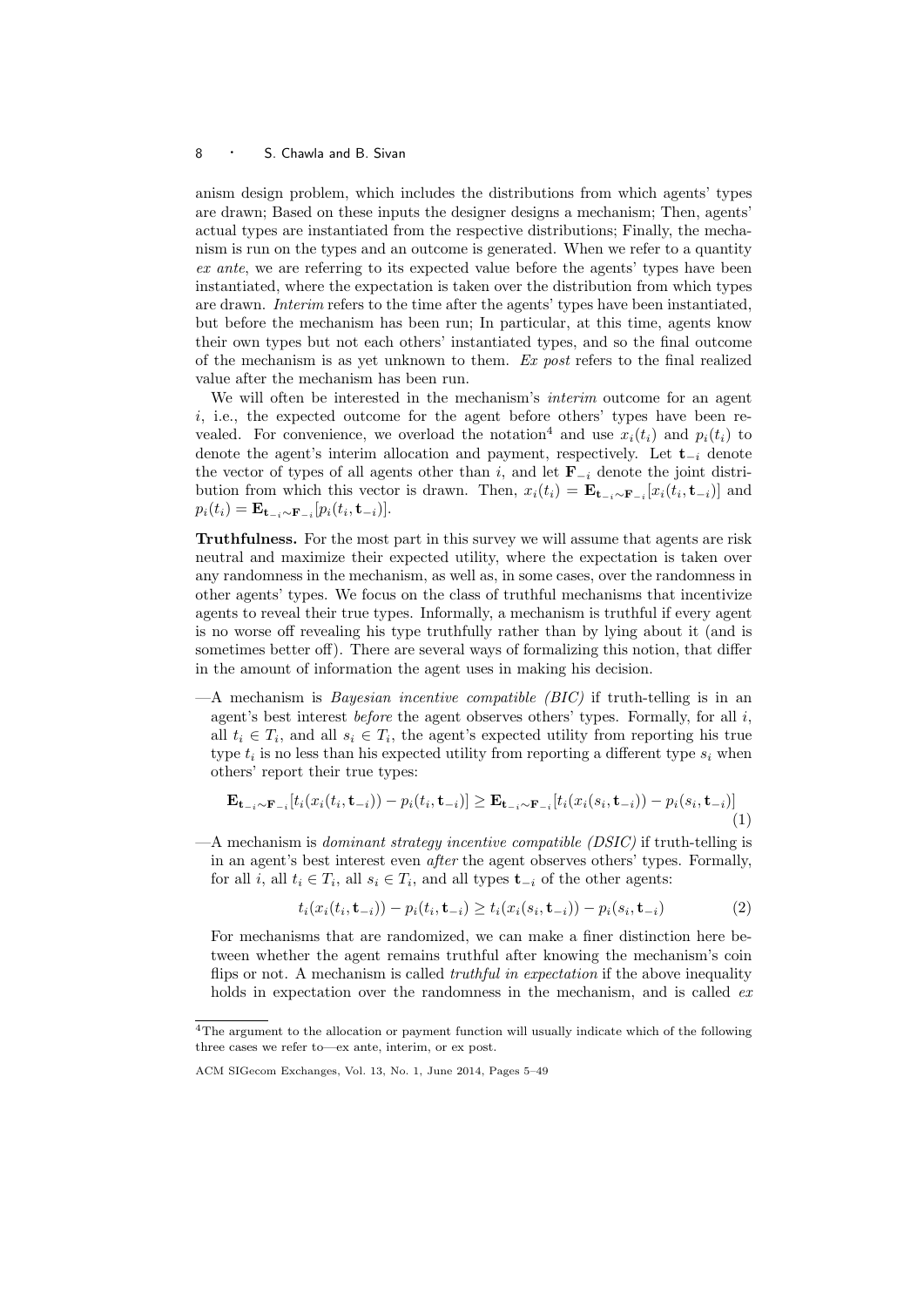anism design problem, which includes the distributions from which agents' types are drawn; Based on these inputs the designer designs a mechanism; Then, agents' actual types are instantiated from the respective distributions; Finally, the mechanism is run on the types and an outcome is generated. When we refer to a quantity *ex ante*, we are referring to its expected value before the agents' types have been instantiated, where the expectation is taken over the distribution from which types are drawn. *Interim* refers to the time after the agents' types have been instantiated, but before the mechanism has been run; In particular, at this time, agents know their own types but not each others' instantiated types, and so the final outcome of the mechanism is as yet unknown to them. *Ex post* refers to the final realized value after the mechanism has been run.

We will often be interested in the mechanism's *interim* outcome for an agent $i$, i.e., the expected outcome for the agent before others' types have been revealed. For convenience, we overload the notation[4] and use $x_i(t_i)$ and $p_i(t_i)$ to denote the agent's interim allocation and payment, respectively. Let $\mathbf{t}_{-i}$ denote the vector of types of all agents other than $i$, and let $\mathbf{F}_{-i}$ denote the joint distribution from which this vector is drawn. Then, $x_i(t_i) = \mathbf{E}_{\mathbf{t}_{-i} \sim \mathbf{F}_{-i}}[x_i(t_i, \mathbf{t}_{-i})]$ and $p_i(t_i) = \mathbf{E}_{\mathbf{t}_{-i} \sim \mathbf{F}_{-i}}[p_i(t_i, \mathbf{t}_{-i})]$.

**Truthfulness.** For the most part in this survey we will assume that agents are risk neutral and maximize their expected utility, where the expectation is taken over any randomness in the mechanism, as well as, in some cases, over the randomness in other agents' types. We focus on the class of truthful mechanisms that incentivize agents to reveal their true types. Informally, a mechanism is truthful if every agent is no worse off revealing his type truthfully rather than by lying about it (and is sometimes better off). There are several ways of formalizing this notion, that differ in the amount of information the agent uses in making his decision.

—A mechanism is *Bayesian incentive compatible (BIC)* if truth-telling is in an agent's best interest *before* the agent observes others' types. Formally, for all $i$, all $t_i \in T_i$, and all $s_i \in T_i$, the agent's expected utility from reporting his true type $t_i$ is no less than his expected utility from reporting a different type $s_i$ when others' report their true types:

$$\mathbf{E}_{\mathbf{t}_{-i} \sim \mathbf{F}_{-i}}[t_i(x_i(t_i, \mathbf{t}_{-i})) - p_i(t_i, \mathbf{t}_{-i})] \geq \mathbf{E}_{\mathbf{t}_{-i} \sim \mathbf{F}_{-i}}[t_i(x_i(s_i, \mathbf{t}_{-i})) - p_i(s_i, \mathbf{t}_{-i})] \tag{1}$$

—A mechanism is *dominant strategy incentive compatible (DSIC)* if truth-telling is in an agent's best interest even *after* the agent observes others' types. Formally, for all $i$, all $t_i \in T_i$, all $s_i \in T_i$, and all types $\mathbf{t}_{-i}$ of the other agents:

$$t_i(x_i(t_i, \mathbf{t}_{-i})) - p_i(t_i, \mathbf{t}_{-i}) \geq t_i(x_i(s_i, \mathbf{t}_{-i})) - p_i(s_i, \mathbf{t}_{-i}) \tag{2}$$

For mechanisms that are randomized, we can make a finer distinction here between whether the agent remains truthful after knowing the mechanism's coin flips or not. A mechanism is called *truthful in expectation* if the above inequality holds in expectation over the randomness in the mechanism, and is called *ex*

[4] The argument to the allocation or payment function will usually indicate which of the following three cases we refer to—ex ante, interim, or ex post.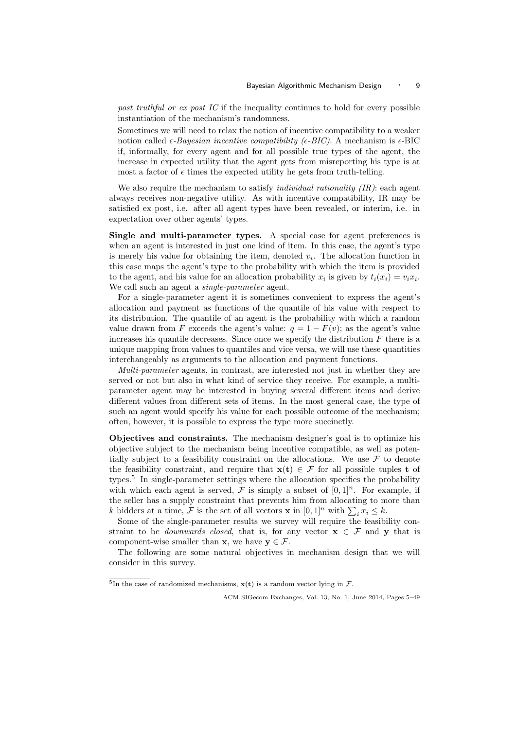*post truthful or ex post IC* if the inequality continues to hold for every possible instantiation of the mechanism's randomness.

—Sometimes we will need to relax the notion of incentive compatibility to a weaker notion called *$\epsilon$-Bayesian incentive compatibility ($\epsilon$-BIC)*. A mechanism is $\epsilon$-BIC if, informally, for every agent and for all possible true types of the agent, the increase in expected utility that the agent gets from misreporting his type is at most a factor of $\epsilon$ times the expected utility he gets from truth-telling.

We also require the mechanism to satisfy *individual rationality (IR)*: each agent always receives non-negative utility. As with incentive compatibility, IR may be satisfied ex post, i.e. after all agent types have been revealed, or interim, i.e. in expectation over other agents' types.

**Single and multi-parameter types.** A special case for agent preferences is when an agent is interested in just one kind of item. In this case, the agent's type is merely his value for obtaining the item, denoted $v_i$. The allocation function in this case maps the agent's type to the probability with which the item is provided to the agent, and his value for an allocation probability $x_i$ is given by $t_i(x_i) = v_i x_i$. We call such an agent a *single-parameter* agent.

For a single-parameter agent it is sometimes convenient to express the agent's allocation and payment as functions of the quantile of his value with respect to its distribution. The quantile of an agent is the probability with which a random value drawn from $F$ exceeds the agent's value: $q = 1 - F(v)$; as the agent's value increases his quantile decreases. Since once we specify the distribution $F$ there is a unique mapping from values to quantiles and vice versa, we will use these quantities interchangeably as arguments to the allocation and payment functions.

*Multi-parameter* agents, in contrast, are interested not just in whether they are served or not but also in what kind of service they receive. For example, a multi-parameter agent may be interested in buying several different items and derive different values from different sets of items. In the most general case, the type of such an agent would specify his value for each possible outcome of the mechanism; often, however, it is possible to express the type more succinctly.

**Objectives and constraints.** The mechanism designer's goal is to optimize his objective subject to the mechanism being incentive compatible, as well as potentially subject to a feasibility constraint on the allocations. We use $\mathcal{F}$ to denote the feasibility constraint, and require that $\mathbf{x}(\mathbf{t}) \in \mathcal{F}$ for all possible tuples $\mathbf{t}$ of types.[5] In single-parameter settings where the allocation specifies the probability with which each agent is served, $\mathcal{F}$ is simply a subset of $[0, 1]^n$. For example, if the seller has a supply constraint that prevents him from allocating to more than $k$ bidders at a time, $\mathcal{F}$ is the set of all vectors $\mathbf{x}$ in $[0, 1]^n$ with $\sum_i x_i \leq k$.

Some of the single-parameter results we survey will require the feasibility constraint to be *downwards closed*, that is, for any vector $\mathbf{x} \in \mathcal{F}$ and $\mathbf{y}$ that is component-wise smaller than $\mathbf{x}$, we have $\mathbf{y} \in \mathcal{F}$.

The following are some natural objectives in mechanism design that we will consider in this survey.

[5]In the case of randomized mechanisms, $\mathbf{x}(\mathbf{t})$ is a random vector lying in $\mathcal{F}$.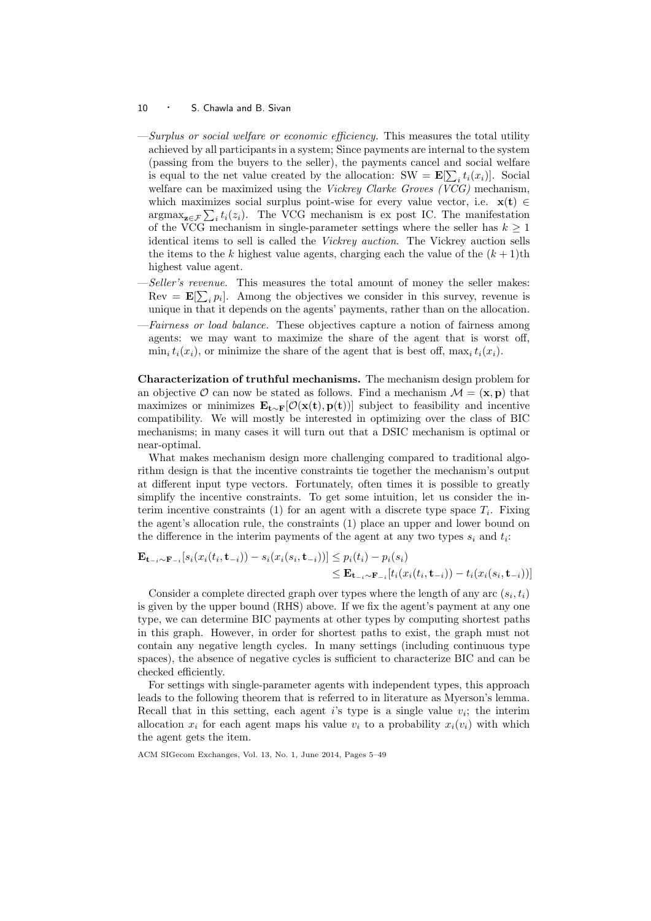—*Surplus or social welfare or economic efficiency.* This measures the total utility achieved by all participants in a system; Since payments are internal to the system (passing from the buyers to the seller), the payments cancel and social welfare is equal to the net value created by the allocation: $\text{SW} = \mathbf{E}[\sum_i t_i(x_i)]$. Social welfare can be maximized using the *Vickrey Clarke Groves (VCG)* mechanism, which maximizes social surplus point-wise for every value vector, i.e. $\mathbf{x}(\mathbf{t}) \in \text{argmax}_{\mathbf{z} \in \mathcal{F}} \sum_i t_i(z_i)$. The VCG mechanism is ex post IC. The manifestation of the VCG mechanism in single-parameter settings where the seller has $k \geq 1$ identical items to sell is called the *Vickrey auction*. The Vickrey auction sells the items to the $k$ highest value agents, charging each the value of the $(k+1)$th highest value agent.

—*Seller's revenue.* This measures the total amount of money the seller makes: $\text{Rev} = \mathbf{E}[\sum_i p_i]$. Among the objectives we consider in this survey, revenue is unique in that it depends on the agents' payments, rather than on the allocation.

—*Fairness or load balance.* These objectives capture a notion of fairness among agents: we may want to maximize the share of the agent that is worst off, $\min_i t_i(x_i)$, or minimize the share of the agent that is best off, $\max_i t_i(x_i)$.

**Characterization of truthful mechanisms.** The mechanism design problem for an objective $\mathcal{O}$ can now be stated as follows. Find a mechanism $\mathcal{M} = (\mathbf{x}, \mathbf{p})$ that maximizes or minimizes $\mathbf{E}_{\mathbf{t}\sim\mathbf{F}}[\mathcal{O}(\mathbf{x}(\mathbf{t}), \mathbf{p}(\mathbf{t}))]$ subject to feasibility and incentive compatibility. We will mostly be interested in optimizing over the class of BIC mechanisms; in many cases it will turn out that a DSIC mechanism is optimal or near-optimal.

What makes mechanism design more challenging compared to traditional algorithm design is that the incentive constraints tie together the mechanism's output at different input type vectors. Fortunately, often times it is possible to greatly simplify the incentive constraints. To get some intuition, let us consider the interim incentive constraints (1) for an agent with a discrete type space $T_i$. Fixing the agent's allocation rule, the constraints (1) place an upper and lower bound on the difference in the interim payments of the agent at any two types $s_i$ and $t_i$:

$$\mathbf{E}_{\mathbf{t}_{-i}\sim\mathbf{F}_{-i}}[s_i(x_i(t_i, \mathbf{t}_{-i})) - s_i(x_i(s_i, \mathbf{t}_{-i}))] \leq p_i(t_i) - p_i(s_i) \leq \mathbf{E}_{\mathbf{t}_{-i}\sim\mathbf{F}_{-i}}[t_i(x_i(t_i, \mathbf{t}_{-i})) - t_i(x_i(s_i, \mathbf{t}_{-i}))]$$

Consider a complete directed graph over types where the length of any arc $(s_i, t_i)$ is given by the upper bound (RHS) above. If we fix the agent's payment at any one type, we can determine BIC payments at other types by computing shortest paths in this graph. However, in order for shortest paths to exist, the graph must not contain any negative length cycles. In many settings (including continuous type spaces), the absence of negative cycles is sufficient to characterize BIC and can be checked efficiently.

For settings with single-parameter agents with independent types, this approach leads to the following theorem that is referred to in literature as Myerson's lemma. Recall that in this setting, each agent $i$'s type is a single value $v_i$; the interim allocation $x_i$ for each agent maps his value $v_i$ to a probability $x_i(v_i)$ with which the agent gets the item.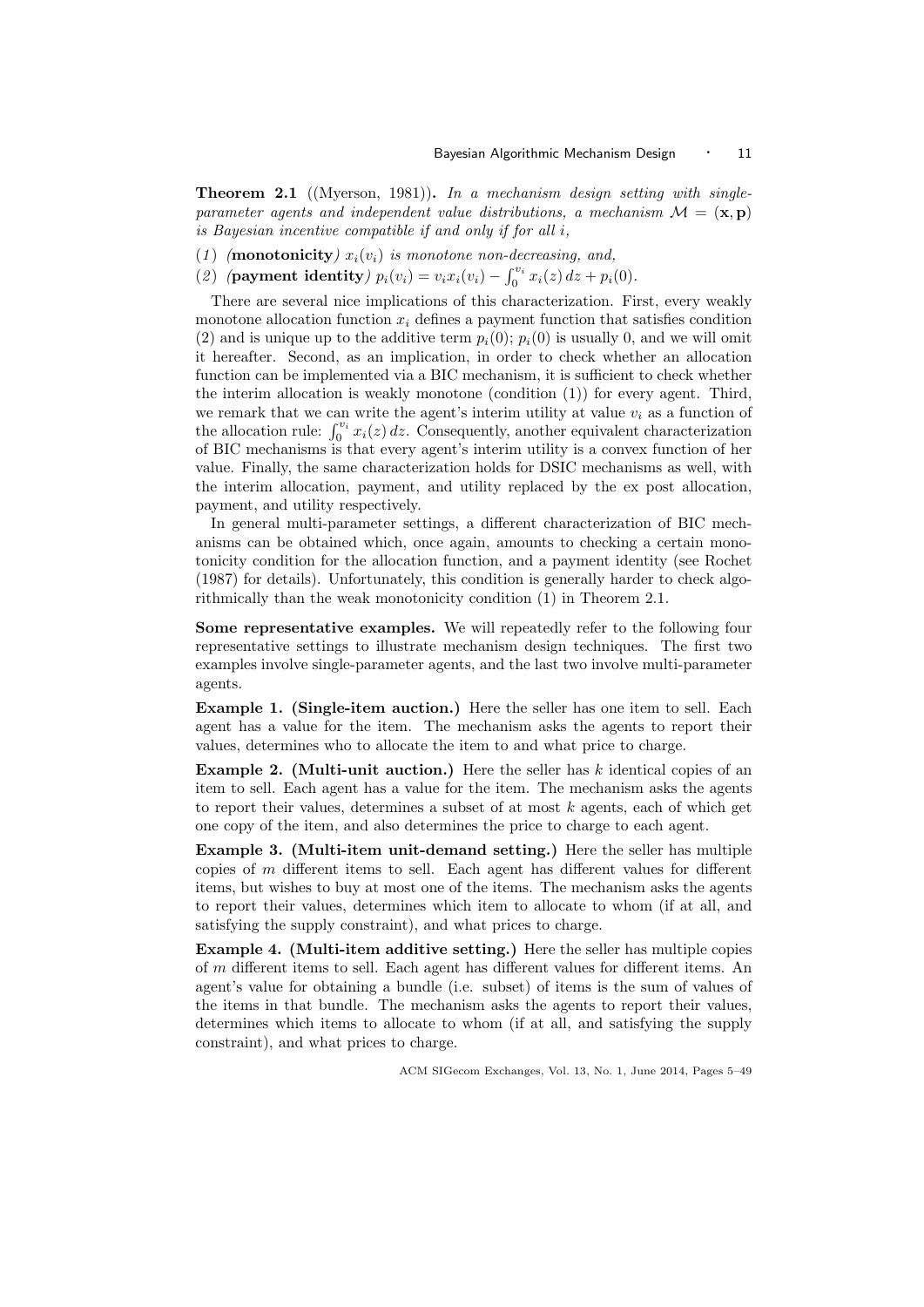**Theorem 2.1** ((Myerson, 1981)). *In a mechanism design setting with single-parameter agents and independent value distributions, a mechanism $\mathcal{M} = (\mathbf{x}, \mathbf{p})$ is Bayesian incentive compatible if and only if for all $i$,*

(1) (**monotonicity**) *$x_i(v_i)$ is monotone non-decreasing, and,*

(2) (**payment identity**) *$p_i(v_i) = v_i x_i(v_i) - \int_0^{v_i} x_i(z)\,dz + p_i(0)$.*

There are several nice implications of this characterization. First, every weakly monotone allocation function $x_i$ defines a payment function that satisfies condition (2) and is unique up to the additive term $p_i(0)$; $p_i(0)$ is usually 0, and we will omit it hereafter. Second, as an implication, in order to check whether an allocation function can be implemented via a BIC mechanism, it is sufficient to check whether the interim allocation is weakly monotone (condition (1)) for every agent. Third, we remark that we can write the agent's interim utility at value $v_i$ as a function of the allocation rule: $\int_0^{v_i} x_i(z)\,dz$. Consequently, another equivalent characterization of BIC mechanisms is that every agent's interim utility is a convex function of her value. Finally, the same characterization holds for DSIC mechanisms as well, with the interim allocation, payment, and utility replaced by the ex post allocation, payment, and utility respectively.

In general multi-parameter settings, a different characterization of BIC mechanisms can be obtained which, once again, amounts to checking a certain monotonicity condition for the allocation function, and a payment identity (see Rochet (1987) for details). Unfortunately, this condition is generally harder to check algorithmically than the weak monotonicity condition (1) in Theorem 2.1.

**Some representative examples.** We will repeatedly refer to the following four representative settings to illustrate mechanism design techniques. The first two examples involve single-parameter agents, and the last two involve multi-parameter agents.

**Example 1. (Single-item auction.)** Here the seller has one item to sell. Each agent has a value for the item. The mechanism asks the agents to report their values, determines who to allocate the item to and what price to charge.

**Example 2. (Multi-unit auction.)** Here the seller has $k$ identical copies of an item to sell. Each agent has a value for the item. The mechanism asks the agents to report their values, determines a subset of at most $k$ agents, each of which get one copy of the item, and also determines the price to charge to each agent.

**Example 3. (Multi-item unit-demand setting.)** Here the seller has multiple copies of $m$ different items to sell. Each agent has different values for different items, but wishes to buy at most one of the items. The mechanism asks the agents to report their values, determines which item to allocate to whom (if at all, and satisfying the supply constraint), and what prices to charge.

**Example 4. (Multi-item additive setting.)** Here the seller has multiple copies of $m$ different items to sell. Each agent has different values for different items. An agent's value for obtaining a bundle (i.e. subset) of items is the sum of values of the items in that bundle. The mechanism asks the agents to report their values, determines which items to allocate to whom (if at all, and satisfying the supply constraint), and what prices to charge.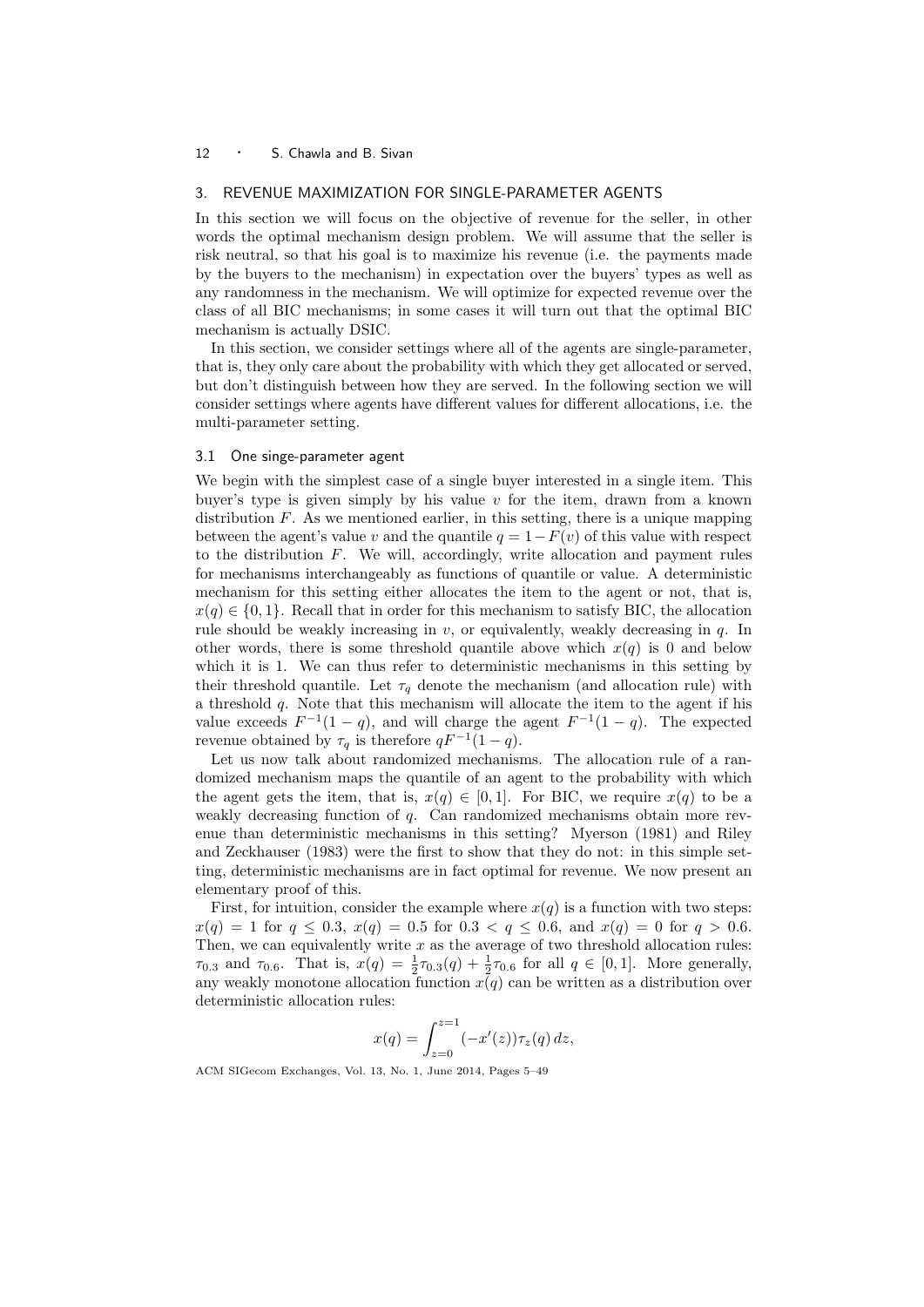## 3. REVENUE MAXIMIZATION FOR SINGLE-PARAMETER AGENTS

In this section we will focus on the objective of revenue for the seller, in other words the optimal mechanism design problem. We will assume that the seller is risk neutral, so that his goal is to maximize his revenue (i.e. the payments made by the buyers to the mechanism) in expectation over the buyers' types as well as any randomness in the mechanism. We will optimize for expected revenue over the class of all BIC mechanisms; in some cases it will turn out that the optimal BIC mechanism is actually DSIC.

In this section, we consider settings where all of the agents are single-parameter, that is, they only care about the probability with which they get allocated or served, but don't distinguish between how they are served. In the following section we will consider settings where agents have different values for different allocations, i.e. the multi-parameter setting.

### 3.1 One singe-parameter agent

We begin with the simplest case of a single buyer interested in a single item. This buyer's type is given simply by his value $v$ for the item, drawn from a known distribution $F$. As we mentioned earlier, in this setting, there is a unique mapping between the agent's value $v$ and the quantile $q = 1 - F(v)$ of this value with respect to the distribution $F$. We will, accordingly, write allocation and payment rules for mechanisms interchangeably as functions of quantile or value. A deterministic mechanism for this setting either allocates the item to the agent or not, that is, $x(q) \in \{0, 1\}$. Recall that in order for this mechanism to satisfy BIC, the allocation rule should be weakly increasing in $v$, or equivalently, weakly decreasing in $q$. In other words, there is some threshold quantile above which $x(q)$ is 0 and below which it is 1. We can thus refer to deterministic mechanisms in this setting by their threshold quantile. Let $\tau_q$ denote the mechanism (and allocation rule) with a threshold $q$. Note that this mechanism will allocate the item to the agent if his value exceeds $F^{-1}(1-q)$, and will charge the agent $F^{-1}(1-q)$. The expected revenue obtained by $\tau_q$ is therefore $qF^{-1}(1-q)$.

Let us now talk about randomized mechanisms. The allocation rule of a randomized mechanism maps the quantile of an agent to the probability with which the agent gets the item, that is, $x(q) \in [0, 1]$. For BIC, we require $x(q)$ to be a weakly decreasing function of $q$. Can randomized mechanisms obtain more revenue than deterministic mechanisms in this setting? Myerson (1981) and Riley and Zeckhauser (1983) were the first to show that they do not: in this simple setting, deterministic mechanisms are in fact optimal for revenue. We now present an elementary proof of this.

First, for intuition, consider the example where $x(q)$ is a function with two steps: $x(q) = 1$ for $q \leq 0.3$, $x(q) = 0.5$ for $0.3 < q \leq 0.6$, and $x(q) = 0$ for $q > 0.6$. Then, we can equivalently write $x$ as the average of two threshold allocation rules: $\tau_{0.3}$ and $\tau_{0.6}$. That is, $x(q) = \frac{1}{2}\tau_{0.3}(q) + \frac{1}{2}\tau_{0.6}$ for all $q \in [0, 1]$. More generally, any weakly monotone allocation function $x(q)$ can be written as a distribution over deterministic allocation rules:

$$x(q) = \int_{z=0}^{z=1} (-x'(z))\tau_z(q)\, dz,$$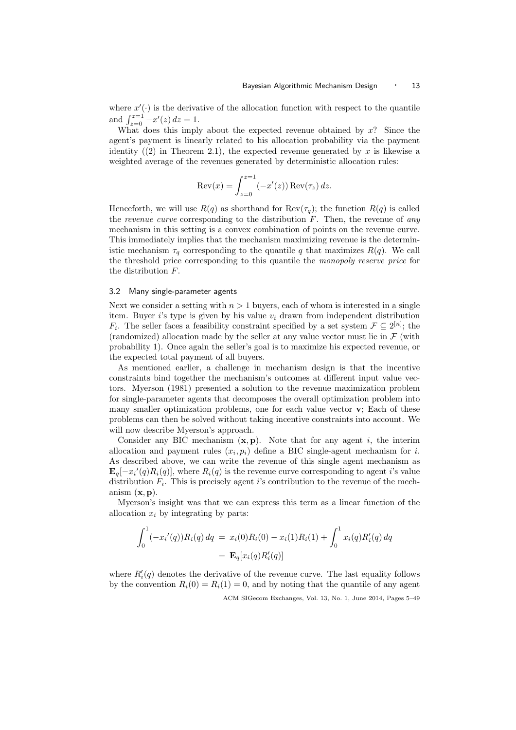where $x'(\cdot)$ is the derivative of the allocation function with respect to the quantile and $\int_{z=0}^{z=1} -x'(z)\, dz = 1$.

What does this imply about the expected revenue obtained by $x$? Since the agent's payment is linearly related to his allocation probability via the payment identity ((2) in Theorem 2.1), the expected revenue generated by $x$ is likewise a weighted average of the revenues generated by deterministic allocation rules:

$$\mathrm{Rev}(x) = \int_{z=0}^{z=1} (-x'(z))\, \mathrm{Rev}(\tau_z)\, dz.$$

Henceforth, we will use $R(q)$ as shorthand for $\mathrm{Rev}(\tau_q)$; the function $R(q)$ is called the *revenue curve* corresponding to the distribution $F$. Then, the revenue of *any* mechanism in this setting is a convex combination of points on the revenue curve. This immediately implies that the mechanism maximizing revenue is the deterministic mechanism $\tau_q$ corresponding to the quantile $q$ that maximizes $R(q)$. We call the threshold price corresponding to this quantile the *monopoly reserve price* for the distribution $F$.

### 3.2 Many single-parameter agents

Next we consider a setting with $n > 1$ buyers, each of whom is interested in a single item. Buyer $i$'s type is given by his value $v_i$ drawn from independent distribution $F_i$. The seller faces a feasibility constraint specified by a set system $\mathcal{F} \subseteq 2^{[n]}$; the (randomized) allocation made by the seller at any value vector must lie in $\mathcal{F}$ (with probability 1). Once again the seller's goal is to maximize his expected revenue, or the expected total payment of all buyers.

As mentioned earlier, a challenge in mechanism design is that the incentive constraints bind together the mechanism's outcomes at different input value vectors. Myerson (1981) presented a solution to the revenue maximization problem for single-parameter agents that decomposes the overall optimization problem into many smaller optimization problems, one for each value vector $\mathbf{v}$; Each of these problems can then be solved without taking incentive constraints into account. We will now describe Myerson's approach.

Consider any BIC mechanism $(\mathbf{x}, \mathbf{p})$. Note that for any agent $i$, the interim allocation and payment rules $(x_i, p_i)$ define a BIC single-agent mechanism for $i$. As described above, we can write the revenue of this single agent mechanism as $\mathbf{E}_q[-x_i{}'(q)R_i(q)]$, where $R_i(q)$ is the revenue curve corresponding to agent $i$'s value distribution $F_i$. This is precisely agent $i$'s contribution to the revenue of the mechanism $(\mathbf{x}, \mathbf{p})$.

Myerson's insight was that we can express this term as a linear function of the allocation $x_i$ by integrating by parts:

$$\begin{aligned}
\int_0^1 (-x_i{}'(q))R_i(q)\, dq \;&=\; x_i(0)R_i(0) - x_i(1)R_i(1) + \int_0^1 x_i(q)R_i'(q)\, dq \\
&=\; \mathbf{E}_q[x_i(q)R_i'(q)]
\end{aligned}$$

where $R_i'(q)$ denotes the derivative of the revenue curve. The last equality follows by the convention $R_i(0) = R_i(1) = 0$, and by noting that the quantile of any agent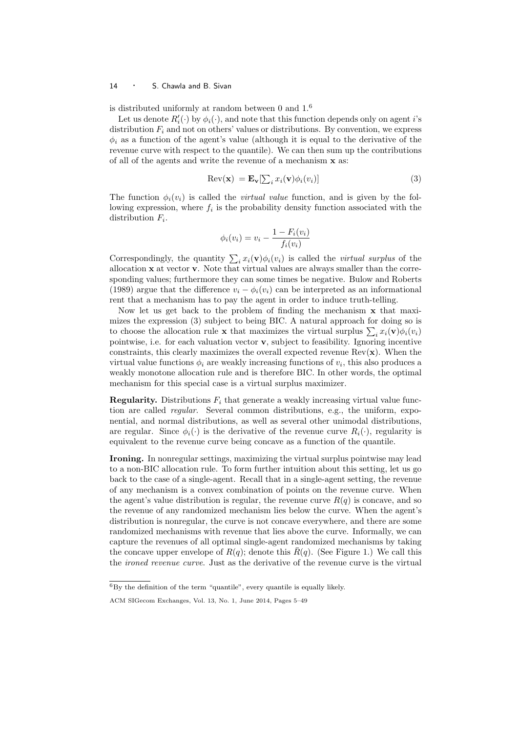is distributed uniformly at random between 0 and 1.[6]

Let us denote $R_i'(\cdot)$ by $\phi_i(\cdot)$, and note that this function depends only on agent $i$'s distribution $F_i$ and not on others' values or distributions. By convention, we express $\phi_i$ as a function of the agent's value (although it is equal to the derivative of the revenue curve with respect to the quantile). We can then sum up the contributions of all of the agents and write the revenue of a mechanism $\mathbf{x}$ as:

$$\text{Rev}(\mathbf{x}) = \mathbf{E}_{\mathbf{v}}[\textstyle\sum_i x_i(\mathbf{v})\phi_i(v_i)] \tag{3}$$

The function $\phi_i(v_i)$ is called the *virtual value* function, and is given by the following expression, where $f_i$ is the probability density function associated with the distribution $F_i$.

$$\phi_i(v_i) = v_i - \frac{1 - F_i(v_i)}{f_i(v_i)}$$

Correspondingly, the quantity $\sum_i x_i(\mathbf{v})\phi_i(v_i)$ is called the *virtual surplus* of the allocation $\mathbf{x}$ at vector $\mathbf{v}$. Note that virtual values are always smaller than the corresponding values; furthermore they can some times be negative. Bulow and Roberts (1989) argue that the difference $v_i - \phi_i(v_i)$ can be interpreted as an informational rent that a mechanism has to pay the agent in order to induce truth-telling.

Now let us get back to the problem of finding the mechanism $\mathbf{x}$ that maximizes the expression (3) subject to being BIC. A natural approach for doing so is to choose the allocation rule $\mathbf{x}$ that maximizes the virtual surplus $\sum_i x_i(\mathbf{v})\phi_i(v_i)$ pointwise, i.e. for each valuation vector $\mathbf{v}$, subject to feasibility. Ignoring incentive constraints, this clearly maximizes the overall expected revenue $\text{Rev}(\mathbf{x})$. When the virtual value functions $\phi_i$ are weakly increasing functions of $v_i$, this also produces a weakly monotone allocation rule and is therefore BIC. In other words, the optimal mechanism for this special case is a virtual surplus maximizer.

**Regularity.** Distributions $F_i$ that generate a weakly increasing virtual value function are called *regular*. Several common distributions, e.g., the uniform, exponential, and normal distributions, as well as several other unimodal distributions, are regular. Since $\phi_i(\cdot)$ is the derivative of the revenue curve $R_i(\cdot)$, regularity is equivalent to the revenue curve being concave as a function of the quantile.

**Ironing.** In nonregular settings, maximizing the virtual surplus pointwise may lead to a non-BIC allocation rule. To form further intuition about this setting, let us go back to the case of a single-agent. Recall that in a single-agent setting, the revenue of any mechanism is a convex combination of points on the revenue curve. When the agent's value distribution is regular, the revenue curve $R(q)$ is concave, and so the revenue of any randomized mechanism lies below the curve. When the agent's distribution is nonregular, the curve is not concave everywhere, and there are some randomized mechanisms with revenue that lies above the curve. Informally, we can capture the revenues of all optimal single-agent randomized mechanisms by taking the concave upper envelope of $R(q)$; denote this $\bar{R}(q)$. (See Figure 1.) We call this the *ironed revenue curve*. Just as the derivative of the revenue curve is the virtual

[6] By the definition of the term "quantile", every quantile is equally likely.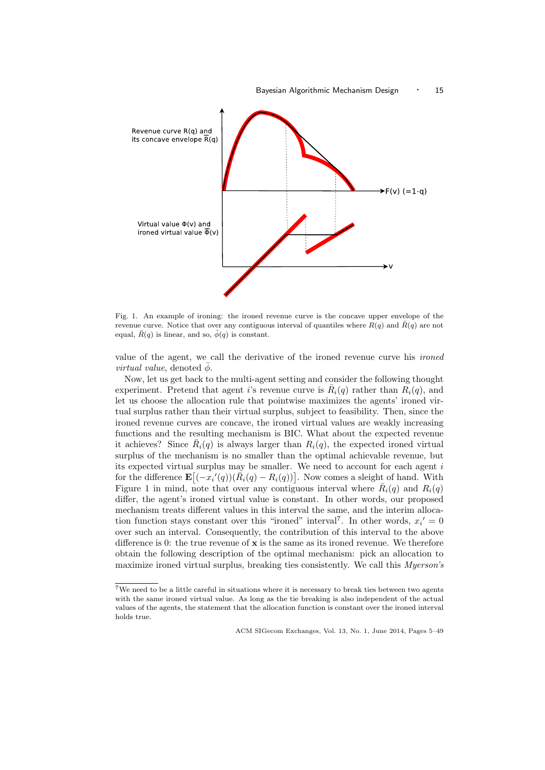Revenue curve R(q) and
its concave envelope $\bar{R}$(q)

F(v) (=1-q)

Virtual value Φ(v) and
ironed virtual value $\bar{\Phi}$(v)

v

Fig. 1. An example of ironing: the ironed revenue curve is the concave upper envelope of the revenue curve. Notice that over any contiguous interval of quantiles where $R(q)$ and $\bar{R}(q)$ are not equal, $\bar{R}(q)$ is linear, and so, $\bar{\phi}(q)$ is constant.

value of the agent, we call the derivative of the ironed revenue curve his *ironed virtual value*, denoted $\bar{\phi}$.

Now, let us get back to the multi-agent setting and consider the following thought experiment. Pretend that agent $i$'s revenue curve is $\bar{R}_i(q)$ rather than $R_i(q)$, and let us choose the allocation rule that pointwise maximizes the agents' ironed virtual surplus rather than their virtual surplus, subject to feasibility. Then, since the ironed revenue curves are concave, the ironed virtual values are weakly increasing functions and the resulting mechanism is BIC. What about the expected revenue it achieves? Since $\bar{R}_i(q)$ is always larger than $R_i(q)$, the expected ironed virtual surplus of the mechanism is no smaller than the optimal achievable revenue, but its expected virtual surplus may be smaller. We need to account for each agent $i$ for the difference $\mathbf{E}\big[(-x_i{}'(q))(\bar{R}_i(q) - R_i(q))\big]$. Now comes a sleight of hand. With Figure 1 in mind, note that over any contiguous interval where $\bar{R}_i(q)$ and $R_i(q)$ differ, the agent's ironed virtual value is constant. In other words, our proposed mechanism treats different values in this interval the same, and the interim allocation function stays constant over this "ironed" interval[7]. In other words, $x_i{}' = 0$ over such an interval. Consequently, the contribution of this interval to the above difference is 0: the true revenue of $\mathbf{x}$ is the same as its ironed revenue. We therefore obtain the following description of the optimal mechanism: pick an allocation to maximize ironed virtual surplus, breaking ties consistently. We call this *Myerson's*

[7]We need to be a little careful in situations where it is necessary to break ties between two agents with the same ironed virtual value. As long as the tie breaking is also independent of the actual values of the agents, the statement that the allocation function is constant over the ironed interval holds true.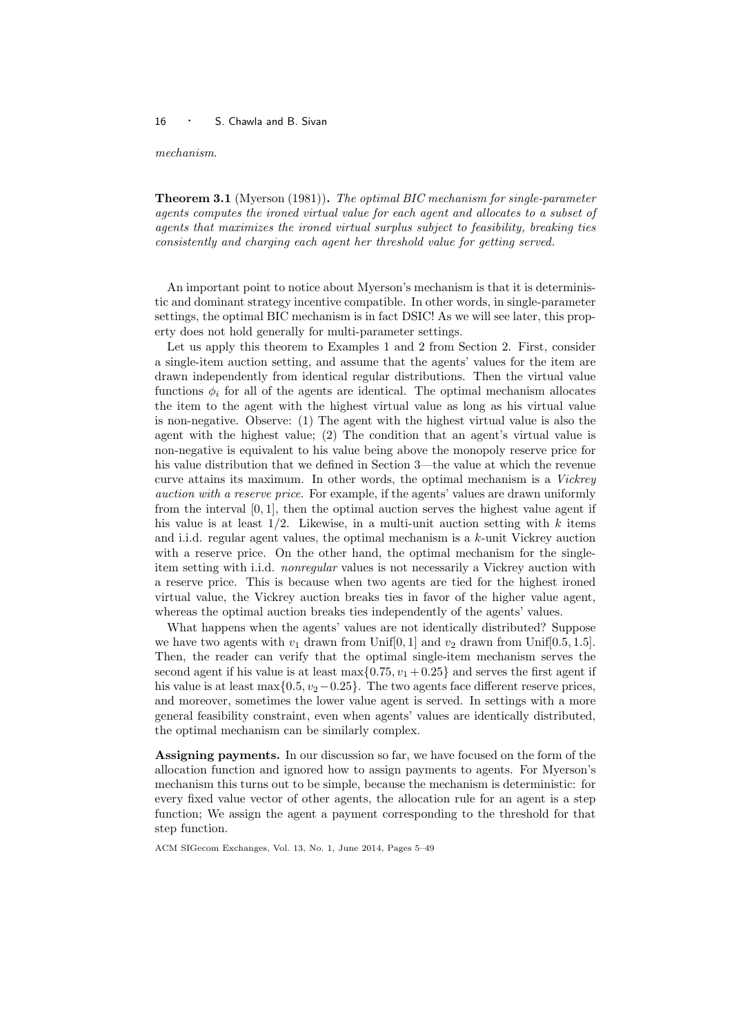*mechanism*.

**Theorem 3.1** (Myerson (1981)). *The optimal BIC mechanism for single-parameter agents computes the ironed virtual value for each agent and allocates to a subset of agents that maximizes the ironed virtual surplus subject to feasibility, breaking ties consistently and charging each agent her threshold value for getting served.*

An important point to notice about Myerson's mechanism is that it is deterministic and dominant strategy incentive compatible. In other words, in single-parameter settings, the optimal BIC mechanism is in fact DSIC! As we will see later, this property does not hold generally for multi-parameter settings.

Let us apply this theorem to Examples 1 and 2 from Section 2. First, consider a single-item auction setting, and assume that the agents' values for the item are drawn independently from identical regular distributions. Then the virtual value functions $\phi_i$ for all of the agents are identical. The optimal mechanism allocates the item to the agent with the highest virtual value as long as his virtual value is non-negative. Observe: (1) The agent with the highest virtual value is also the agent with the highest value; (2) The condition that an agent's virtual value is non-negative is equivalent to his value being above the monopoly reserve price for his value distribution that we defined in Section 3—the value at which the revenue curve attains its maximum. In other words, the optimal mechanism is a *Vickrey auction with a reserve price*. For example, if the agents' values are drawn uniformly from the interval $[0, 1]$, then the optimal auction serves the highest value agent if his value is at least $1/2$. Likewise, in a multi-unit auction setting with $k$ items and i.i.d. regular agent values, the optimal mechanism is a $k$-unit Vickrey auction with a reserve price. On the other hand, the optimal mechanism for the single-item setting with i.i.d. *nonregular* values is not necessarily a Vickrey auction with a reserve price. This is because when two agents are tied for the highest ironed virtual value, the Vickrey auction breaks ties in favor of the higher value agent, whereas the optimal auction breaks ties independently of the agents' values.

What happens when the agents' values are not identically distributed? Suppose we have two agents with $v_1$ drawn from Unif$[0, 1]$ and $v_2$ drawn from Unif$[0.5, 1.5]$. Then, the reader can verify that the optimal single-item mechanism serves the second agent if his value is at least $\max\{0.75, v_1 + 0.25\}$ and serves the first agent if his value is at least $\max\{0.5, v_2 - 0.25\}$. The two agents face different reserve prices, and moreover, sometimes the lower value agent is served. In settings with a more general feasibility constraint, even when agents' values are identically distributed, the optimal mechanism can be similarly complex.

**Assigning payments.** In our discussion so far, we have focused on the form of the allocation function and ignored how to assign payments to agents. For Myerson's mechanism this turns out to be simple, because the mechanism is deterministic: for every fixed value vector of other agents, the allocation rule for an agent is a step function; We assign the agent a payment corresponding to the threshold for that step function.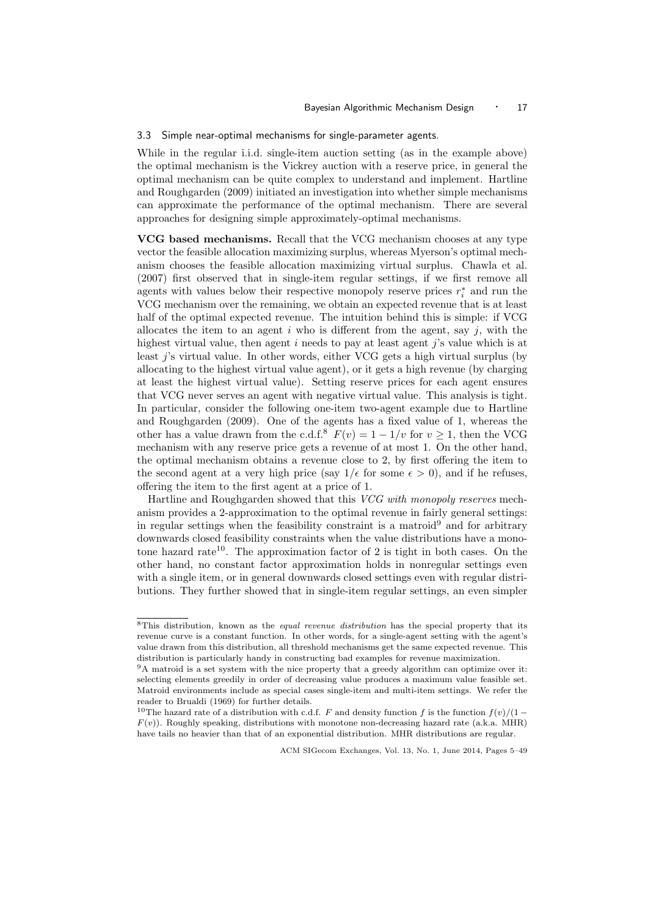### 3.3 Simple near-optimal mechanisms for single-parameter agents.

While in the regular i.i.d. single-item auction setting (as in the example above) the optimal mechanism is the Vickrey auction with a reserve price, in general the optimal mechanism can be quite complex to understand and implement. Hartline and Roughgarden (2009) initiated an investigation into whether simple mechanisms can approximate the performance of the optimal mechanism. There are several approaches for designing simple approximately-optimal mechanisms.

**VCG based mechanisms.** Recall that the VCG mechanism chooses at any type vector the feasible allocation maximizing surplus, whereas Myerson's optimal mechanism chooses the feasible allocation maximizing virtual surplus. Chawla et al. (2007) first observed that in single-item regular settings, if we first remove all agents with values below their respective monopoly reserve prices $r_i^*$ and run the VCG mechanism over the remaining, we obtain an expected revenue that is at least half of the optimal expected revenue. The intuition behind this is simple: if VCG allocates the item to an agent $i$ who is different from the agent, say $j$, with the highest virtual value, then agent $i$ needs to pay at least agent $j$'s value which is at least $j$'s virtual value. In other words, either VCG gets a high virtual surplus (by allocating to the highest virtual value agent), or it gets a high revenue (by charging at least the highest virtual value). Setting reserve prices for each agent ensures that VCG never serves an agent with negative virtual value. This analysis is tight. In particular, consider the following one-item two-agent example due to Hartline and Roughgarden (2009). One of the agents has a fixed value of 1, whereas the other has a value drawn from the c.d.f.[8] $F(v) = 1 - 1/v$ for $v \geq 1$, then the VCG mechanism with any reserve price gets a revenue of at most 1. On the other hand, the optimal mechanism obtains a revenue close to 2, by first offering the item to the second agent at a very high price (say $1/\epsilon$ for some $\epsilon > 0$), and if he refuses, offering the item to the first agent at a price of 1.

Hartline and Roughgarden showed that this *VCG with monopoly reserves* mechanism provides a 2-approximation to the optimal revenue in fairly general settings: in regular settings when the feasibility constraint is a matroid[9] and for arbitrary downwards closed feasibility constraints when the value distributions have a monotone hazard rate[10]. The approximation factor of 2 is tight in both cases. On the other hand, no constant factor approximation holds in nonregular settings even with a single item, or in general downwards closed settings even with regular distributions. They further showed that in single-item regular settings, an even simpler

---

[8]This distribution, known as the *equal revenue distribution* has the special property that its revenue curve is a constant function. In other words, for a single-agent setting with the agent's value drawn from this distribution, all threshold mechanisms get the same expected revenue. This distribution is particularly handy in constructing bad examples for revenue maximization.

[9]A matroid is a set system with the nice property that a greedy algorithm can optimize over it: selecting elements greedily in order of decreasing value produces a maximum value feasible set. Matroid environments include as special cases single-item and multi-item settings. We refer the reader to Brualdi (1969) for further details.

[10]The hazard rate of a distribution with c.d.f. $F$ and density function $f$ is the function $f(v)/(1 - F(v))$. Roughly speaking, distributions with monotone non-decreasing hazard rate (a.k.a. MHR) have tails no heavier than that of an exponential distribution. MHR distributions are regular.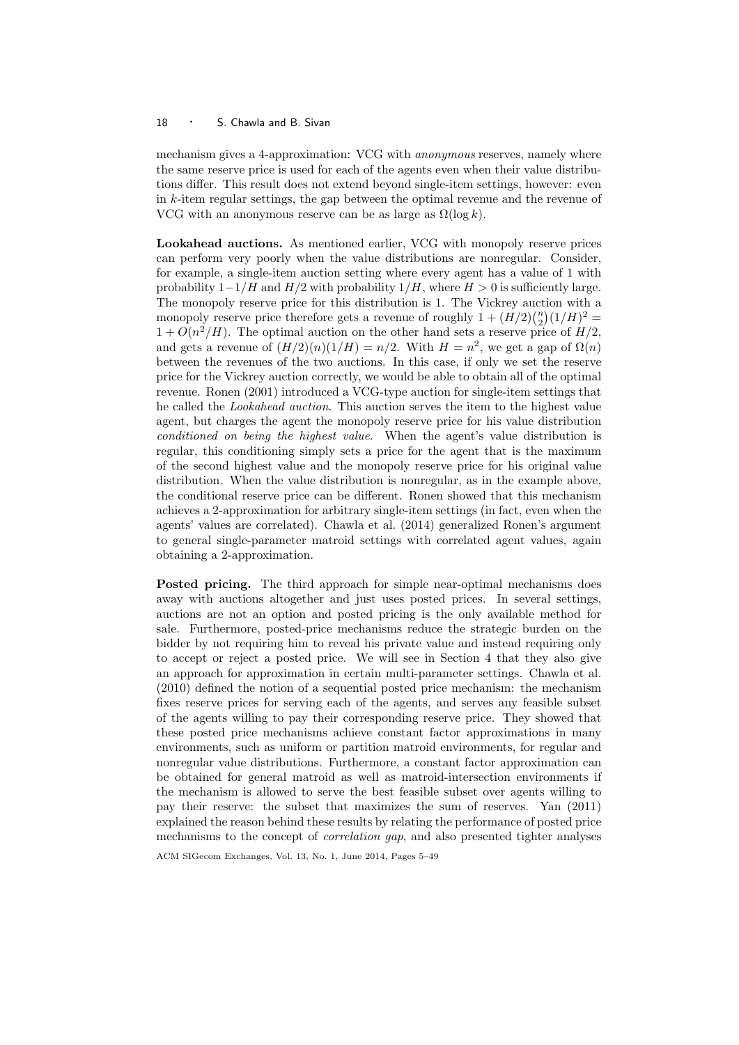mechanism gives a 4-approximation: VCG with *anonymous* reserves, namely where the same reserve price is used for each of the agents even when their value distributions differ. This result does not extend beyond single-item settings, however: even in $k$-item regular settings, the gap between the optimal revenue and the revenue of VCG with an anonymous reserve can be as large as $\Omega(\log k)$.

**Lookahead auctions.** As mentioned earlier, VCG with monopoly reserve prices can perform very poorly when the value distributions are nonregular. Consider, for example, a single-item auction setting where every agent has a value of 1 with probability $1-1/H$ and $H/2$ with probability $1/H$, where $H > 0$ is sufficiently large. The monopoly reserve price for this distribution is 1. The Vickrey auction with a monopoly reserve price therefore gets a revenue of roughly $1 + (H/2)\binom{n}{2}(1/H)^2 = 1 + O(n^2/H)$. The optimal auction on the other hand sets a reserve price of $H/2$, and gets a revenue of $(H/2)(n)(1/H) = n/2$. With $H = n^2$, we get a gap of $\Omega(n)$ between the revenues of the two auctions. In this case, if only we set the reserve price for the Vickrey auction correctly, we would be able to obtain all of the optimal revenue. Ronen (2001) introduced a VCG-type auction for single-item settings that he called the *Lookahead auction*. This auction serves the item to the highest value agent, but charges the agent the monopoly reserve price for his value distribution *conditioned on being the highest value*. When the agent's value distribution is regular, this conditioning simply sets a price for the agent that is the maximum of the second highest value and the monopoly reserve price for his original value distribution. When the value distribution is nonregular, as in the example above, the conditional reserve price can be different. Ronen showed that this mechanism achieves a 2-approximation for arbitrary single-item settings (in fact, even when the agents' values are correlated). Chawla et al. (2014) generalized Ronen's argument to general single-parameter matroid settings with correlated agent values, again obtaining a 2-approximation.

**Posted pricing.** The third approach for simple near-optimal mechanisms does away with auctions altogether and just uses posted prices. In several settings, auctions are not an option and posted pricing is the only available method for sale. Furthermore, posted-price mechanisms reduce the strategic burden on the bidder by not requiring him to reveal his private value and instead requiring only to accept or reject a posted price. We will see in Section 4 that they also give an approach for approximation in certain multi-parameter settings. Chawla et al. (2010) defined the notion of a sequential posted price mechanism: the mechanism fixes reserve prices for serving each of the agents, and serves any feasible subset of the agents willing to pay their corresponding reserve price. They showed that these posted price mechanisms achieve constant factor approximations in many environments, such as uniform or partition matroid environments, for regular and nonregular value distributions. Furthermore, a constant factor approximation can be obtained for general matroid as well as matroid-intersection environments if the mechanism is allowed to serve the best feasible subset over agents willing to pay their reserve: the subset that maximizes the sum of reserves. Yan (2011) explained the reason behind these results by relating the performance of posted price mechanisms to the concept of *correlation gap*, and also presented tighter analyses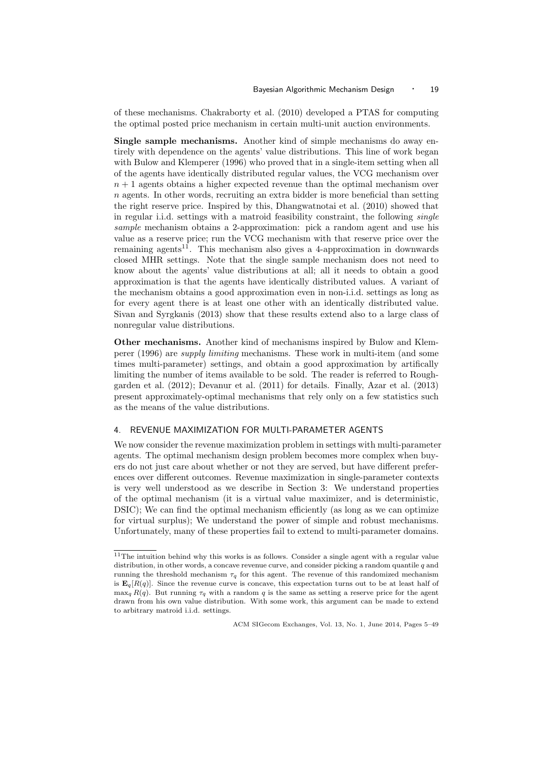of these mechanisms. Chakraborty et al. (2010) developed a PTAS for computing the optimal posted price mechanism in certain multi-unit auction environments.

**Single sample mechanisms.** Another kind of simple mechanisms do away entirely with dependence on the agents' value distributions. This line of work began with Bulow and Klemperer (1996) who proved that in a single-item setting when all of the agents have identically distributed regular values, the VCG mechanism over $n+1$ agents obtains a higher expected revenue than the optimal mechanism over $n$ agents. In other words, recruiting an extra bidder is more beneficial than setting the right reserve price. Inspired by this, Dhangwatnotai et al. (2010) showed that in regular i.i.d. settings with a matroid feasibility constraint, the following *single sample* mechanism obtains a 2-approximation: pick a random agent and use his value as a reserve price; run the VCG mechanism with that reserve price over the remaining agents[11]. This mechanism also gives a 4-approximation in downwards closed MHR settings. Note that the single sample mechanism does not need to know about the agents' value distributions at all; all it needs to obtain a good approximation is that the agents have identically distributed values. A variant of the mechanism obtains a good approximation even in non-i.i.d. settings as long as for every agent there is at least one other with an identically distributed value. Sivan and Syrgkanis (2013) show that these results extend also to a large class of nonregular value distributions.

**Other mechanisms.** Another kind of mechanisms inspired by Bulow and Klemperer (1996) are *supply limiting* mechanisms. These work in multi-item (and some times multi-parameter) settings, and obtain a good approximation by artifically limiting the number of items available to be sold. The reader is referred to Roughgarden et al. (2012); Devanur et al. (2011) for details. Finally, Azar et al. (2013) present approximately-optimal mechanisms that rely only on a few statistics such as the means of the value distributions.

## 4. REVENUE MAXIMIZATION FOR MULTI-PARAMETER AGENTS

We now consider the revenue maximization problem in settings with multi-parameter agents. The optimal mechanism design problem becomes more complex when buyers do not just care about whether or not they are served, but have different preferences over different outcomes. Revenue maximization in single-parameter contexts is very well understood as we describe in Section 3: We understand properties of the optimal mechanism (it is a virtual value maximizer, and is deterministic, DSIC); We can find the optimal mechanism efficiently (as long as we can optimize for virtual surplus); We understand the power of simple and robust mechanisms. Unfortunately, many of these properties fail to extend to multi-parameter domains.

[11] The intuition behind why this works is as follows. Consider a single agent with a regular value distribution, in other words, a concave revenue curve, and consider picking a random quantile $q$ and running the threshold mechanism $\tau_q$ for this agent. The revenue of this randomized mechanism is $\mathbf{E}_q[R(q)]$. Since the revenue curve is concave, this expectation turns out to be at least half of $\max_q R(q)$. But running $\tau_q$ with a random $q$ is the same as setting a reserve price for the agent drawn from his own value distribution. With some work, this argument can be made to extend to arbitrary matroid i.i.d. settings.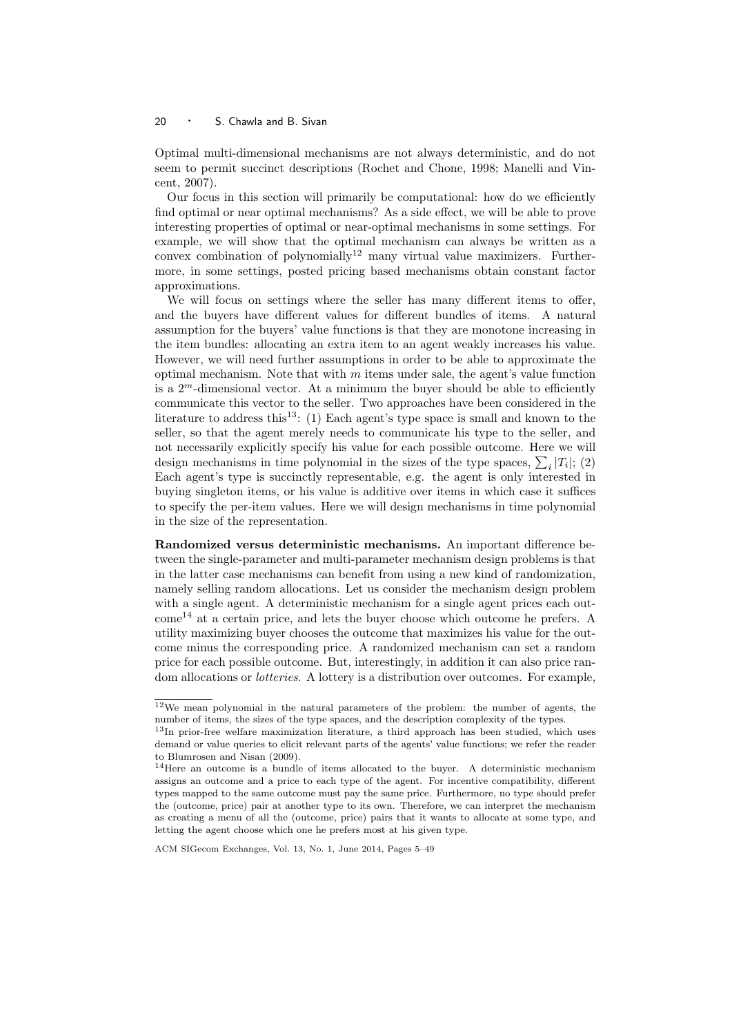Optimal multi-dimensional mechanisms are not always deterministic, and do not seem to permit succinct descriptions (Rochet and Chone, 1998; Manelli and Vincent, 2007).

Our focus in this section will primarily be computational: how do we efficiently find optimal or near optimal mechanisms? As a side effect, we will be able to prove interesting properties of optimal or near-optimal mechanisms in some settings. For example, we will show that the optimal mechanism can always be written as a convex combination of polynomially[12] many virtual value maximizers. Furthermore, in some settings, posted pricing based mechanisms obtain constant factor approximations.

We will focus on settings where the seller has many different items to offer, and the buyers have different values for different bundles of items. A natural assumption for the buyers' value functions is that they are monotone increasing in the item bundles: allocating an extra item to an agent weakly increases his value. However, we will need further assumptions in order to be able to approximate the optimal mechanism. Note that with $m$ items under sale, the agent's value function is a $2^m$-dimensional vector. At a minimum the buyer should be able to efficiently communicate this vector to the seller. Two approaches have been considered in the literature to address this[13]: (1) Each agent's type space is small and known to the seller, so that the agent merely needs to communicate his type to the seller, and not necessarily explicitly specify his value for each possible outcome. Here we will design mechanisms in time polynomial in the sizes of the type spaces, $\sum_i |T_i|$; (2) Each agent's type is succinctly representable, e.g. the agent is only interested in buying singleton items, or his value is additive over items in which case it suffices to specify the per-item values. Here we will design mechanisms in time polynomial in the size of the representation.

**Randomized versus deterministic mechanisms.** An important difference between the single-parameter and multi-parameter mechanism design problems is that in the latter case mechanisms can benefit from using a new kind of randomization, namely selling random allocations. Let us consider the mechanism design problem with a single agent. A deterministic mechanism for a single agent prices each outcome[14] at a certain price, and lets the buyer choose which outcome he prefers. A utility maximizing buyer chooses the outcome that maximizes his value for the outcome minus the corresponding price. A randomized mechanism can set a random price for each possible outcome. But, interestingly, in addition it can also price random allocations or *lotteries*. A lottery is a distribution over outcomes. For example,

[12] We mean polynomial in the natural parameters of the problem: the number of agents, the number of items, the sizes of the type spaces, and the description complexity of the types.

[13] In prior-free welfare maximization literature, a third approach has been studied, which uses demand or value queries to elicit relevant parts of the agents' value functions; we refer the reader to Blumrosen and Nisan (2009).

[14] Here an outcome is a bundle of items allocated to the buyer. A deterministic mechanism assigns an outcome and a price to each type of the agent. For incentive compatibility, different types mapped to the same outcome must pay the same price. Furthermore, no type should prefer the (outcome, price) pair at another type to its own. Therefore, we can interpret the mechanism as creating a menu of all the (outcome, price) pairs that it wants to allocate at some type, and letting the agent choose which one he prefers most at his given type.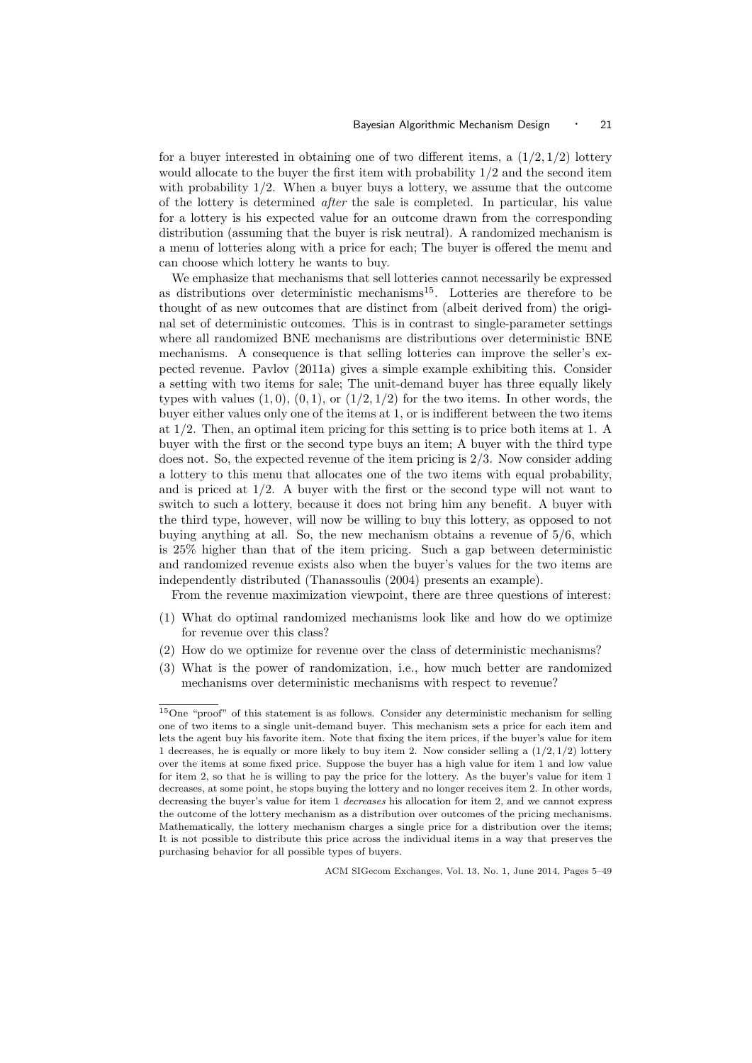for a buyer interested in obtaining one of two different items, a $(1/2, 1/2)$ lottery would allocate to the buyer the first item with probability $1/2$ and the second item with probability $1/2$. When a buyer buys a lottery, we assume that the outcome of the lottery is determined *after* the sale is completed. In particular, his value for a lottery is his expected value for an outcome drawn from the corresponding distribution (assuming that the buyer is risk neutral). A randomized mechanism is a menu of lotteries along with a price for each; The buyer is offered the menu and can choose which lottery he wants to buy.

We emphasize that mechanisms that sell lotteries cannot necessarily be expressed as distributions over deterministic mechanisms[15]. Lotteries are therefore to be thought of as new outcomes that are distinct from (albeit derived from) the original set of deterministic outcomes. This is in contrast to single-parameter settings where all randomized BNE mechanisms are distributions over deterministic BNE mechanisms. A consequence is that selling lotteries can improve the seller's expected revenue. Pavlov (2011a) gives a simple example exhibiting this. Consider a setting with two items for sale; The unit-demand buyer has three equally likely types with values $(1, 0)$, $(0, 1)$, or $(1/2, 1/2)$ for the two items. In other words, the buyer either values only one of the items at 1, or is indifferent between the two items at $1/2$. Then, an optimal item pricing for this setting is to price both items at 1. A buyer with the first or the second type buys an item; A buyer with the third type does not. So, the expected revenue of the item pricing is $2/3$. Now consider adding a lottery to this menu that allocates one of the two items with equal probability, and is priced at $1/2$. A buyer with the first or the second type will not want to switch to such a lottery, because it does not bring him any benefit. A buyer with the third type, however, will now be willing to buy this lottery, as opposed to not buying anything at all. So, the new mechanism obtains a revenue of $5/6$, which is 25% higher than that of the item pricing. Such a gap between deterministic and randomized revenue exists also when the buyer's values for the two items are independently distributed (Thanassoulis (2004) presents an example).

From the revenue maximization viewpoint, there are three questions of interest:

(1) What do optimal randomized mechanisms look like and how do we optimize for revenue over this class?

(2) How do we optimize for revenue over the class of deterministic mechanisms?

(3) What is the power of randomization, i.e., how much better are randomized mechanisms over deterministic mechanisms with respect to revenue?

---

[15]One "proof" of this statement is as follows. Consider any deterministic mechanism for selling one of two items to a single unit-demand buyer. This mechanism sets a price for each item and lets the agent buy his favorite item. Note that fixing the item prices, if the buyer's value for item 1 decreases, he is equally or more likely to buy item 2. Now consider selling a $(1/2, 1/2)$ lottery over the items at some fixed price. Suppose the buyer has a high value for item 1 and low value for item 2, so that he is willing to pay the price for the lottery. As the buyer's value for item 1 decreases, at some point, he stops buying the lottery and no longer receives item 2. In other words, decreasing the buyer's value for item 1 *decreases* his allocation for item 2, and we cannot express the outcome of the lottery mechanism as a distribution over outcomes of the pricing mechanisms. Mathematically, the lottery mechanism charges a single price for a distribution over the items; It is not possible to distribute this price across the individual items in a way that preserves the purchasing behavior for all possible types of buyers.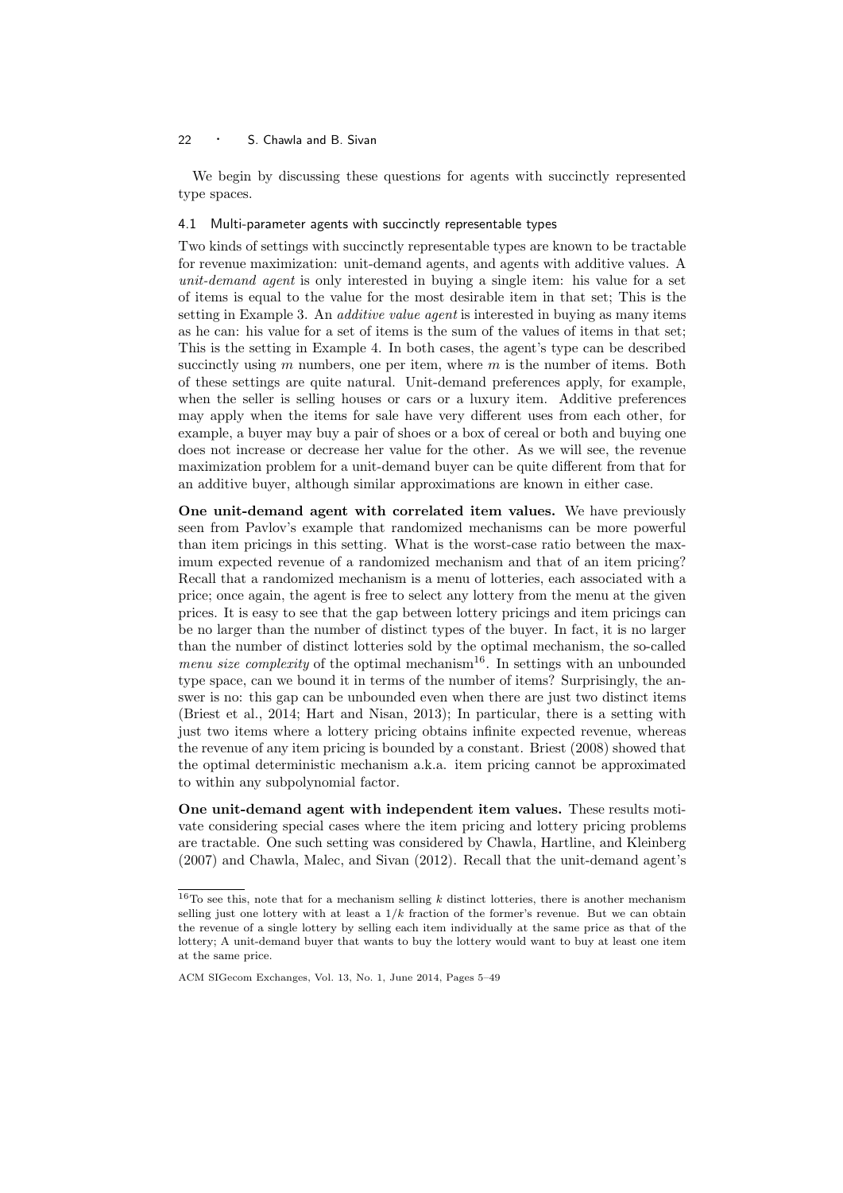We begin by discussing these questions for agents with succinctly represented type spaces.

### 4.1 Multi-parameter agents with succinctly representable types

Two kinds of settings with succinctly representable types are known to be tractable for revenue maximization: unit-demand agents, and agents with additive values. A *unit-demand agent* is only interested in buying a single item: his value for a set of items is equal to the value for the most desirable item in that set; This is the setting in Example 3. An *additive value agent* is interested in buying as many items as he can: his value for a set of items is the sum of the values of items in that set; This is the setting in Example 4. In both cases, the agent's type can be described succinctly using $m$ numbers, one per item, where $m$ is the number of items. Both of these settings are quite natural. Unit-demand preferences apply, for example, when the seller is selling houses or cars or a luxury item. Additive preferences may apply when the items for sale have very different uses from each other, for example, a buyer may buy a pair of shoes or a box of cereal or both and buying one does not increase or decrease her value for the other. As we will see, the revenue maximization problem for a unit-demand buyer can be quite different from that for an additive buyer, although similar approximations are known in either case.

**One unit-demand agent with correlated item values.** We have previously seen from Pavlov's example that randomized mechanisms can be more powerful than item pricings in this setting. What is the worst-case ratio between the maximum expected revenue of a randomized mechanism and that of an item pricing? Recall that a randomized mechanism is a menu of lotteries, each associated with a price; once again, the agent is free to select any lottery from the menu at the given prices. It is easy to see that the gap between lottery pricings and item pricings can be no larger than the number of distinct types of the buyer. In fact, it is no larger than the number of distinct lotteries sold by the optimal mechanism, the so-called *menu size complexity* of the optimal mechanism[16]. In settings with an unbounded type space, can we bound it in terms of the number of items? Surprisingly, the answer is no: this gap can be unbounded even when there are just two distinct items (Briest et al., 2014; Hart and Nisan, 2013); In particular, there is a setting with just two items where a lottery pricing obtains infinite expected revenue, whereas the revenue of any item pricing is bounded by a constant. Briest (2008) showed that the optimal deterministic mechanism a.k.a. item pricing cannot be approximated to within any subpolynomial factor.

**One unit-demand agent with independent item values.** These results motivate considering special cases where the item pricing and lottery pricing problems are tractable. One such setting was considered by Chawla, Hartline, and Kleinberg (2007) and Chawla, Malec, and Sivan (2012). Recall that the unit-demand agent's

[16] To see this, note that for a mechanism selling $k$ distinct lotteries, there is another mechanism selling just one lottery with at least a $1/k$ fraction of the former's revenue. But we can obtain the revenue of a single lottery by selling each item individually at the same price as that of the lottery; A unit-demand buyer that wants to buy the lottery would want to buy at least one item at the same price.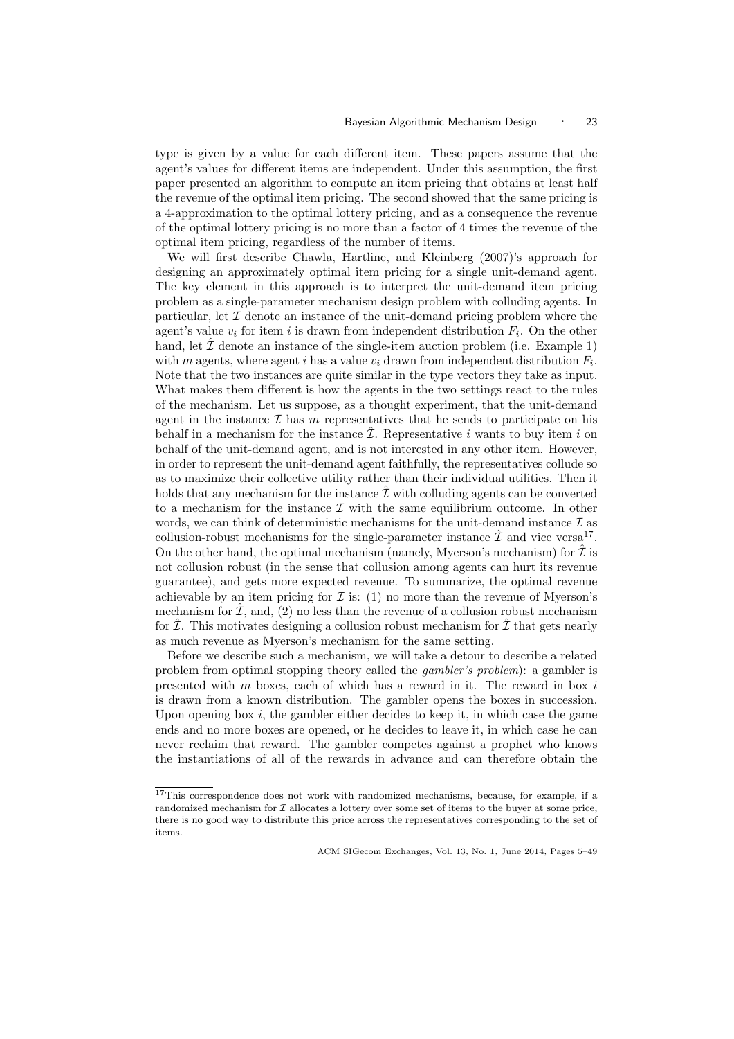type is given by a value for each different item. These papers assume that the agent's values for different items are independent. Under this assumption, the first paper presented an algorithm to compute an item pricing that obtains at least half the revenue of the optimal item pricing. The second showed that the same pricing is a 4-approximation to the optimal lottery pricing, and as a consequence the revenue of the optimal lottery pricing is no more than a factor of 4 times the revenue of the optimal item pricing, regardless of the number of items.

We will first describe Chawla, Hartline, and Kleinberg (2007)'s approach for designing an approximately optimal item pricing for a single unit-demand agent. The key element in this approach is to interpret the unit-demand item pricing problem as a single-parameter mechanism design problem with colluding agents. In particular, let $\mathcal{I}$ denote an instance of the unit-demand pricing problem where the agent's value $v_i$ for item $i$ is drawn from independent distribution $F_i$. On the other hand, let $\hat{\mathcal{I}}$ denote an instance of the single-item auction problem (i.e. Example 1) with $m$ agents, where agent $i$ has a value $v_i$ drawn from independent distribution $F_i$. Note that the two instances are quite similar in the type vectors they take as input. What makes them different is how the agents in the two settings react to the rules of the mechanism. Let us suppose, as a thought experiment, that the unit-demand agent in the instance $\mathcal{I}$ has $m$ representatives that he sends to participate on his behalf in a mechanism for the instance $\hat{\mathcal{I}}$. Representative $i$ wants to buy item $i$ on behalf of the unit-demand agent, and is not interested in any other item. However, in order to represent the unit-demand agent faithfully, the representatives collude so as to maximize their collective utility rather than their individual utilities. Then it holds that any mechanism for the instance $\hat{\mathcal{I}}$ with colluding agents can be converted to a mechanism for the instance $\mathcal{I}$ with the same equilibrium outcome. In other words, we can think of deterministic mechanisms for the unit-demand instance $\mathcal{I}$ as collusion-robust mechanisms for the single-parameter instance $\hat{\mathcal{I}}$ and vice versa[17]. On the other hand, the optimal mechanism (namely, Myerson's mechanism) for $\hat{\mathcal{I}}$ is not collusion robust (in the sense that collusion among agents can hurt its revenue guarantee), and gets more expected revenue. To summarize, the optimal revenue achievable by an item pricing for $\mathcal{I}$ is: (1) no more than the revenue of Myerson's mechanism for $\hat{\mathcal{I}}$, and, (2) no less than the revenue of a collusion robust mechanism for $\hat{\mathcal{I}}$. This motivates designing a collusion robust mechanism for $\hat{\mathcal{I}}$ that gets nearly as much revenue as Myerson's mechanism for the same setting.

Before we describe such a mechanism, we will take a detour to describe a related problem from optimal stopping theory called the *gambler's problem*): a gambler is presented with $m$ boxes, each of which has a reward in it. The reward in box $i$ is drawn from a known distribution. The gambler opens the boxes in succession. Upon opening box $i$, the gambler either decides to keep it, in which case the game ends and no more boxes are opened, or he decides to leave it, in which case he can never reclaim that reward. The gambler competes against a prophet who knows the instantiations of all of the rewards in advance and can therefore obtain the

[17]This correspondence does not work with randomized mechanisms, because, for example, if a randomized mechanism for $\mathcal{I}$ allocates a lottery over some set of items to the buyer at some price, there is no good way to distribute this price across the representatives corresponding to the set of items.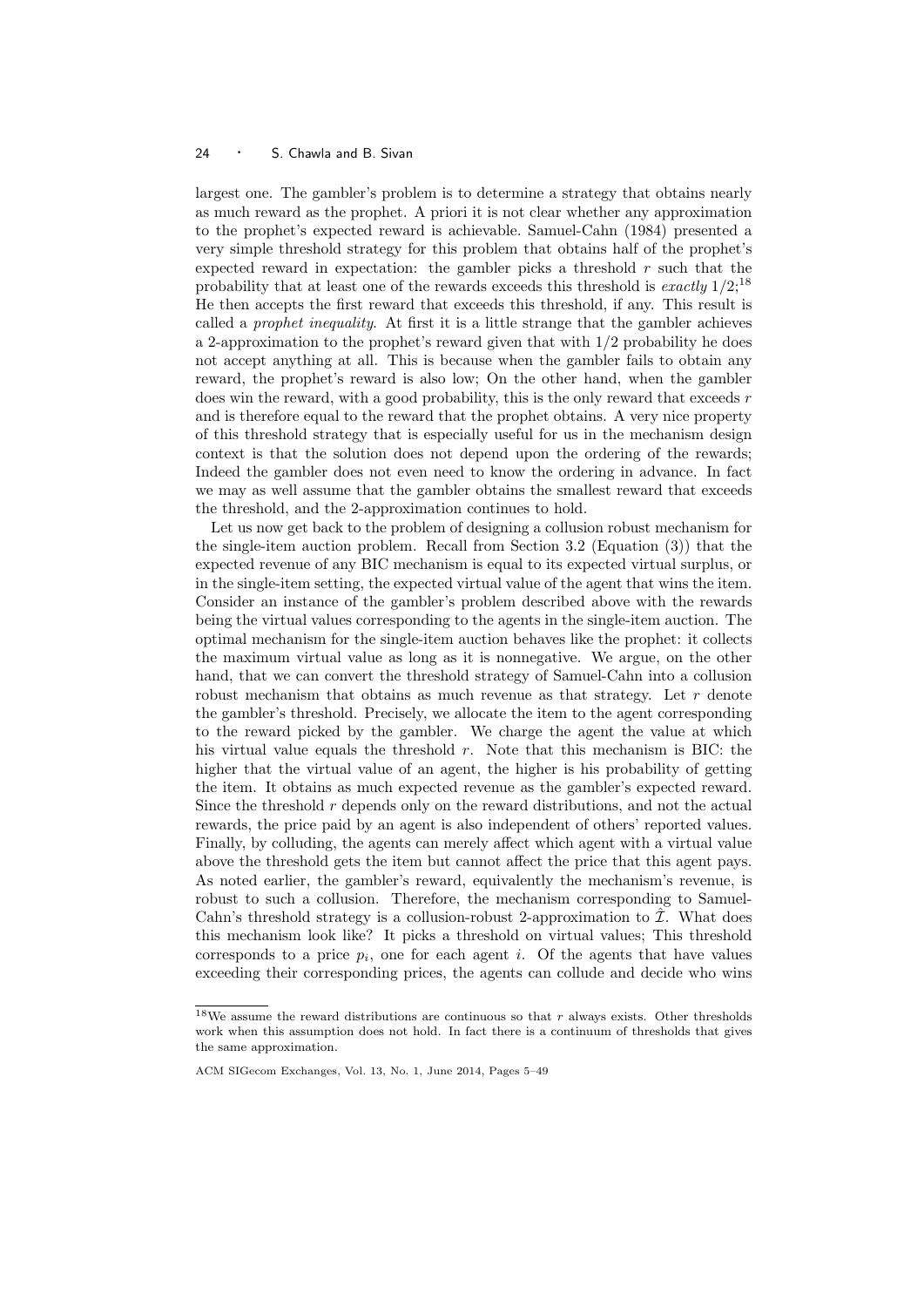largest one. The gambler's problem is to determine a strategy that obtains nearly as much reward as the prophet. A priori it is not clear whether any approximation to the prophet's expected reward is achievable. Samuel-Cahn (1984) presented a very simple threshold strategy for this problem that obtains half of the prophet's expected reward in expectation: the gambler picks a threshold $r$ such that the probability that at least one of the rewards exceeds this threshold is *exactly* $1/2$;[18] He then accepts the first reward that exceeds this threshold, if any. This result is called a *prophet inequality*. At first it is a little strange that the gambler achieves a 2-approximation to the prophet's reward given that with $1/2$ probability he does not accept anything at all. This is because when the gambler fails to obtain any reward, the prophet's reward is also low; On the other hand, when the gambler does win the reward, with a good probability, this is the only reward that exceeds $r$ and is therefore equal to the reward that the prophet obtains. A very nice property of this threshold strategy that is especially useful for us in the mechanism design context is that the solution does not depend upon the ordering of the rewards; Indeed the gambler does not even need to know the ordering in advance. In fact we may as well assume that the gambler obtains the smallest reward that exceeds the threshold, and the 2-approximation continues to hold.

Let us now get back to the problem of designing a collusion robust mechanism for the single-item auction problem. Recall from Section 3.2 (Equation (3)) that the expected revenue of any BIC mechanism is equal to its expected virtual surplus, or in the single-item setting, the expected virtual value of the agent that wins the item. Consider an instance of the gambler's problem described above with the rewards being the virtual values corresponding to the agents in the single-item auction. The optimal mechanism for the single-item auction behaves like the prophet: it collects the maximum virtual value as long as it is nonnegative. We argue, on the other hand, that we can convert the threshold strategy of Samuel-Cahn into a collusion robust mechanism that obtains as much revenue as that strategy. Let $r$ denote the gambler's threshold. Precisely, we allocate the item to the agent corresponding to the reward picked by the gambler. We charge the agent the value at which his virtual value equals the threshold $r$. Note that this mechanism is BIC: the higher that the virtual value of an agent, the higher is his probability of getting the item. It obtains as much expected revenue as the gambler's expected reward. Since the threshold $r$ depends only on the reward distributions, and not the actual rewards, the price paid by an agent is also independent of others' reported values. Finally, by colluding, the agents can merely affect which agent with a virtual value above the threshold gets the item but cannot affect the price that this agent pays. As noted earlier, the gambler's reward, equivalently the mechanism's revenue, is robust to such a collusion. Therefore, the mechanism corresponding to Samuel-Cahn's threshold strategy is a collusion-robust 2-approximation to $\hat{\mathcal{I}}$. What does this mechanism look like? It picks a threshold on virtual values; This threshold corresponds to a price $p_i$, one for each agent $i$. Of the agents that have values exceeding their corresponding prices, the agents can collude and decide who wins

[18] We assume the reward distributions are continuous so that $r$ always exists. Other thresholds work when this assumption does not hold. In fact there is a continuum of thresholds that gives the same approximation.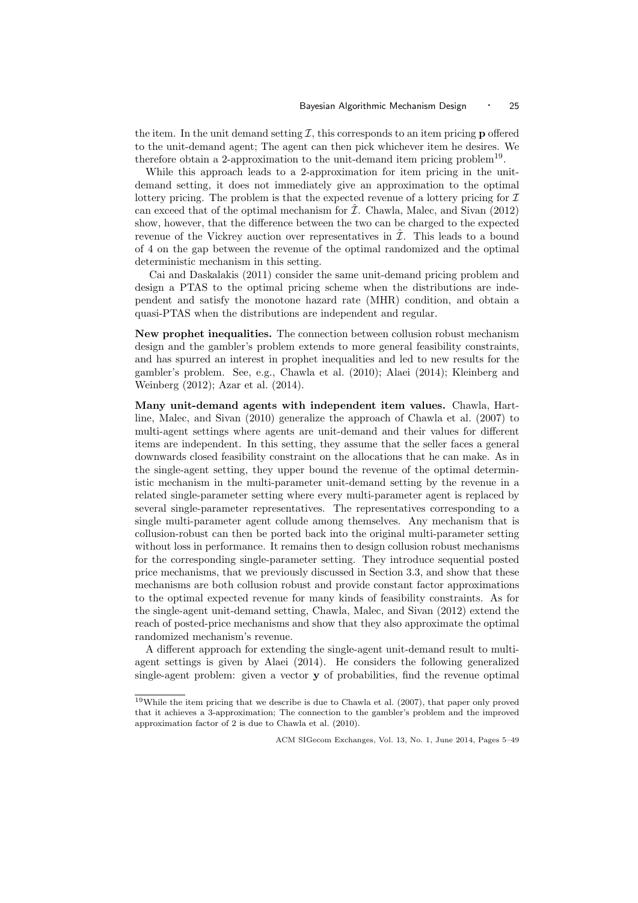the item. In the unit demand setting $\mathcal{I}$, this corresponds to an item pricing $\mathbf{p}$ offered to the unit-demand agent; The agent can then pick whichever item he desires. We therefore obtain a 2-approximation to the unit-demand item pricing problem[19].

While this approach leads to a 2-approximation for item pricing in the unit-demand setting, it does not immediately give an approximation to the optimal lottery pricing. The problem is that the expected revenue of a lottery pricing for $\mathcal{I}$ can exceed that of the optimal mechanism for $\hat{\mathcal{I}}$. Chawla, Malec, and Sivan (2012) show, however, that the difference between the two can be charged to the expected revenue of the Vickrey auction over representatives in $\hat{\mathcal{I}}$. This leads to a bound of 4 on the gap between the revenue of the optimal randomized and the optimal deterministic mechanism in this setting.

Cai and Daskalakis (2011) consider the same unit-demand pricing problem and design a PTAS to the optimal pricing scheme when the distributions are independent and satisfy the monotone hazard rate (MHR) condition, and obtain a quasi-PTAS when the distributions are independent and regular.

**New prophet inequalities.** The connection between collusion robust mechanism design and the gambler's problem extends to more general feasibility constraints, and has spurred an interest in prophet inequalities and led to new results for the gambler's problem. See, e.g., Chawla et al. (2010); Alaei (2014); Kleinberg and Weinberg (2012); Azar et al. (2014).

**Many unit-demand agents with independent item values.** Chawla, Hartline, Malec, and Sivan (2010) generalize the approach of Chawla et al. (2007) to multi-agent settings where agents are unit-demand and their values for different items are independent. In this setting, they assume that the seller faces a general downwards closed feasibility constraint on the allocations that he can make. As in the single-agent setting, they upper bound the revenue of the optimal deterministic mechanism in the multi-parameter unit-demand setting by the revenue in a related single-parameter setting where every multi-parameter agent is replaced by several single-parameter representatives. The representatives corresponding to a single multi-parameter agent collude among themselves. Any mechanism that is collusion-robust can then be ported back into the original multi-parameter setting without loss in performance. It remains then to design collusion robust mechanisms for the corresponding single-parameter setting. They introduce sequential posted price mechanisms, that we previously discussed in Section 3.3, and show that these mechanisms are both collusion robust and provide constant factor approximations to the optimal expected revenue for many kinds of feasibility constraints. As for the single-agent unit-demand setting, Chawla, Malec, and Sivan (2012) extend the reach of posted-price mechanisms and show that they also approximate the optimal randomized mechanism's revenue.

A different approach for extending the single-agent unit-demand result to multi-agent settings is given by Alaei (2014). He considers the following generalized single-agent problem: given a vector $\mathbf{y}$ of probabilities, find the revenue optimal

[19] While the item pricing that we describe is due to Chawla et al. (2007), that paper only proved that it achieves a 3-approximation; The connection to the gambler's problem and the improved approximation factor of 2 is due to Chawla et al. (2010).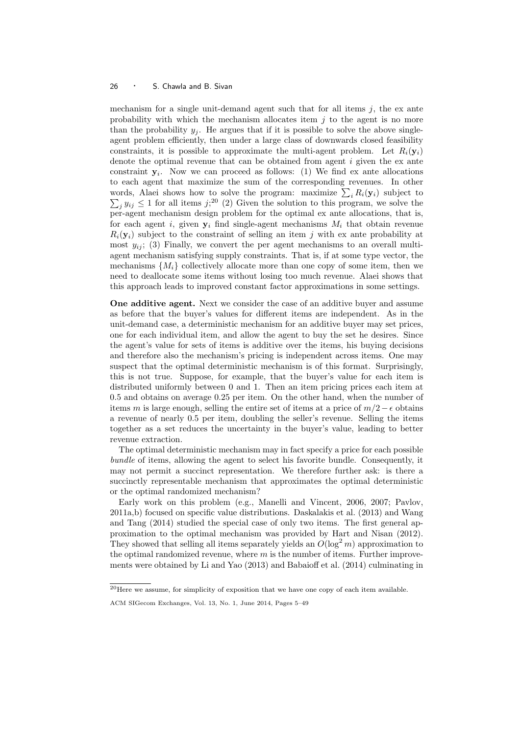mechanism for a single unit-demand agent such that for all items $j$, the ex ante probability with which the mechanism allocates item $j$ to the agent is no more than the probability $y_j$. He argues that if it is possible to solve the above single-agent problem efficiently, then under a large class of downwards closed feasibility constraints, it is possible to approximate the multi-agent problem. Let $R_i(\mathbf{y}_i)$ denote the optimal revenue that can be obtained from agent $i$ given the ex ante constraint $\mathbf{y}_i$. Now we can proceed as follows: (1) We find ex ante allocations to each agent that maximize the sum of the corresponding revenues. In other words, Alaei shows how to solve the program: maximize $\sum_i R_i(\mathbf{y}_i)$ subject to $\sum_j y_{ij} \leq 1$ for all items $j$;[20] (2) Given the solution to this program, we solve the per-agent mechanism design problem for the optimal ex ante allocations, that is, for each agent $i$, given $\mathbf{y}_i$ find single-agent mechanisms $M_i$ that obtain revenue $R_i(\mathbf{y}_i)$ subject to the constraint of selling an item $j$ with ex ante probability at most $y_{ij}$; (3) Finally, we convert the per agent mechanisms to an overall multi-agent mechanism satisfying supply constraints. That is, if at some type vector, the mechanisms $\{M_i\}$ collectively allocate more than one copy of some item, then we need to deallocate some items without losing too much revenue. Alaei shows that this approach leads to improved constant factor approximations in some settings.

**One additive agent.** Next we consider the case of an additive buyer and assume as before that the buyer's values for different items are independent. As in the unit-demand case, a deterministic mechanism for an additive buyer may set prices, one for each individual item, and allow the agent to buy the set he desires. Since the agent's value for sets of items is additive over the items, his buying decisions and therefore also the mechanism's pricing is independent across items. One may suspect that the optimal deterministic mechanism is of this format. Surprisingly, this is not true. Suppose, for example, that the buyer's value for each item is distributed uniformly between 0 and 1. Then an item pricing prices each item at 0.5 and obtains on average 0.25 per item. On the other hand, when the number of items $m$ is large enough, selling the entire set of items at a price of $m/2 - \epsilon$ obtains a revenue of nearly 0.5 per item, doubling the seller's revenue. Selling the items together as a set reduces the uncertainty in the buyer's value, leading to better revenue extraction.

The optimal deterministic mechanism may in fact specify a price for each possible *bundle* of items, allowing the agent to select his favorite bundle. Consequently, it may not permit a succinct representation. We therefore further ask: is there a succinctly representable mechanism that approximates the optimal deterministic or the optimal randomized mechanism?

Early work on this problem (e.g., Manelli and Vincent, 2006, 2007; Pavlov, 2011a,b) focused on specific value distributions. Daskalakis et al. (2013) and Wang and Tang (2014) studied the special case of only two items. The first general approximation to the optimal mechanism was provided by Hart and Nisan (2012). They showed that selling all items separately yields an $O(\log^2 m)$ approximation to the optimal randomized revenue, where $m$ is the number of items. Further improvements were obtained by Li and Yao (2013) and Babaioff et al. (2014) culminating in

[20] Here we assume, for simplicity of exposition that we have one copy of each item available.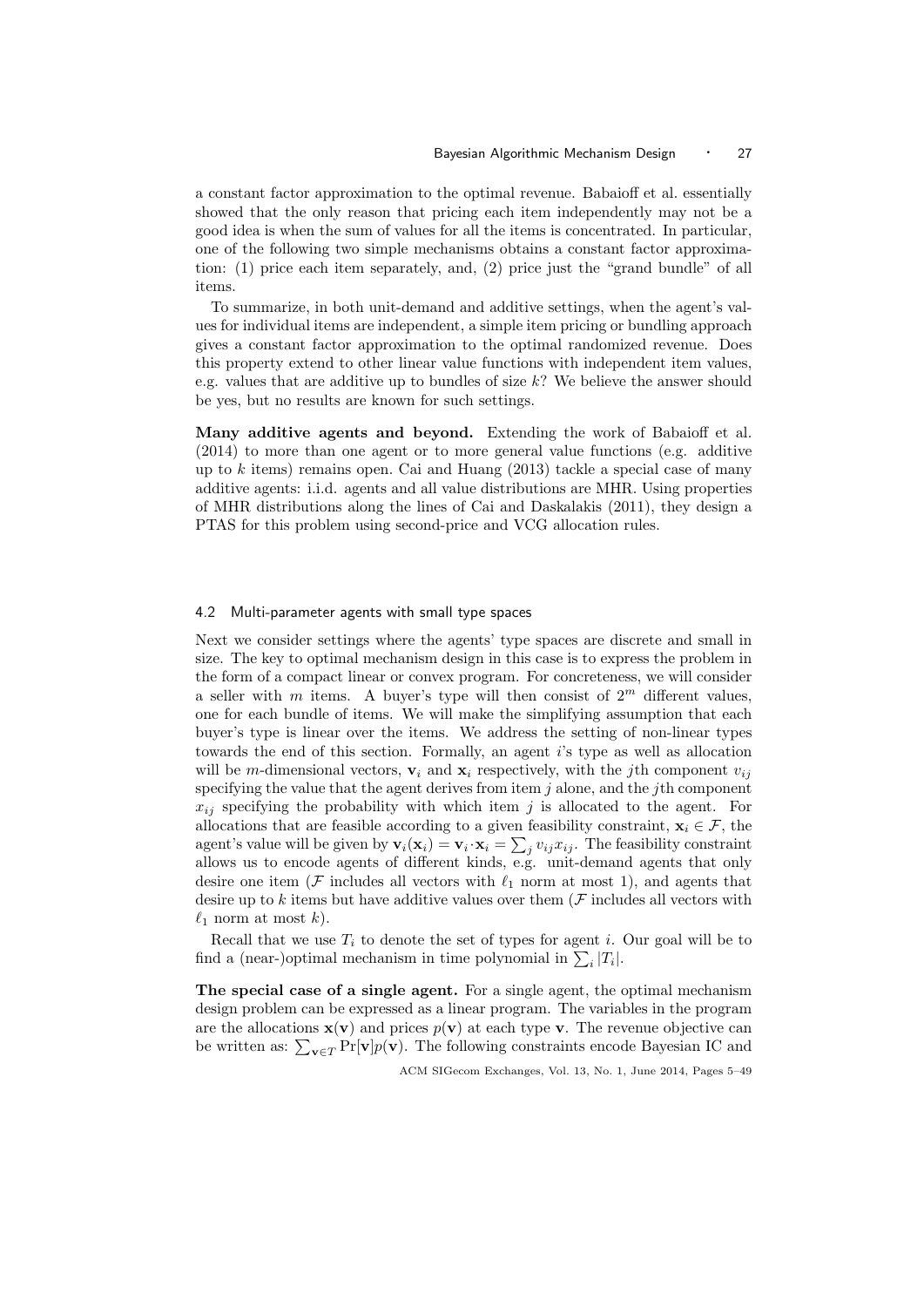a constant factor approximation to the optimal revenue. Babaioff et al. essentially showed that the only reason that pricing each item independently may not be a good idea is when the sum of values for all the items is concentrated. In particular, one of the following two simple mechanisms obtains a constant factor approximation: (1) price each item separately, and, (2) price just the "grand bundle" of all items.

To summarize, in both unit-demand and additive settings, when the agent's values for individual items are independent, a simple item pricing or bundling approach gives a constant factor approximation to the optimal randomized revenue. Does this property extend to other linear value functions with independent item values, e.g. values that are additive up to bundles of size $k$? We believe the answer should be yes, but no results are known for such settings.

**Many additive agents and beyond.** Extending the work of Babaioff et al. (2014) to more than one agent or to more general value functions (e.g. additive up to $k$ items) remains open. Cai and Huang (2013) tackle a special case of many additive agents: i.i.d. agents and all value distributions are MHR. Using properties of MHR distributions along the lines of Cai and Daskalakis (2011), they design a PTAS for this problem using second-price and VCG allocation rules.

### 4.2 Multi-parameter agents with small type spaces

Next we consider settings where the agents' type spaces are discrete and small in size. The key to optimal mechanism design in this case is to express the problem in the form of a compact linear or convex program. For concreteness, we will consider a seller with $m$ items. A buyer's type will then consist of $2^m$ different values, one for each bundle of items. We will make the simplifying assumption that each buyer's type is linear over the items. We address the setting of non-linear types towards the end of this section. Formally, an agent $i$'s type as well as allocation will be $m$-dimensional vectors, $\mathbf{v}_i$ and $\mathbf{x}_i$ respectively, with the $j$th component $v_{ij}$ specifying the value that the agent derives from item $j$ alone, and the $j$th component $x_{ij}$ specifying the probability with which item $j$ is allocated to the agent. For allocations that are feasible according to a given feasibility constraint, $\mathbf{x}_i \in \mathcal{F}$, the agent's value will be given by $\mathbf{v}_i(\mathbf{x}_i) = \mathbf{v}_i \cdot \mathbf{x}_i = \sum_j v_{ij} x_{ij}$. The feasibility constraint allows us to encode agents of different kinds, e.g. unit-demand agents that only desire one item ($\mathcal{F}$ includes all vectors with $\ell_1$ norm at most 1), and agents that desire up to $k$ items but have additive values over them ($\mathcal{F}$ includes all vectors with $\ell_1$ norm at most $k$).

Recall that we use $T_i$ to denote the set of types for agent $i$. Our goal will be to find a (near-)optimal mechanism in time polynomial in $\sum_i |T_i|$.

**The special case of a single agent.** For a single agent, the optimal mechanism design problem can be expressed as a linear program. The variables in the program are the allocations $\mathbf{x}(\mathbf{v})$ and prices $p(\mathbf{v})$ at each type $\mathbf{v}$. The revenue objective can be written as: $\sum_{\mathbf{v} \in T} \Pr[\mathbf{v}] p(\mathbf{v})$. The following constraints encode Bayesian IC and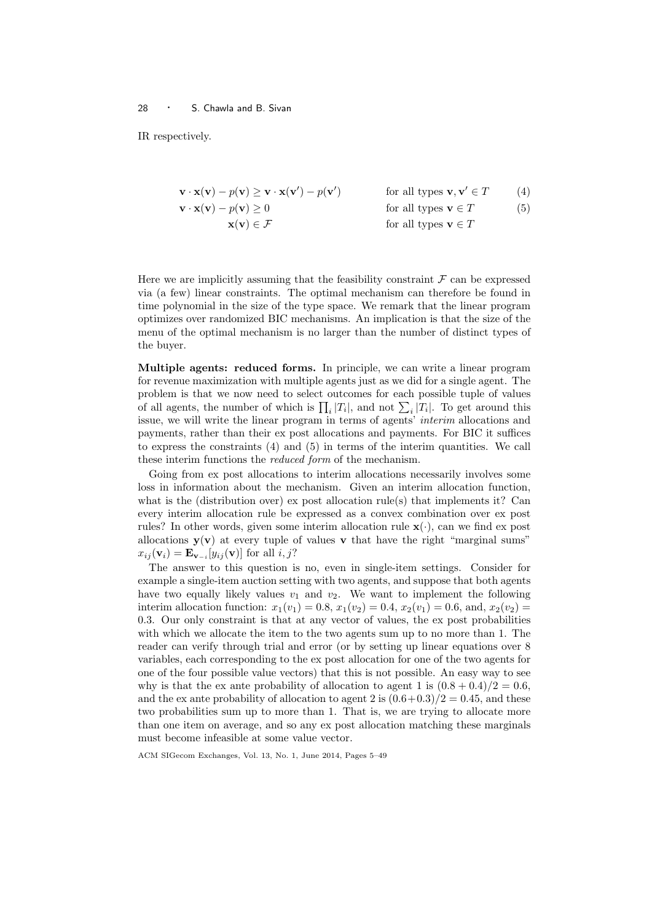IR respectively.

$$
\begin{aligned}
\mathbf{v} \cdot \mathbf{x}(\mathbf{v}) - p(\mathbf{v}) &\geq \mathbf{v} \cdot \mathbf{x}(\mathbf{v}') - p(\mathbf{v}') && \text{for all types } \mathbf{v}, \mathbf{v}' \in T && (4) \\
\mathbf{v} \cdot \mathbf{x}(\mathbf{v}) - p(\mathbf{v}) &\geq 0 && \text{for all types } \mathbf{v} \in T && (5) \\
\mathbf{x}(\mathbf{v}) &\in \mathcal{F} && \text{for all types } \mathbf{v} \in T &&
\end{aligned}
$$

Here we are implicitly assuming that the feasibility constraint $\mathcal{F}$ can be expressed via (a few) linear constraints. The optimal mechanism can therefore be found in time polynomial in the size of the type space. We remark that the linear program optimizes over randomized BIC mechanisms. An implication is that the size of the menu of the optimal mechanism is no larger than the number of distinct types of the buyer.

**Multiple agents: reduced forms.** In principle, we can write a linear program for revenue maximization with multiple agents just as we did for a single agent. The problem is that we now need to select outcomes for each possible tuple of values of all agents, the number of which is $\prod_i |T_i|$, and not $\sum_i |T_i|$. To get around this issue, we will write the linear program in terms of agents' *interim* allocations and payments, rather than their ex post allocations and payments. For BIC it suffices to express the constraints (4) and (5) in terms of the interim quantities. We call these interim functions the *reduced form* of the mechanism.

Going from ex post allocations to interim allocations necessarily involves some loss in information about the mechanism. Given an interim allocation function, what is the (distribution over) ex post allocation rule(s) that implements it? Can every interim allocation rule be expressed as a convex combination over ex post rules? In other words, given some interim allocation rule $\mathbf{x}(\cdot)$, can we find ex post allocations $\mathbf{y}(\mathbf{v})$ at every tuple of values $\mathbf{v}$ that have the right "marginal sums" $x_{ij}(\mathbf{v}_i) = \mathbf{E}_{\mathbf{v}_{-i}}[y_{ij}(\mathbf{v})]$ for all $i, j$?

The answer to this question is no, even in single-item settings. Consider for example a single-item auction setting with two agents, and suppose that both agents have two equally likely values $v_1$ and $v_2$. We want to implement the following interim allocation function: $x_1(v_1) = 0.8$, $x_1(v_2) = 0.4$, $x_2(v_1) = 0.6$, and, $x_2(v_2) = 0.3$. Our only constraint is that at any vector of values, the ex post probabilities with which we allocate the item to the two agents sum up to no more than 1. The reader can verify through trial and error (or by setting up linear equations over 8 variables, each corresponding to the ex post allocation for one of the two agents for one of the four possible value vectors) that this is not possible. An easy way to see why is that the ex ante probability of allocation to agent 1 is $(0.8 + 0.4)/2 = 0.6$, and the ex ante probability of allocation to agent 2 is $(0.6+0.3)/2 = 0.45$, and these two probabilities sum up to more than 1. That is, we are trying to allocate more than one item on average, and so any ex post allocation matching these marginals must become infeasible at some value vector.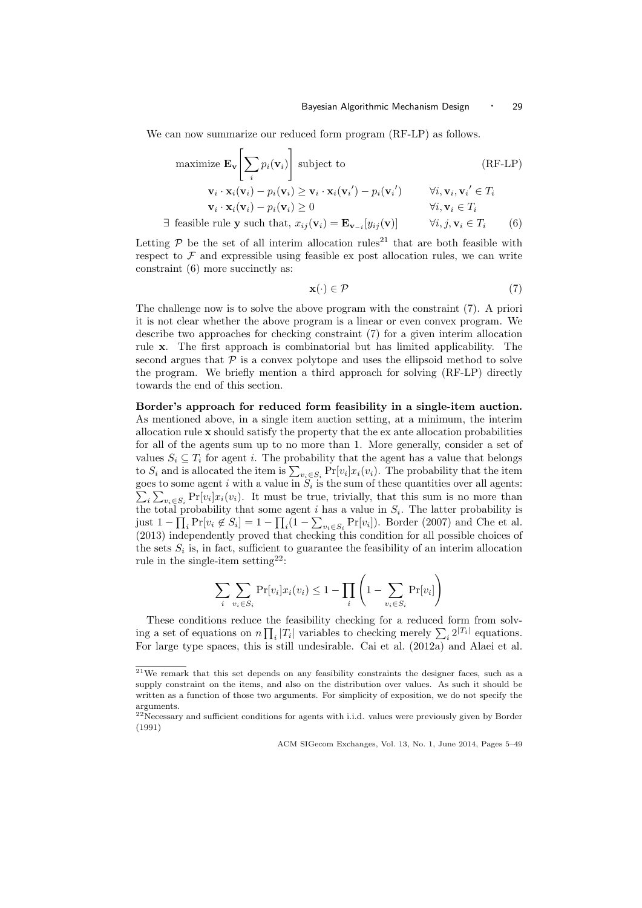We can now summarize our reduced form program (RF-LP) as follows.

$$\text{maximize } \mathbf{E}_{\mathbf{v}}\left[\sum_i p_i(\mathbf{v}_i)\right] \text{ subject to} \tag{RF-LP}$$

$$\mathbf{v}_i \cdot \mathbf{x}_i(\mathbf{v}_i) - p_i(\mathbf{v}_i) \geq \mathbf{v}_i \cdot \mathbf{x}_i(\mathbf{v}_i{}') - p_i(\mathbf{v}_i{}') \qquad \forall i, \mathbf{v}_i, \mathbf{v}_i{}' \in T_i$$

$$\mathbf{v}_i \cdot \mathbf{x}_i(\mathbf{v}_i) - p_i(\mathbf{v}_i) \geq 0 \qquad \forall i, \mathbf{v}_i \in T_i$$

$$\exists \text{ feasible rule } \mathbf{y} \text{ such that, } x_{ij}(\mathbf{v}_i) = \mathbf{E}_{\mathbf{v}_{-i}}[y_{ij}(\mathbf{v})] \qquad \forall i, j, \mathbf{v}_i \in T_i \tag{6}$$

Letting $\mathcal{P}$ be the set of all interim allocation rules[21] that are both feasible with respect to $\mathcal{F}$ and expressible using feasible ex post allocation rules, we can write constraint (6) more succinctly as:

$$\mathbf{x}(\cdot) \in \mathcal{P} \tag{7}$$

The challenge now is to solve the above program with the constraint (7). A priori it is not clear whether the above program is a linear or even convex program. We describe two approaches for checking constraint (7) for a given interim allocation rule $\mathbf{x}$. The first approach is combinatorial but has limited applicability. The second argues that $\mathcal{P}$ is a convex polytope and uses the ellipsoid method to solve the program. We briefly mention a third approach for solving (RF-LP) directly towards the end of this section.

**Border's approach for reduced form feasibility in a single-item auction.** As mentioned above, in a single item auction setting, at a minimum, the interim allocation rule $\mathbf{x}$ should satisfy the property that the ex ante allocation probabilities for all of the agents sum up to no more than 1. More generally, consider a set of values $S_i \subseteq T_i$ for agent $i$. The probability that the agent has a value that belongs to $S_i$ and is allocated the item is $\sum_{v_i \in S_i} \Pr[v_i] x_i(v_i)$. The probability that the item goes to some agent $i$ with a value in $S_i$ is the sum of these quantities over all agents: $\sum_i \sum_{v_i \in S_i} \Pr[v_i] x_i(v_i)$. It must be true, trivially, that this sum is no more than the total probability that some agent $i$ has a value in $S_i$. The latter probability is just $1 - \prod_i \Pr[v_i \notin S_i] = 1 - \prod_i (1 - \sum_{v_i \in S_i} \Pr[v_i])$. Border (2007) and Che et al. (2013) independently proved that checking this condition for all possible choices of the sets $S_i$ is, in fact, sufficient to guarantee the feasibility of an interim allocation rule in the single-item setting[22]:

$$\sum_i \sum_{v_i \in S_i} \Pr[v_i] x_i(v_i) \leq 1 - \prod_i \left(1 - \sum_{v_i \in S_i} \Pr[v_i]\right)$$

These conditions reduce the feasibility checking for a reduced form from solving a set of equations on $n \prod_i |T_i|$ variables to checking merely $\sum_i 2^{|T_i|}$ equations. For large type spaces, this is still undesirable. Cai et al. (2012a) and Alaei et al.

---

[21] We remark that this set depends on any feasibility constraints the designer faces, such as a supply constraint on the items, and also on the distribution over values. As such it should be written as a function of those two arguments. For simplicity of exposition, we do not specify the arguments.

[22] Necessary and sufficient conditions for agents with i.i.d. values were previously given by Border (1991)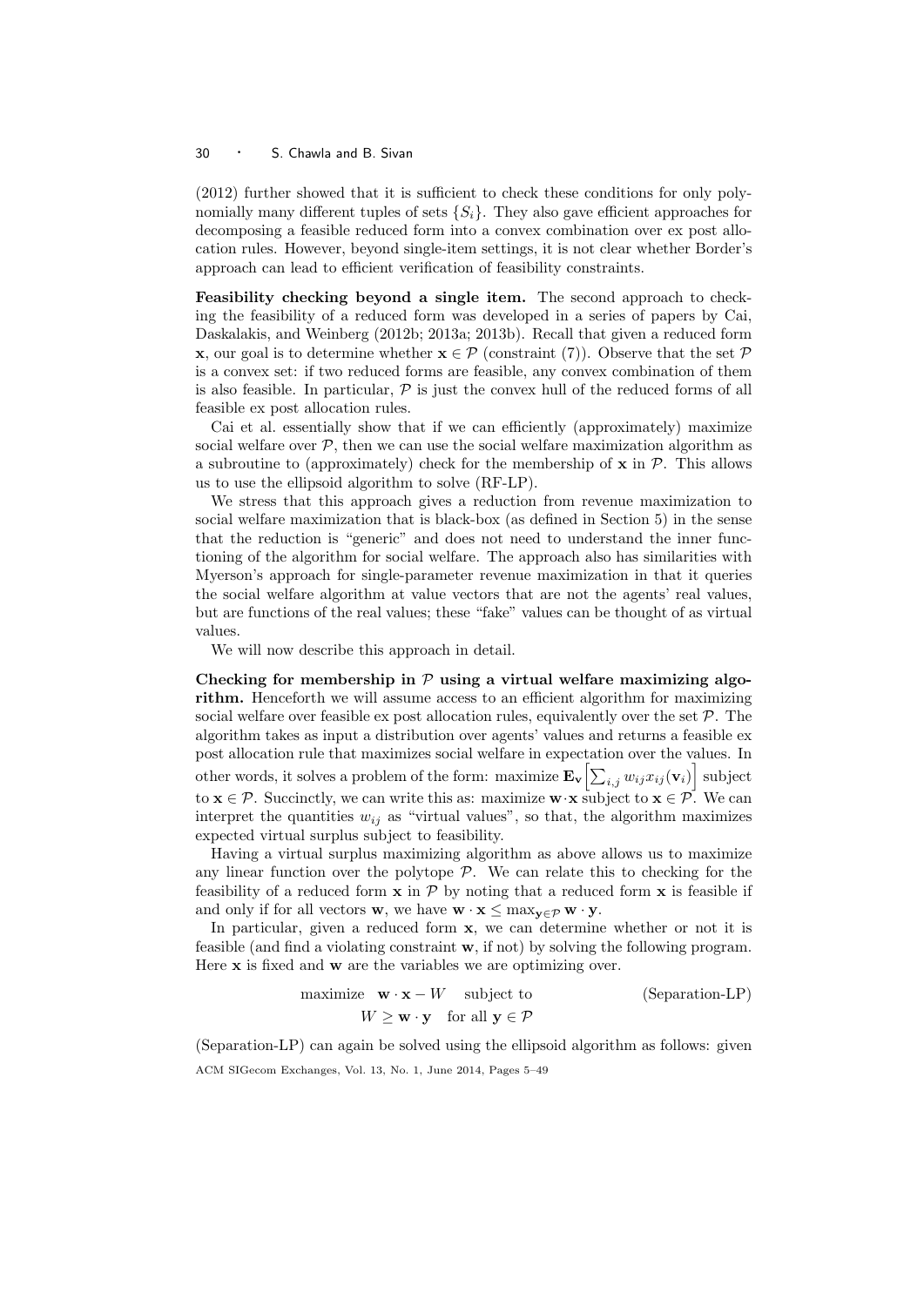(2012) further showed that it is sufficient to check these conditions for only polynomially many different tuples of sets $\{S_i\}$. They also gave efficient approaches for decomposing a feasible reduced form into a convex combination over ex post allocation rules. However, beyond single-item settings, it is not clear whether Border's approach can lead to efficient verification of feasibility constraints.

**Feasibility checking beyond a single item.** The second approach to checking the feasibility of a reduced form was developed in a series of papers by Cai, Daskalakis, and Weinberg (2012b; 2013a; 2013b). Recall that given a reduced form $\mathbf{x}$, our goal is to determine whether $\mathbf{x} \in \mathcal{P}$ (constraint (7)). Observe that the set $\mathcal{P}$ is a convex set: if two reduced forms are feasible, any convex combination of them is also feasible. In particular, $\mathcal{P}$ is just the convex hull of the reduced forms of all feasible ex post allocation rules.

Cai et al. essentially show that if we can efficiently (approximately) maximize social welfare over $\mathcal{P}$, then we can use the social welfare maximization algorithm as a subroutine to (approximately) check for the membership of $\mathbf{x}$ in $\mathcal{P}$. This allows us to use the ellipsoid algorithm to solve (RF-LP).

We stress that this approach gives a reduction from revenue maximization to social welfare maximization that is black-box (as defined in Section 5) in the sense that the reduction is "generic" and does not need to understand the inner functioning of the algorithm for social welfare. The approach also has similarities with Myerson's approach for single-parameter revenue maximization in that it queries the social welfare algorithm at value vectors that are not the agents' real values, but are functions of the real values; these "fake" values can be thought of as virtual values.

We will now describe this approach in detail.

**Checking for membership in $\mathcal{P}$ using a virtual welfare maximizing algorithm.** Henceforth we will assume access to an efficient algorithm for maximizing social welfare over feasible ex post allocation rules, equivalently over the set $\mathcal{P}$. The algorithm takes as input a distribution over agents' values and returns a feasible ex post allocation rule that maximizes social welfare in expectation over the values. In other words, it solves a problem of the form: maximize $\mathbf{E}_{\mathbf{v}}\left[\sum_{i,j} w_{ij} x_{ij}(\mathbf{v}_i)\right]$ subject to $\mathbf{x} \in \mathcal{P}$. Succinctly, we can write this as: maximize $\mathbf{w} \cdot \mathbf{x}$ subject to $\mathbf{x} \in \mathcal{P}$. We can interpret the quantities $w_{ij}$ as "virtual values", so that, the algorithm maximizes expected virtual surplus subject to feasibility.

Having a virtual surplus maximizing algorithm as above allows us to maximize any linear function over the polytope $\mathcal{P}$. We can relate this to checking for the feasibility of a reduced form $\mathbf{x}$ in $\mathcal{P}$ by noting that a reduced form $\mathbf{x}$ is feasible if and only if for all vectors $\mathbf{w}$, we have $\mathbf{w} \cdot \mathbf{x} \leq \max_{\mathbf{y} \in \mathcal{P}} \mathbf{w} \cdot \mathbf{y}$.

In particular, given a reduced form $\mathbf{x}$, we can determine whether or not it is feasible (and find a violating constraint $\mathbf{w}$, if not) by solving the following program. Here $\mathbf{x}$ is fixed and $\mathbf{w}$ are the variables we are optimizing over.

$$\begin{aligned} \text{maximize} \quad & \mathbf{w} \cdot \mathbf{x} - W \quad \text{subject to} \\ & W \geq \mathbf{w} \cdot \mathbf{y} \quad \text{for all } \mathbf{y} \in \mathcal{P} \end{aligned} \tag{Separation-LP}$$

(Separation-LP) can again be solved using the ellipsoid algorithm as follows: given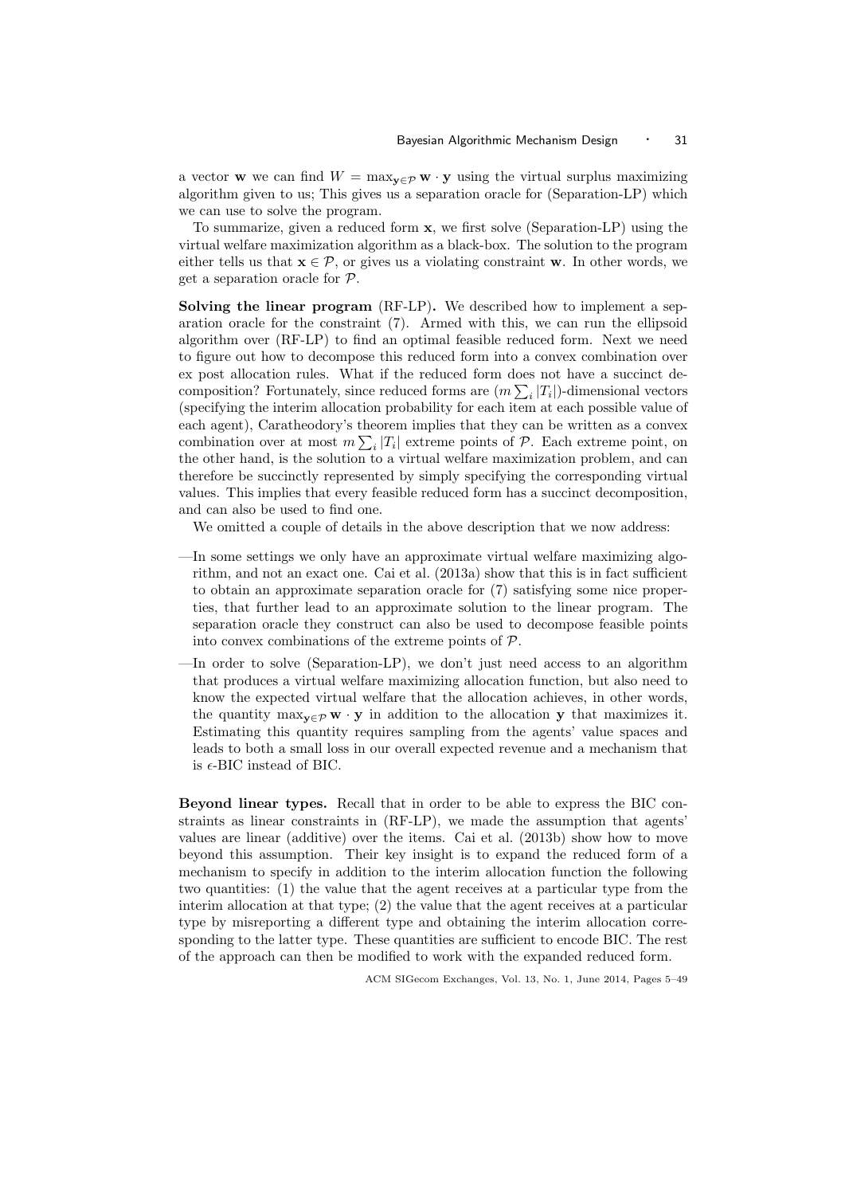a vector $\mathbf{w}$ we can find $W = \max_{\mathbf{y}\in\mathcal{P}} \mathbf{w}\cdot\mathbf{y}$ using the virtual surplus maximizing algorithm given to us; This gives us a separation oracle for (Separation-LP) which we can use to solve the program.

To summarize, given a reduced form $\mathbf{x}$, we first solve (Separation-LP) using the virtual welfare maximization algorithm as a black-box. The solution to the program either tells us that $\mathbf{x} \in \mathcal{P}$, or gives us a violating constraint $\mathbf{w}$. In other words, we get a separation oracle for $\mathcal{P}$.

**Solving the linear program** (RF-LP)**.** We described how to implement a separation oracle for the constraint (7). Armed with this, we can run the ellipsoid algorithm over (RF-LP) to find an optimal feasible reduced form. Next we need to figure out how to decompose this reduced form into a convex combination over ex post allocation rules. What if the reduced form does not have a succinct decomposition? Fortunately, since reduced forms are $(m\sum_i |T_i|)$-dimensional vectors (specifying the interim allocation probability for each item at each possible value of each agent), Caratheodory's theorem implies that they can be written as a convex combination over at most $m\sum_i |T_i|$ extreme points of $\mathcal{P}$. Each extreme point, on the other hand, is the solution to a virtual welfare maximization problem, and can therefore be succinctly represented by simply specifying the corresponding virtual values. This implies that every feasible reduced form has a succinct decomposition, and can also be used to find one.

We omitted a couple of details in the above description that we now address:

—In some settings we only have an approximate virtual welfare maximizing algorithm, and not an exact one. Cai et al. (2013a) show that this is in fact sufficient to obtain an approximate separation oracle for (7) satisfying some nice properties, that further lead to an approximate solution to the linear program. The separation oracle they construct can also be used to decompose feasible points into convex combinations of the extreme points of $\mathcal{P}$.

—In order to solve (Separation-LP), we don't just need access to an algorithm that produces a virtual welfare maximizing allocation function, but also need to know the expected virtual welfare that the allocation achieves, in other words, the quantity $\max_{\mathbf{y}\in\mathcal{P}} \mathbf{w}\cdot\mathbf{y}$ in addition to the allocation $\mathbf{y}$ that maximizes it. Estimating this quantity requires sampling from the agents' value spaces and leads to both a small loss in our overall expected revenue and a mechanism that is $\epsilon$-BIC instead of BIC.

**Beyond linear types.** Recall that in order to be able to express the BIC constraints as linear constraints in (RF-LP), we made the assumption that agents' values are linear (additive) over the items. Cai et al. (2013b) show how to move beyond this assumption. Their key insight is to expand the reduced form of a mechanism to specify in addition to the interim allocation function the following two quantities: (1) the value that the agent receives at a particular type from the interim allocation at that type; (2) the value that the agent receives at a particular type by misreporting a different type and obtaining the interim allocation corresponding to the latter type. These quantities are sufficient to encode BIC. The rest of the approach can then be modified to work with the expanded reduced form.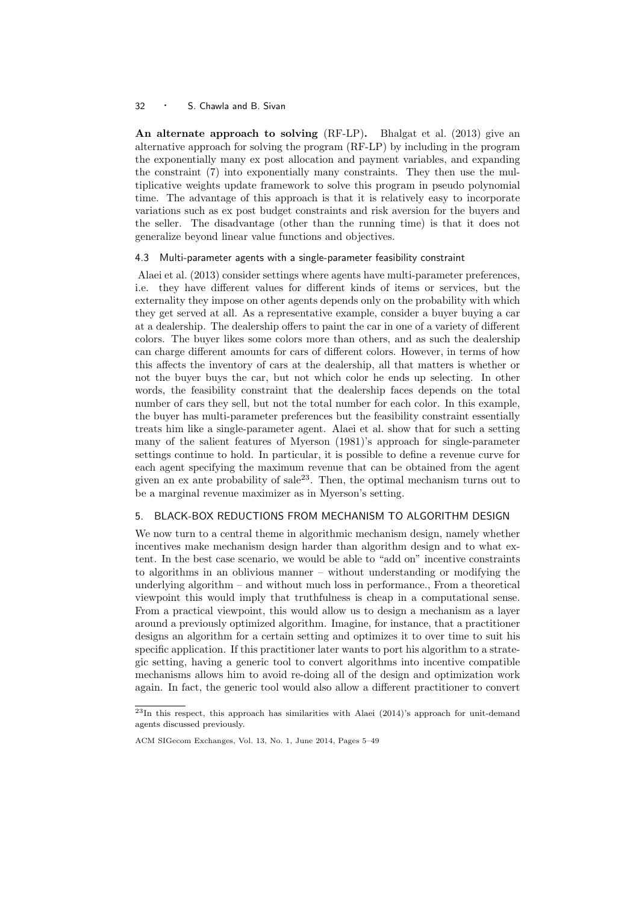**An alternate approach to solving** (RF-LP)**.** Bhalgat et al. (2013) give an alternative approach for solving the program (RF-LP) by including in the program the exponentially many ex post allocation and payment variables, and expanding the constraint (7) into exponentially many constraints. They then use the multiplicative weights update framework to solve this program in pseudo polynomial time. The advantage of this approach is that it is relatively easy to incorporate variations such as ex post budget constraints and risk aversion for the buyers and the seller. The disadvantage (other than the running time) is that it does not generalize beyond linear value functions and objectives.

### 4.3 Multi-parameter agents with a single-parameter feasibility constraint

Alaei et al. (2013) consider settings where agents have multi-parameter preferences, i.e. they have different values for different kinds of items or services, but the externality they impose on other agents depends only on the probability with which they get served at all. As a representative example, consider a buyer buying a car at a dealership. The dealership offers to paint the car in one of a variety of different colors. The buyer likes some colors more than others, and as such the dealership can charge different amounts for cars of different colors. However, in terms of how this affects the inventory of cars at the dealership, all that matters is whether or not the buyer buys the car, but not which color he ends up selecting. In other words, the feasibility constraint that the dealership faces depends on the total number of cars they sell, but not the total number for each color. In this example, the buyer has multi-parameter preferences but the feasibility constraint essentially treats him like a single-parameter agent. Alaei et al. show that for such a setting many of the salient features of Myerson (1981)'s approach for single-parameter settings continue to hold. In particular, it is possible to define a revenue curve for each agent specifying the maximum revenue that can be obtained from the agent given an ex ante probability of sale[23]. Then, the optimal mechanism turns out to be a marginal revenue maximizer as in Myerson's setting.

## 5. BLACK-BOX REDUCTIONS FROM MECHANISM TO ALGORITHM DESIGN

We now turn to a central theme in algorithmic mechanism design, namely whether incentives make mechanism design harder than algorithm design and to what extent. In the best case scenario, we would be able to "add on" incentive constraints to algorithms in an oblivious manner – without understanding or modifying the underlying algorithm – and without much loss in performance., From a theoretical viewpoint this would imply that truthfulness is cheap in a computational sense. From a practical viewpoint, this would allow us to design a mechanism as a layer around a previously optimized algorithm. Imagine, for instance, that a practitioner designs an algorithm for a certain setting and optimizes it to over time to suit his specific application. If this practitioner later wants to port his algorithm to a strategic setting, having a generic tool to convert algorithms into incentive compatible mechanisms allows him to avoid re-doing all of the design and optimization work again. In fact, the generic tool would also allow a different practitioner to convert

[23]In this respect, this approach has similarities with Alaei (2014)'s approach for unit-demand agents discussed previously.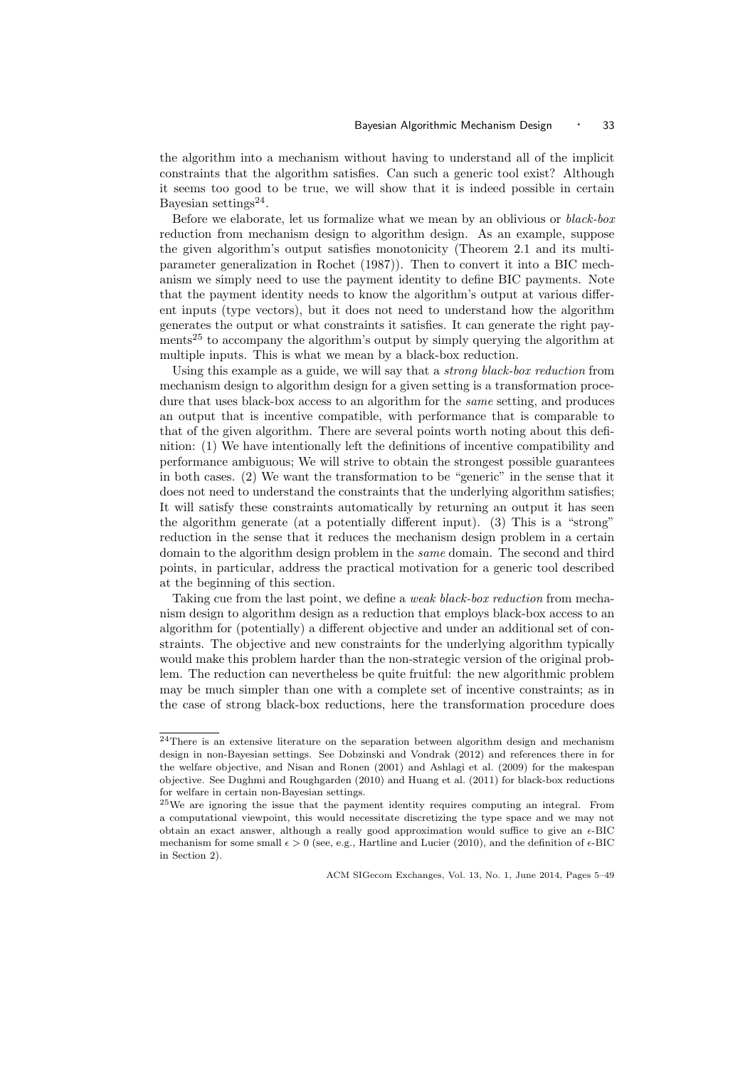the algorithm into a mechanism without having to understand all of the implicit constraints that the algorithm satisfies. Can such a generic tool exist? Although it seems too good to be true, we will show that it is indeed possible in certain Bayesian settings[24].

Before we elaborate, let us formalize what we mean by an oblivious or *black-box* reduction from mechanism design to algorithm design. As an example, suppose the given algorithm's output satisfies monotonicity (Theorem 2.1 and its multi-parameter generalization in Rochet (1987)). Then to convert it into a BIC mechanism we simply need to use the payment identity to define BIC payments. Note that the payment identity needs to know the algorithm's output at various different inputs (type vectors), but it does not need to understand how the algorithm generates the output or what constraints it satisfies. It can generate the right payments[25] to accompany the algorithm's output by simply querying the algorithm at multiple inputs. This is what we mean by a black-box reduction.

Using this example as a guide, we will say that a *strong black-box reduction* from mechanism design to algorithm design for a given setting is a transformation procedure that uses black-box access to an algorithm for the *same* setting, and produces an output that is incentive compatible, with performance that is comparable to that of the given algorithm. There are several points worth noting about this definition: (1) We have intentionally left the definitions of incentive compatibility and performance ambiguous; We will strive to obtain the strongest possible guarantees in both cases. (2) We want the transformation to be "generic" in the sense that it does not need to understand the constraints that the underlying algorithm satisfies; It will satisfy these constraints automatically by returning an output it has seen the algorithm generate (at a potentially different input). (3) This is a "strong" reduction in the sense that it reduces the mechanism design problem in a certain domain to the algorithm design problem in the *same* domain. The second and third points, in particular, address the practical motivation for a generic tool described at the beginning of this section.

Taking cue from the last point, we define a *weak black-box reduction* from mechanism design to algorithm design as a reduction that employs black-box access to an algorithm for (potentially) a different objective and under an additional set of constraints. The objective and new constraints for the underlying algorithm typically would make this problem harder than the non-strategic version of the original problem. The reduction can nevertheless be quite fruitful: the new algorithmic problem may be much simpler than one with a complete set of incentive constraints; as in the case of strong black-box reductions, here the transformation procedure does

---

[24] There is an extensive literature on the separation between algorithm design and mechanism design in non-Bayesian settings. See Dobzinski and Vondrak (2012) and references there in for the welfare objective, and Nisan and Ronen (2001) and Ashlagi et al. (2009) for the makespan objective. See Dughmi and Roughgarden (2010) and Huang et al. (2011) for black-box reductions for welfare in certain non-Bayesian settings.

[25] We are ignoring the issue that the payment identity requires computing an integral. From a computational viewpoint, this would necessitate discretizing the type space and we may not obtain an exact answer, although a really good approximation would suffice to give an $\epsilon$-BIC mechanism for some small $\epsilon > 0$ (see, e.g., Hartline and Lucier (2010), and the definition of $\epsilon$-BIC in Section 2).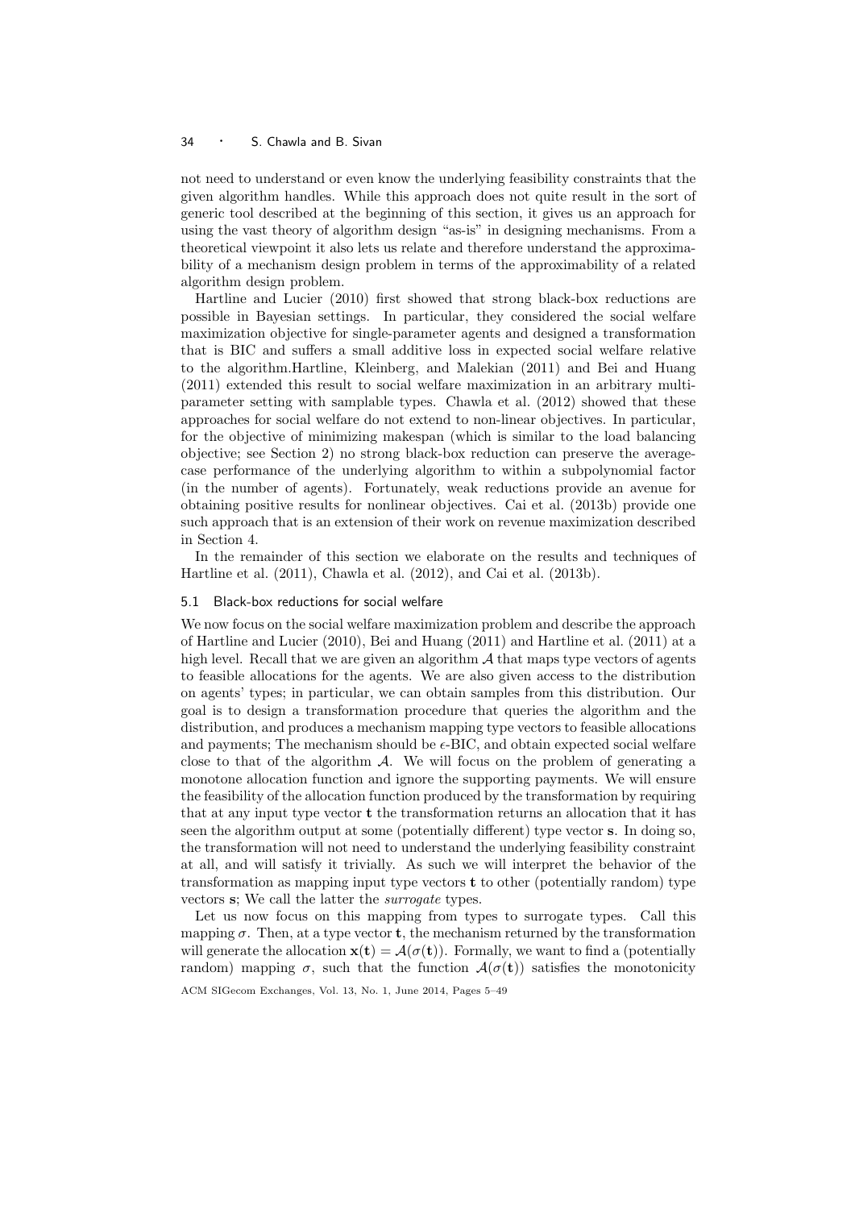not need to understand or even know the underlying feasibility constraints that the given algorithm handles. While this approach does not quite result in the sort of generic tool described at the beginning of this section, it gives us an approach for using the vast theory of algorithm design "as-is" in designing mechanisms. From a theoretical viewpoint it also lets us relate and therefore understand the approximability of a mechanism design problem in terms of the approximability of a related algorithm design problem.

Hartline and Lucier (2010) first showed that strong black-box reductions are possible in Bayesian settings. In particular, they considered the social welfare maximization objective for single-parameter agents and designed a transformation that is BIC and suffers a small additive loss in expected social welfare relative to the algorithm.Hartline, Kleinberg, and Malekian (2011) and Bei and Huang (2011) extended this result to social welfare maximization in an arbitrary multi-parameter setting with samplable types. Chawla et al. (2012) showed that these approaches for social welfare do not extend to non-linear objectives. In particular, for the objective of minimizing makespan (which is similar to the load balancing objective; see Section 2) no strong black-box reduction can preserve the average-case performance of the underlying algorithm to within a subpolynomial factor (in the number of agents). Fortunately, weak reductions provide an avenue for obtaining positive results for nonlinear objectives. Cai et al. (2013b) provide one such approach that is an extension of their work on revenue maximization described in Section 4.

In the remainder of this section we elaborate on the results and techniques of Hartline et al. (2011), Chawla et al. (2012), and Cai et al. (2013b).

### 5.1 Black-box reductions for social welfare

We now focus on the social welfare maximization problem and describe the approach of Hartline and Lucier (2010), Bei and Huang (2011) and Hartline et al. (2011) at a high level. Recall that we are given an algorithm $\mathcal{A}$ that maps type vectors of agents to feasible allocations for the agents. We are also given access to the distribution on agents' types; in particular, we can obtain samples from this distribution. Our goal is to design a transformation procedure that queries the algorithm and the distribution, and produces a mechanism mapping type vectors to feasible allocations and payments; The mechanism should be $\epsilon$-BIC, and obtain expected social welfare close to that of the algorithm $\mathcal{A}$. We will focus on the problem of generating a monotone allocation function and ignore the supporting payments. We will ensure the feasibility of the allocation function produced by the transformation by requiring that at any input type vector $\mathbf{t}$ the transformation returns an allocation that it has seen the algorithm output at some (potentially different) type vector $\mathbf{s}$. In doing so, the transformation will not need to understand the underlying feasibility constraint at all, and will satisfy it trivially. As such we will interpret the behavior of the transformation as mapping input type vectors $\mathbf{t}$ to other (potentially random) type vectors $\mathbf{s}$; We call the latter the *surrogate* types.

Let us now focus on this mapping from types to surrogate types. Call this mapping $\sigma$. Then, at a type vector $\mathbf{t}$, the mechanism returned by the transformation will generate the allocation $\mathbf{x}(\mathbf{t}) = \mathcal{A}(\sigma(\mathbf{t}))$. Formally, we want to find a (potentially random) mapping $\sigma$, such that the function $\mathcal{A}(\sigma(\mathbf{t}))$ satisfies the monotonicity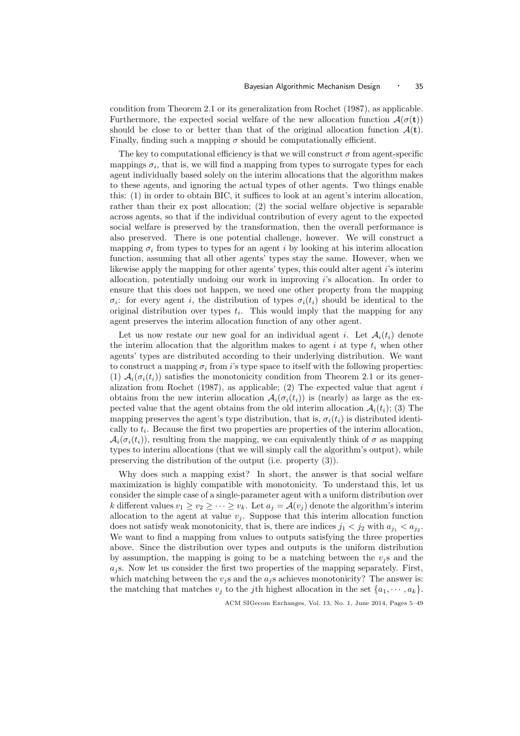condition from Theorem 2.1 or its generalization from Rochet (1987), as applicable. Furthermore, the expected social welfare of the new allocation function $\mathcal{A}(\sigma(\mathbf{t}))$ should be close to or better than that of the original allocation function $\mathcal{A}(\mathbf{t})$. Finally, finding such a mapping $\sigma$ should be computationally efficient.

The key to computational efficiency is that we will construct $\sigma$ from agent-specific mappings $\sigma_i$, that is, we will find a mapping from types to surrogate types for each agent individually based solely on the interim allocations that the algorithm makes to these agents, and ignoring the actual types of other agents. Two things enable this: (1) in order to obtain BIC, it suffices to look at an agent's interim allocation, rather than their ex post allocation; (2) the social welfare objective is separable across agents, so that if the individual contribution of every agent to the expected social welfare is preserved by the transformation, then the overall performance is also preserved. There is one potential challenge, however. We will construct a mapping $\sigma_i$ from types to types for an agent $i$ by looking at his interim allocation function, assuming that all other agents' types stay the same. However, when we likewise apply the mapping for other agents' types, this could alter agent $i$'s interim allocation, potentially undoing our work in improving $i$'s allocation. In order to ensure that this does not happen, we need one other property from the mapping $\sigma_i$: for every agent $i$, the distribution of types $\sigma_i(t_i)$ should be identical to the original distribution over types $t_i$. This would imply that the mapping for any agent preserves the interim allocation function of any other agent.

Let us now restate our new goal for an individual agent $i$. Let $\mathcal{A}_i(t_i)$ denote the interim allocation that the algorithm makes to agent $i$ at type $t_i$ when other agents' types are distributed according to their underlying distribution. We want to construct a mapping $\sigma_i$ from $i$'s type space to itself with the following properties: (1) $\mathcal{A}_i(\sigma_i(t_i))$ satisfies the monotonicity condition from Theorem 2.1 or its generalization from Rochet (1987), as applicable; (2) The expected value that agent $i$ obtains from the new interim allocation $\mathcal{A}_i(\sigma_i(t_i))$ is (nearly) as large as the expected value that the agent obtains from the old interim allocation $\mathcal{A}_i(t_i)$; (3) The mapping preserves the agent's type distribution, that is, $\sigma_i(t_i)$ is distributed identically to $t_i$. Because the first two properties are properties of the interim allocation, $\mathcal{A}_i(\sigma_i(t_i))$, resulting from the mapping, we can equivalently think of $\sigma$ as mapping types to interim allocations (that we will simply call the algorithm's output), while preserving the distribution of the output (i.e. property (3)).

Why does such a mapping exist? In short, the answer is that social welfare maximization is highly compatible with monotonicity. To understand this, let us consider the simple case of a single-parameter agent with a uniform distribution over $k$ different values $v_1 \geq v_2 \geq \cdots \geq v_k$. Let $a_j = \mathcal{A}(v_j)$ denote the algorithm's interim allocation to the agent at value $v_j$. Suppose that this interim allocation function does not satisfy weak monotonicity, that is, there are indices $j_1 < j_2$ with $a_{j_1} < a_{j_2}$. We want to find a mapping from values to outputs satisfying the three properties above. Since the distribution over types and outputs is the uniform distribution by assumption, the mapping is going to be a matching between the $v_j$s and the $a_j$s. Now let us consider the first two properties of the mapping separately. First, which matching between the $v_j$s and the $a_j$s achieves monotonicity? The answer is: the matching that matches $v_j$ to the $j$th highest allocation in the set $\{a_1, \cdots, a_k\}$.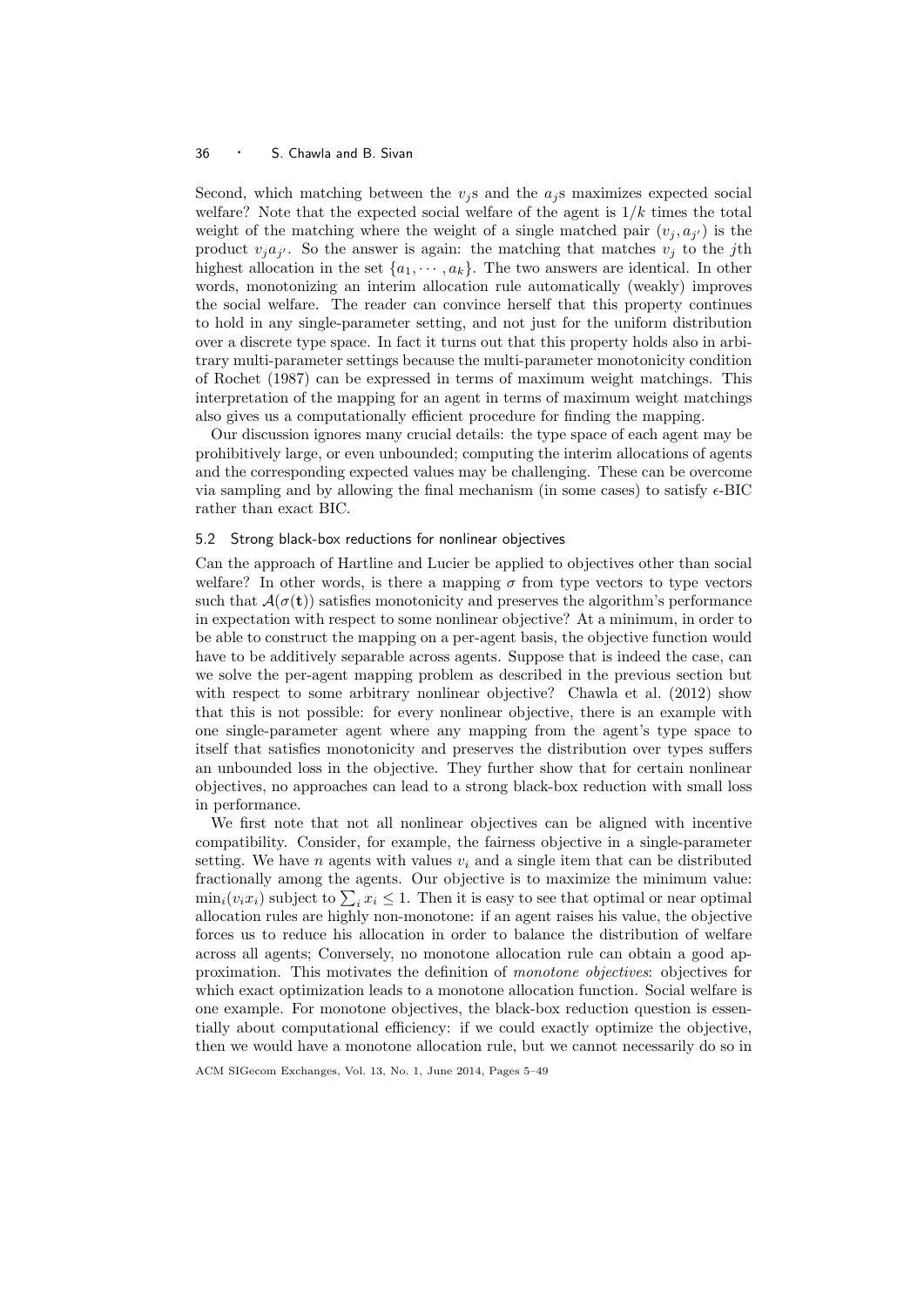Second, which matching between the $v_j$s and the $a_j$s maximizes expected social welfare? Note that the expected social welfare of the agent is $1/k$ times the total weight of the matching where the weight of a single matched pair $(v_j, a_{j'})$ is the product $v_j a_{j'}$. So the answer is again: the matching that matches $v_j$ to the $j$th highest allocation in the set $\{a_1, \cdots, a_k\}$. The two answers are identical. In other words, monotonizing an interim allocation rule automatically (weakly) improves the social welfare. The reader can convince herself that this property continues to hold in any single-parameter setting, and not just for the uniform distribution over a discrete type space. In fact it turns out that this property holds also in arbitrary multi-parameter settings because the multi-parameter monotonicity condition of Rochet (1987) can be expressed in terms of maximum weight matchings. This interpretation of the mapping for an agent in terms of maximum weight matchings also gives us a computationally efficient procedure for finding the mapping.

Our discussion ignores many crucial details: the type space of each agent may be prohibitively large, or even unbounded; computing the interim allocations of agents and the corresponding expected values may be challenging. These can be overcome via sampling and by allowing the final mechanism (in some cases) to satisfy $\epsilon$-BIC rather than exact BIC.

### 5.2 Strong black-box reductions for nonlinear objectives

Can the approach of Hartline and Lucier be applied to objectives other than social welfare? In other words, is there a mapping $\sigma$ from type vectors to type vectors such that $\mathcal{A}(\sigma(\mathbf{t}))$ satisfies monotonicity and preserves the algorithm's performance in expectation with respect to some nonlinear objective? At a minimum, in order to be able to construct the mapping on a per-agent basis, the objective function would have to be additively separable across agents. Suppose that is indeed the case, can we solve the per-agent mapping problem as described in the previous section but with respect to some arbitrary nonlinear objective? Chawla et al. (2012) show that this is not possible: for every nonlinear objective, there is an example with one single-parameter agent where any mapping from the agent's type space to itself that satisfies monotonicity and preserves the distribution over types suffers an unbounded loss in the objective. They further show that for certain nonlinear objectives, no approaches can lead to a strong black-box reduction with small loss in performance.

We first note that not all nonlinear objectives can be aligned with incentive compatibility. Consider, for example, the fairness objective in a single-parameter setting. We have $n$ agents with values $v_i$ and a single item that can be distributed fractionally among the agents. Our objective is to maximize the minimum value: $\min_i(v_i x_i)$ subject to $\sum_i x_i \leq 1$. Then it is easy to see that optimal or near optimal allocation rules are highly non-monotone: if an agent raises his value, the objective forces us to reduce his allocation in order to balance the distribution of welfare across all agents; Conversely, no monotone allocation rule can obtain a good approximation. This motivates the definition of *monotone objectives*: objectives for which exact optimization leads to a monotone allocation function. Social welfare is one example. For monotone objectives, the black-box reduction question is essentially about computational efficiency: if we could exactly optimize the objective, then we would have a monotone allocation rule, but we cannot necessarily do so in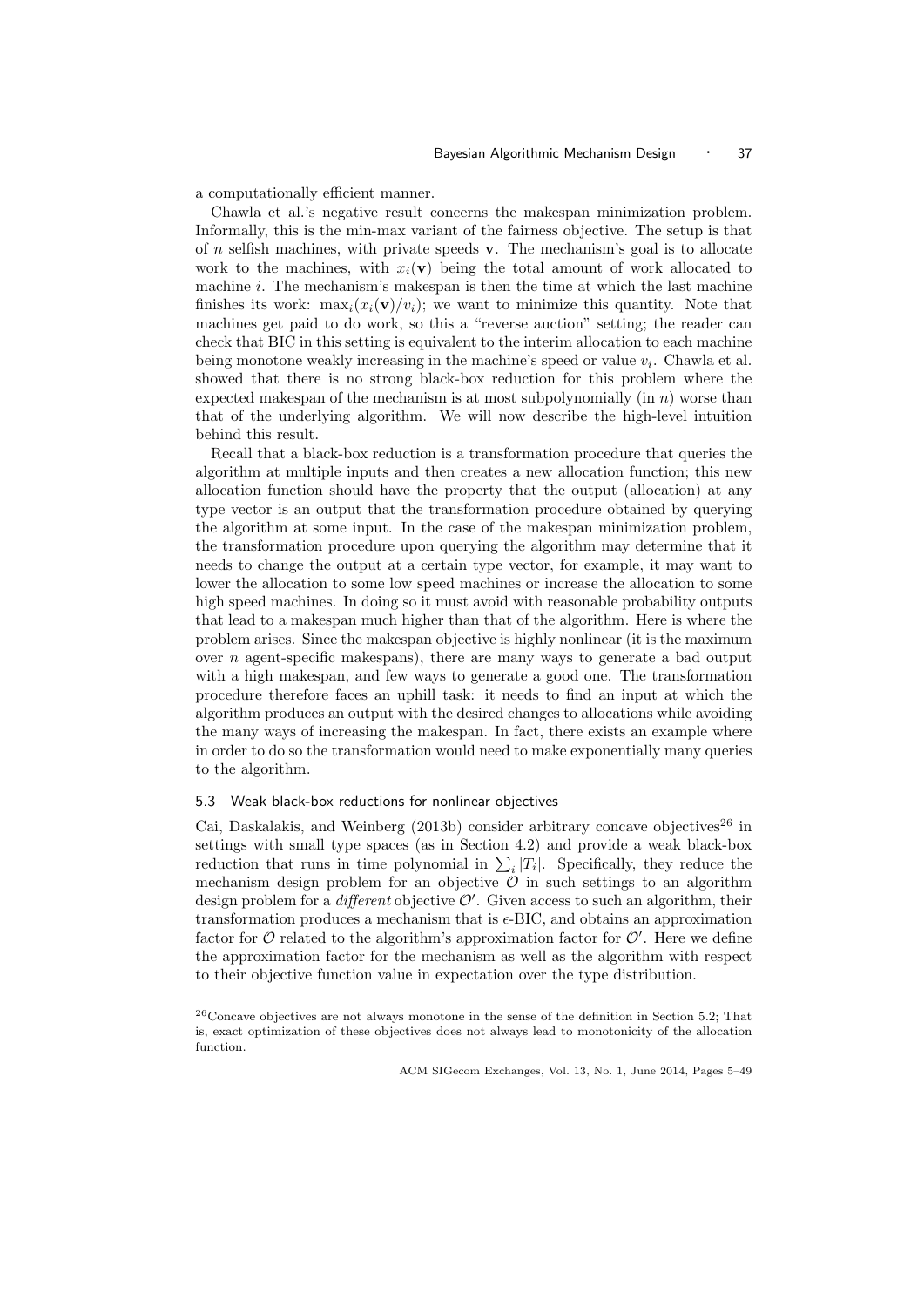a computationally efficient manner.

Chawla et al.'s negative result concerns the makespan minimization problem. Informally, this is the min-max variant of the fairness objective. The setup is that of $n$ selfish machines, with private speeds $\mathbf{v}$. The mechanism's goal is to allocate work to the machines, with $x_i(\mathbf{v})$ being the total amount of work allocated to machine $i$. The mechanism's makespan is then the time at which the last machine finishes its work: $\max_i(x_i(\mathbf{v})/v_i)$; we want to minimize this quantity. Note that machines get paid to do work, so this a "reverse auction" setting; the reader can check that BIC in this setting is equivalent to the interim allocation to each machine being monotone weakly increasing in the machine's speed or value $v_i$. Chawla et al. showed that there is no strong black-box reduction for this problem where the expected makespan of the mechanism is at most subpolynomially (in $n$) worse than that of the underlying algorithm. We will now describe the high-level intuition behind this result.

Recall that a black-box reduction is a transformation procedure that queries the algorithm at multiple inputs and then creates a new allocation function; this new allocation function should have the property that the output (allocation) at any type vector is an output that the transformation procedure obtained by querying the algorithm at some input. In the case of the makespan minimization problem, the transformation procedure upon querying the algorithm may determine that it needs to change the output at a certain type vector, for example, it may want to lower the allocation to some low speed machines or increase the allocation to some high speed machines. In doing so it must avoid with reasonable probability outputs that lead to a makespan much higher than that of the algorithm. Here is where the problem arises. Since the makespan objective is highly nonlinear (it is the maximum over $n$ agent-specific makespans), there are many ways to generate a bad output with a high makespan, and few ways to generate a good one. The transformation procedure therefore faces an uphill task: it needs to find an input at which the algorithm produces an output with the desired changes to allocations while avoiding the many ways of increasing the makespan. In fact, there exists an example where in order to do so the transformation would need to make exponentially many queries to the algorithm.

### 5.3 Weak black-box reductions for nonlinear objectives

Cai, Daskalakis, and Weinberg (2013b) consider arbitrary concave objectives[26] in settings with small type spaces (as in Section 4.2) and provide a weak black-box reduction that runs in time polynomial in $\sum_i |T_i|$. Specifically, they reduce the mechanism design problem for an objective $\mathcal{O}$ in such settings to an algorithm design problem for a *different* objective $\mathcal{O}'$. Given access to such an algorithm, their transformation produces a mechanism that is $\epsilon$-BIC, and obtains an approximation factor for $\mathcal{O}$ related to the algorithm's approximation factor for $\mathcal{O}'$. Here we define the approximation factor for the mechanism as well as the algorithm with respect to their objective function value in expectation over the type distribution.

[26] Concave objectives are not always monotone in the sense of the definition in Section 5.2; That is, exact optimization of these objectives does not always lead to monotonicity of the allocation function.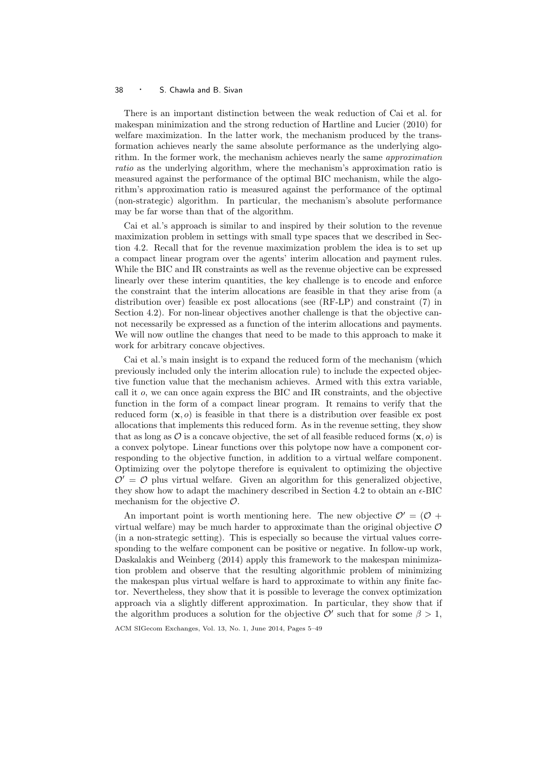There is an important distinction between the weak reduction of Cai et al. for makespan minimization and the strong reduction of Hartline and Lucier (2010) for welfare maximization. In the latter work, the mechanism produced by the transformation achieves nearly the same absolute performance as the underlying algorithm. In the former work, the mechanism achieves nearly the same *approximation ratio* as the underlying algorithm, where the mechanism's approximation ratio is measured against the performance of the optimal BIC mechanism, while the algorithm's approximation ratio is measured against the performance of the optimal (non-strategic) algorithm. In particular, the mechanism's absolute performance may be far worse than that of the algorithm.

Cai et al.'s approach is similar to and inspired by their solution to the revenue maximization problem in settings with small type spaces that we described in Section 4.2. Recall that for the revenue maximization problem the idea is to set up a compact linear program over the agents' interim allocation and payment rules. While the BIC and IR constraints as well as the revenue objective can be expressed linearly over these interim quantities, the key challenge is to encode and enforce the constraint that the interim allocations are feasible in that they arise from (a distribution over) feasible ex post allocations (see (RF-LP) and constraint (7) in Section 4.2). For non-linear objectives another challenge is that the objective cannot necessarily be expressed as a function of the interim allocations and payments. We will now outline the changes that need to be made to this approach to make it work for arbitrary concave objectives.

Cai et al.'s main insight is to expand the reduced form of the mechanism (which previously included only the interim allocation rule) to include the expected objective function value that the mechanism achieves. Armed with this extra variable, call it $o$, we can once again express the BIC and IR constraints, and the objective function in the form of a compact linear program. It remains to verify that the reduced form $(\mathbf{x}, o)$ is feasible in that there is a distribution over feasible ex post allocations that implements this reduced form. As in the revenue setting, they show that as long as $\mathcal{O}$ is a concave objective, the set of all feasible reduced forms $(\mathbf{x}, o)$ is a convex polytope. Linear functions over this polytope now have a component corresponding to the objective function, in addition to a virtual welfare component. Optimizing over the polytope therefore is equivalent to optimizing the objective $\mathcal{O}' = \mathcal{O}$ plus virtual welfare. Given an algorithm for this generalized objective, they show how to adapt the machinery described in Section 4.2 to obtain an $\epsilon$-BIC mechanism for the objective $\mathcal{O}$.

An important point is worth mentioning here. The new objective $\mathcal{O}' = (\mathcal{O} +$ virtual welfare) may be much harder to approximate than the original objective $\mathcal{O}$ (in a non-strategic setting). This is especially so because the virtual values corresponding to the welfare component can be positive or negative. In follow-up work, Daskalakis and Weinberg (2014) apply this framework to the makespan minimization problem and observe that the resulting algorithmic problem of minimizing the makespan plus virtual welfare is hard to approximate to within any finite factor. Nevertheless, they show that it is possible to leverage the convex optimization approach via a slightly different approximation. In particular, they show that if the algorithm produces a solution for the objective $\mathcal{O}'$ such that for some $\beta > 1$,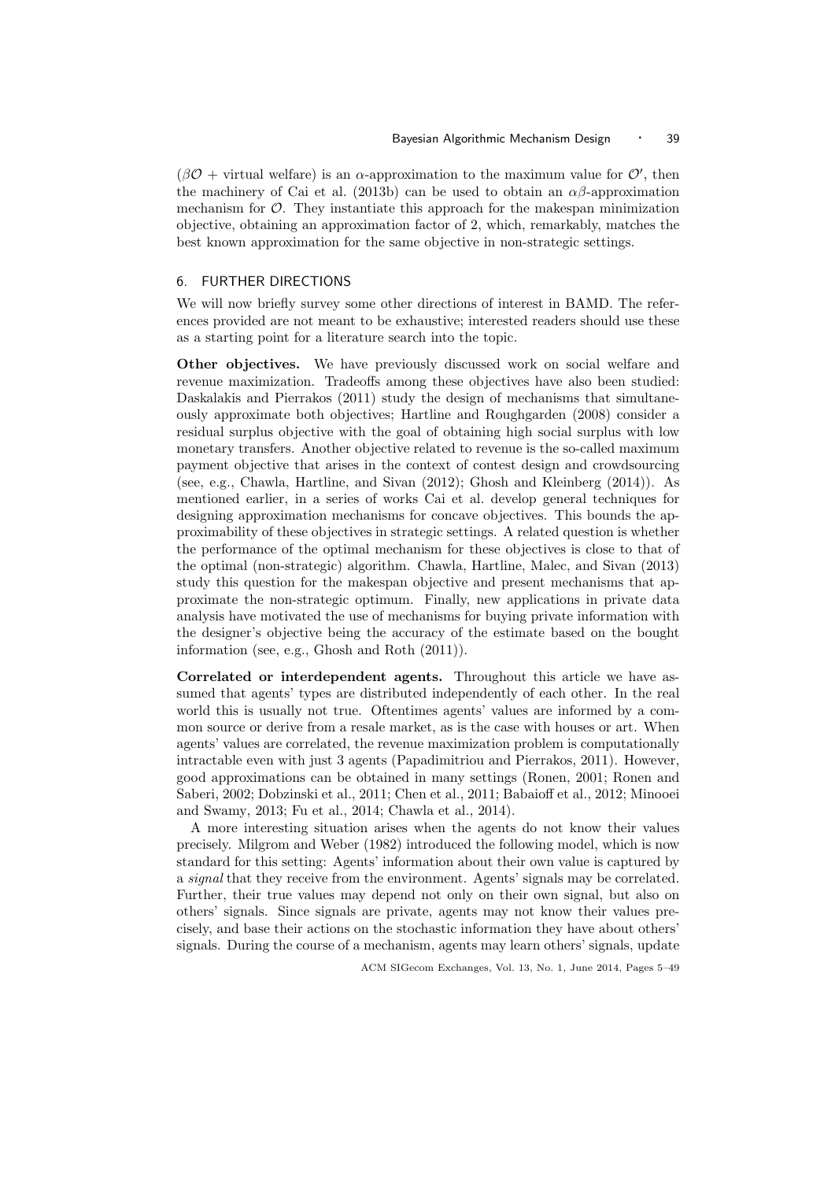($\beta\mathcal{O}$ + virtual welfare) is an $\alpha$-approximation to the maximum value for $\mathcal{O}'$, then the machinery of Cai et al. (2013b) can be used to obtain an $\alpha\beta$-approximation mechanism for $\mathcal{O}$. They instantiate this approach for the makespan minimization objective, obtaining an approximation factor of 2, which, remarkably, matches the best known approximation for the same objective in non-strategic settings.

## 6. FURTHER DIRECTIONS

We will now briefly survey some other directions of interest in BAMD. The references provided are not meant to be exhaustive; interested readers should use these as a starting point for a literature search into the topic.

**Other objectives.** We have previously discussed work on social welfare and revenue maximization. Tradeoffs among these objectives have also been studied: Daskalakis and Pierrakos (2011) study the design of mechanisms that simultaneously approximate both objectives; Hartline and Roughgarden (2008) consider a residual surplus objective with the goal of obtaining high social surplus with low monetary transfers. Another objective related to revenue is the so-called maximum payment objective that arises in the context of contest design and crowdsourcing (see, e.g., Chawla, Hartline, and Sivan (2012); Ghosh and Kleinberg (2014)). As mentioned earlier, in a series of works Cai et al. develop general techniques for designing approximation mechanisms for concave objectives. This bounds the approximability of these objectives in strategic settings. A related question is whether the performance of the optimal mechanism for these objectives is close to that of the optimal (non-strategic) algorithm. Chawla, Hartline, Malec, and Sivan (2013) study this question for the makespan objective and present mechanisms that approximate the non-strategic optimum. Finally, new applications in private data analysis have motivated the use of mechanisms for buying private information with the designer's objective being the accuracy of the estimate based on the bought information (see, e.g., Ghosh and Roth (2011)).

**Correlated or interdependent agents.** Throughout this article we have assumed that agents' types are distributed independently of each other. In the real world this is usually not true. Oftentimes agents' values are informed by a common source or derive from a resale market, as is the case with houses or art. When agents' values are correlated, the revenue maximization problem is computationally intractable even with just 3 agents (Papadimitriou and Pierrakos, 2011). However, good approximations can be obtained in many settings (Ronen, 2001; Ronen and Saberi, 2002; Dobzinski et al., 2011; Chen et al., 2011; Babaioff et al., 2012; Minooei and Swamy, 2013; Fu et al., 2014; Chawla et al., 2014).

A more interesting situation arises when the agents do not know their values precisely. Milgrom and Weber (1982) introduced the following model, which is now standard for this setting: Agents' information about their own value is captured by a *signal* that they receive from the environment. Agents' signals may be correlated. Further, their true values may depend not only on their own signal, but also on others' signals. Since signals are private, agents may not know their values precisely, and base their actions on the stochastic information they have about others' signals. During the course of a mechanism, agents may learn others' signals, update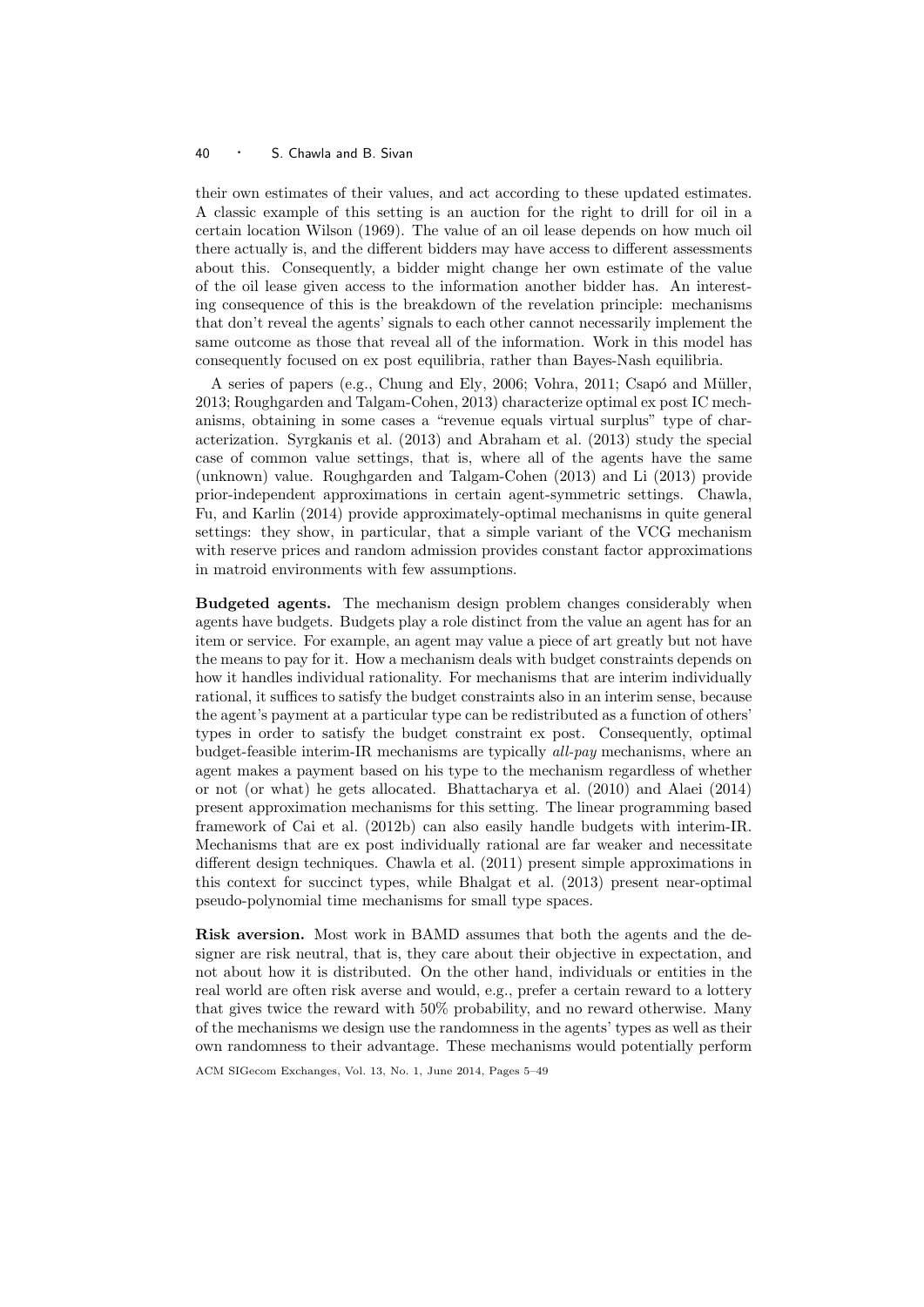their own estimates of their values, and act according to these updated estimates. A classic example of this setting is an auction for the right to drill for oil in a certain location Wilson (1969). The value of an oil lease depends on how much oil there actually is, and the different bidders may have access to different assessments about this. Consequently, a bidder might change her own estimate of the value of the oil lease given access to the information another bidder has. An interesting consequence of this is the breakdown of the revelation principle: mechanisms that don't reveal the agents' signals to each other cannot necessarily implement the same outcome as those that reveal all of the information. Work in this model has consequently focused on ex post equilibria, rather than Bayes-Nash equilibria.

A series of papers (e.g., Chung and Ely, 2006; Vohra, 2011; Csapó and Müller, 2013; Roughgarden and Talgam-Cohen, 2013) characterize optimal ex post IC mechanisms, obtaining in some cases a "revenue equals virtual surplus" type of characterization. Syrgkanis et al. (2013) and Abraham et al. (2013) study the special case of common value settings, that is, where all of the agents have the same (unknown) value. Roughgarden and Talgam-Cohen (2013) and Li (2013) provide prior-independent approximations in certain agent-symmetric settings. Chawla, Fu, and Karlin (2014) provide approximately-optimal mechanisms in quite general settings: they show, in particular, that a simple variant of the VCG mechanism with reserve prices and random admission provides constant factor approximations in matroid environments with few assumptions.

**Budgeted agents.** The mechanism design problem changes considerably when agents have budgets. Budgets play a role distinct from the value an agent has for an item or service. For example, an agent may value a piece of art greatly but not have the means to pay for it. How a mechanism deals with budget constraints depends on how it handles individual rationality. For mechanisms that are interim individually rational, it suffices to satisfy the budget constraints also in an interim sense, because the agent's payment at a particular type can be redistributed as a function of others' types in order to satisfy the budget constraint ex post. Consequently, optimal budget-feasible interim-IR mechanisms are typically *all-pay* mechanisms, where an agent makes a payment based on his type to the mechanism regardless of whether or not (or what) he gets allocated. Bhattacharya et al. (2010) and Alaei (2014) present approximation mechanisms for this setting. The linear programming based framework of Cai et al. (2012b) can also easily handle budgets with interim-IR. Mechanisms that are ex post individually rational are far weaker and necessitate different design techniques. Chawla et al. (2011) present simple approximations in this context for succinct types, while Bhalgat et al. (2013) present near-optimal pseudo-polynomial time mechanisms for small type spaces.

**Risk aversion.** Most work in BAMD assumes that both the agents and the designer are risk neutral, that is, they care about their objective in expectation, and not about how it is distributed. On the other hand, individuals or entities in the real world are often risk averse and would, e.g., prefer a certain reward to a lottery that gives twice the reward with 50% probability, and no reward otherwise. Many of the mechanisms we design use the randomness in the agents' types as well as their own randomness to their advantage. These mechanisms would potentially perform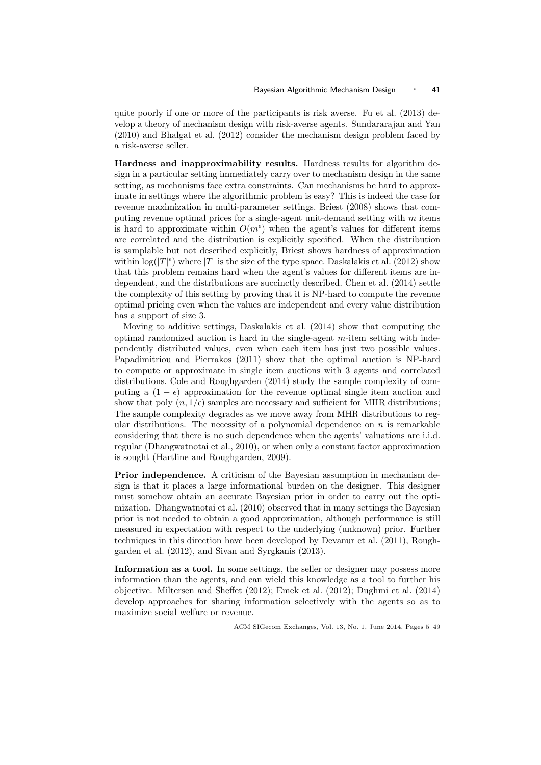quite poorly if one or more of the participants is risk averse. Fu et al. (2013) develop a theory of mechanism design with risk-averse agents. Sundararajan and Yan (2010) and Bhalgat et al. (2012) consider the mechanism design problem faced by a risk-averse seller.

**Hardness and inapproximability results.** Hardness results for algorithm design in a particular setting immediately carry over to mechanism design in the same setting, as mechanisms face extra constraints. Can mechanisms be hard to approximate in settings where the algorithmic problem is easy? This is indeed the case for revenue maximization in multi-parameter settings. Briest (2008) shows that computing revenue optimal prices for a single-agent unit-demand setting with $m$ items is hard to approximate within $O(m^\epsilon)$ when the agent's values for different items are correlated and the distribution is explicitly specified. When the distribution is samplable but not described explicitly, Briest shows hardness of approximation within $\log(|T|^\epsilon)$ where $|T|$ is the size of the type space. Daskalakis et al. (2012) show that this problem remains hard when the agent's values for different items are independent, and the distributions are succinctly described. Chen et al. (2014) settle the complexity of this setting by proving that it is NP-hard to compute the revenue optimal pricing even when the values are independent and every value distribution has a support of size 3.

Moving to additive settings, Daskalakis et al. (2014) show that computing the optimal randomized auction is hard in the single-agent $m$-item setting with independently distributed values, even when each item has just two possible values. Papadimitriou and Pierrakos (2011) show that the optimal auction is NP-hard to compute or approximate in single item auctions with 3 agents and correlated distributions. Cole and Roughgarden (2014) study the sample complexity of computing a $(1 - \epsilon)$ approximation for the revenue optimal single item auction and show that poly $(n, 1/\epsilon)$ samples are necessary and sufficient for MHR distributions; The sample complexity degrades as we move away from MHR distributions to regular distributions. The necessity of a polynomial dependence on $n$ is remarkable considering that there is no such dependence when the agents' valuations are i.i.d. regular (Dhangwatnotai et al., 2010), or when only a constant factor approximation is sought (Hartline and Roughgarden, 2009).

**Prior independence.** A criticism of the Bayesian assumption in mechanism design is that it places a large informational burden on the designer. This designer must somehow obtain an accurate Bayesian prior in order to carry out the optimization. Dhangwatnotai et al. (2010) observed that in many settings the Bayesian prior is not needed to obtain a good approximation, although performance is still measured in expectation with respect to the underlying (unknown) prior. Further techniques in this direction have been developed by Devanur et al. (2011), Roughgarden et al. (2012), and Sivan and Syrgkanis (2013).

**Information as a tool.** In some settings, the seller or designer may possess more information than the agents, and can wield this knowledge as a tool to further his objective. Miltersen and Sheffet (2012); Emek et al. (2012); Dughmi et al. (2014) develop approaches for sharing information selectively with the agents so as to maximize social welfare or revenue.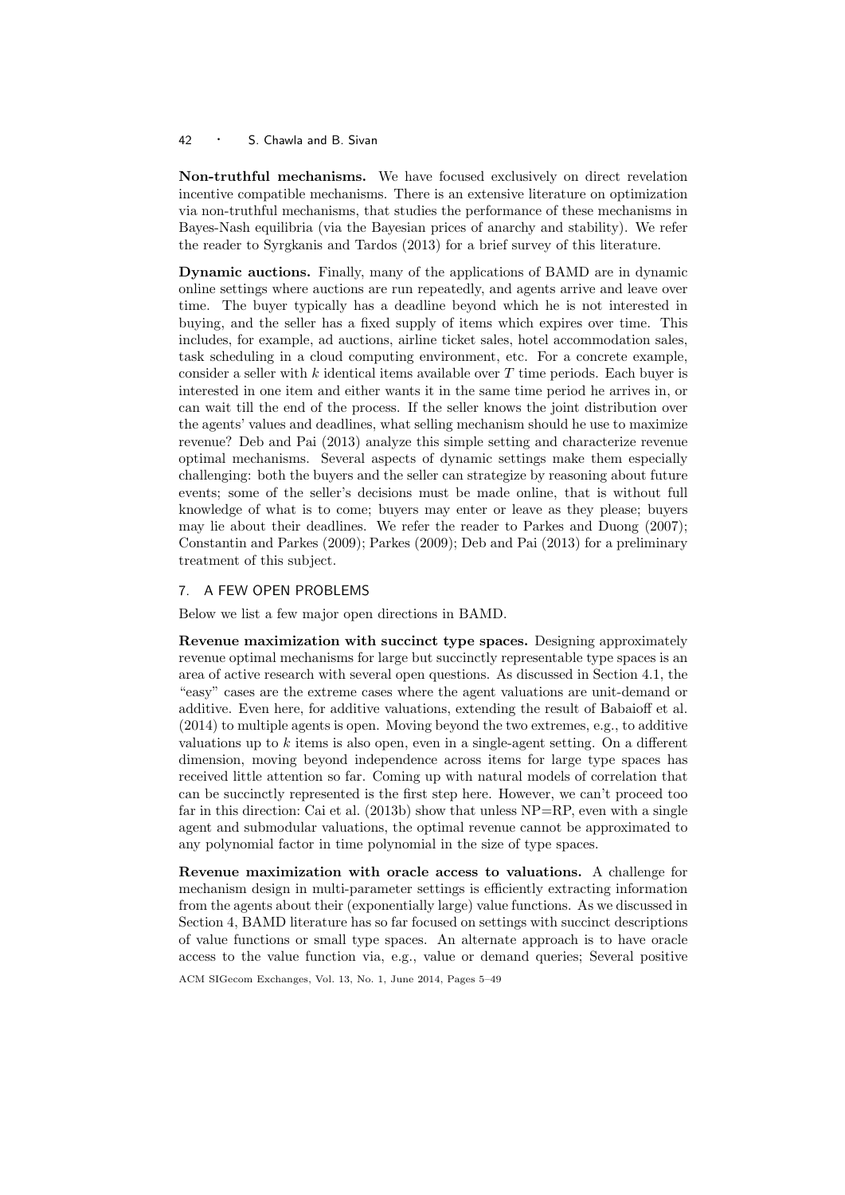**Non-truthful mechanisms.** We have focused exclusively on direct revelation incentive compatible mechanisms. There is an extensive literature on optimization via non-truthful mechanisms, that studies the performance of these mechanisms in Bayes-Nash equilibria (via the Bayesian prices of anarchy and stability). We refer the reader to Syrgkanis and Tardos (2013) for a brief survey of this literature.

**Dynamic auctions.** Finally, many of the applications of BAMD are in dynamic online settings where auctions are run repeatedly, and agents arrive and leave over time. The buyer typically has a deadline beyond which he is not interested in buying, and the seller has a fixed supply of items which expires over time. This includes, for example, ad auctions, airline ticket sales, hotel accommodation sales, task scheduling in a cloud computing environment, etc. For a concrete example, consider a seller with $k$ identical items available over $T$ time periods. Each buyer is interested in one item and either wants it in the same time period he arrives in, or can wait till the end of the process. If the seller knows the joint distribution over the agents' values and deadlines, what selling mechanism should he use to maximize revenue? Deb and Pai (2013) analyze this simple setting and characterize revenue optimal mechanisms. Several aspects of dynamic settings make them especially challenging: both the buyers and the seller can strategize by reasoning about future events; some of the seller's decisions must be made online, that is without full knowledge of what is to come; buyers may enter or leave as they please; buyers may lie about their deadlines. We refer the reader to Parkes and Duong (2007); Constantin and Parkes (2009); Parkes (2009); Deb and Pai (2013) for a preliminary treatment of this subject.

## 7. A FEW OPEN PROBLEMS

Below we list a few major open directions in BAMD.

**Revenue maximization with succinct type spaces.** Designing approximately revenue optimal mechanisms for large but succinctly representable type spaces is an area of active research with several open questions. As discussed in Section 4.1, the "easy" cases are the extreme cases where the agent valuations are unit-demand or additive. Even here, for additive valuations, extending the result of Babaioff et al. (2014) to multiple agents is open. Moving beyond the two extremes, e.g., to additive valuations up to $k$ items is also open, even in a single-agent setting. On a different dimension, moving beyond independence across items for large type spaces has received little attention so far. Coming up with natural models of correlation that can be succinctly represented is the first step here. However, we can't proceed too far in this direction: Cai et al. (2013b) show that unless NP=RP, even with a single agent and submodular valuations, the optimal revenue cannot be approximated to any polynomial factor in time polynomial in the size of type spaces.

**Revenue maximization with oracle access to valuations.** A challenge for mechanism design in multi-parameter settings is efficiently extracting information from the agents about their (exponentially large) value functions. As we discussed in Section 4, BAMD literature has so far focused on settings with succinct descriptions of value functions or small type spaces. An alternate approach is to have oracle access to the value function via, e.g., value or demand queries; Several positive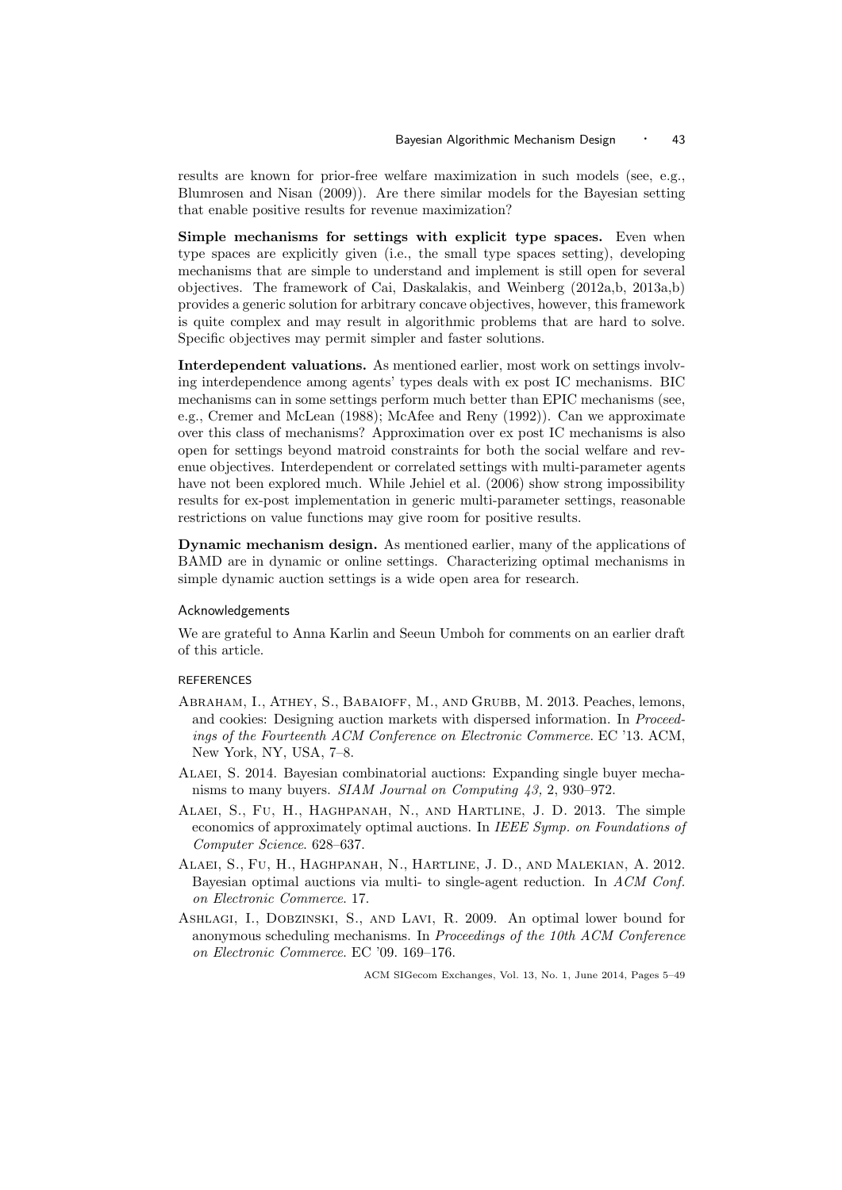results are known for prior-free welfare maximization in such models (see, e.g., Blumrosen and Nisan (2009)). Are there similar models for the Bayesian setting that enable positive results for revenue maximization?

**Simple mechanisms for settings with explicit type spaces.** Even when type spaces are explicitly given (i.e., the small type spaces setting), developing mechanisms that are simple to understand and implement is still open for several objectives. The framework of Cai, Daskalakis, and Weinberg (2012a,b, 2013a,b) provides a generic solution for arbitrary concave objectives, however, this framework is quite complex and may result in algorithmic problems that are hard to solve. Specific objectives may permit simpler and faster solutions.

**Interdependent valuations.** As mentioned earlier, most work on settings involving interdependence among agents' types deals with ex post IC mechanisms. BIC mechanisms can in some settings perform much better than EPIC mechanisms (see, e.g., Cremer and McLean (1988); McAfee and Reny (1992)). Can we approximate over this class of mechanisms? Approximation over ex post IC mechanisms is also open for settings beyond matroid constraints for both the social welfare and revenue objectives. Interdependent or correlated settings with multi-parameter agents have not been explored much. While Jehiel et al. (2006) show strong impossibility results for ex-post implementation in generic multi-parameter settings, reasonable restrictions on value functions may give room for positive results.

**Dynamic mechanism design.** As mentioned earlier, many of the applications of BAMD are in dynamic or online settings. Characterizing optimal mechanisms in simple dynamic auction settings is a wide open area for research.

## Acknowledgements

We are grateful to Anna Karlin and Seeun Umboh for comments on an earlier draft of this article.

## REFERENCES

Abraham, I., Athey, S., Babaioff, M., and Grubb, M. 2013. Peaches, lemons, and cookies: Designing auction markets with dispersed information. In *Proceedings of the Fourteenth ACM Conference on Electronic Commerce*. EC '13. ACM, New York, NY, USA, 7–8.

Alaei, S. 2014. Bayesian combinatorial auctions: Expanding single buyer mechanisms to many buyers. *SIAM Journal on Computing 43,* 2, 930–972.

Alaei, S., Fu, H., Haghpanah, N., and Hartline, J. D. 2013. The simple economics of approximately optimal auctions. In *IEEE Symp. on Foundations of Computer Science*. 628–637.

Alaei, S., Fu, H., Haghpanah, N., Hartline, J. D., and Malekian, A. 2012. Bayesian optimal auctions via multi- to single-agent reduction. In *ACM Conf. on Electronic Commerce*. 17.

Ashlagi, I., Dobzinski, S., and Lavi, R. 2009. An optimal lower bound for anonymous scheduling mechanisms. In *Proceedings of the 10th ACM Conference on Electronic Commerce*. EC '09. 169–176.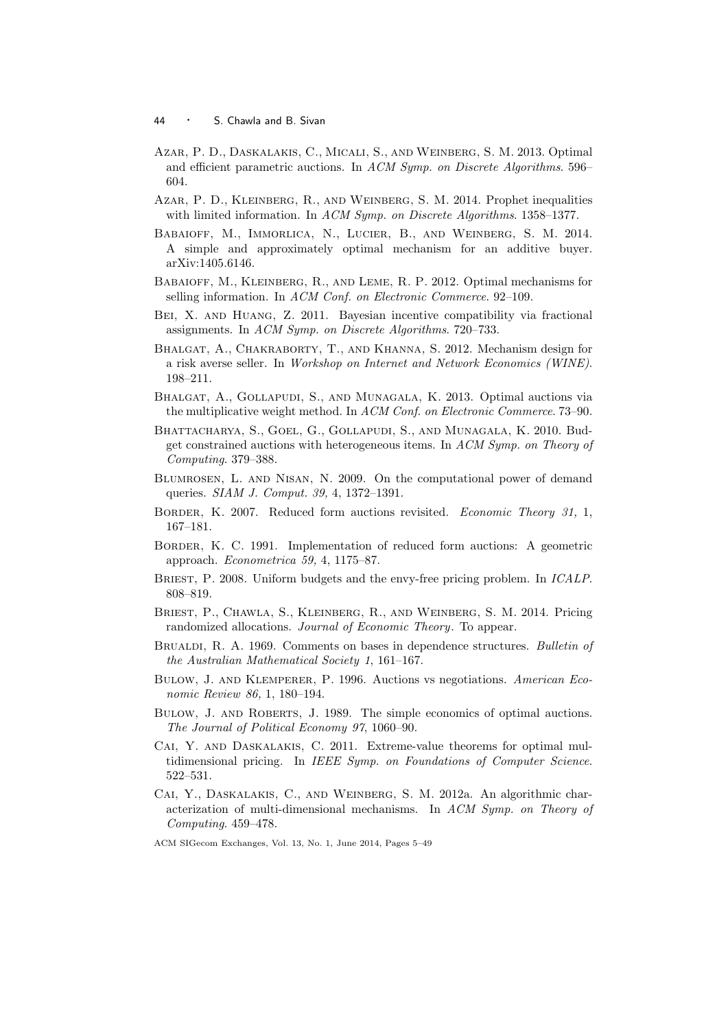Azar, P. D., Daskalakis, C., Micali, S., and Weinberg, S. M. 2013. Optimal and efficient parametric auctions. In *ACM Symp. on Discrete Algorithms*. 596–604.

Azar, P. D., Kleinberg, R., and Weinberg, S. M. 2014. Prophet inequalities with limited information. In *ACM Symp. on Discrete Algorithms*. 1358–1377.

Babaioff, M., Immorlica, N., Lucier, B., and Weinberg, S. M. 2014. A simple and approximately optimal mechanism for an additive buyer. arXiv:1405.6146.

Babaioff, M., Kleinberg, R., and Leme, R. P. 2012. Optimal mechanisms for selling information. In *ACM Conf. on Electronic Commerce*. 92–109.

Bei, X. and Huang, Z. 2011. Bayesian incentive compatibility via fractional assignments. In *ACM Symp. on Discrete Algorithms*. 720–733.

Bhalgat, A., Chakraborty, T., and Khanna, S. 2012. Mechanism design for a risk averse seller. In *Workshop on Internet and Network Economics (WINE)*. 198–211.

Bhalgat, A., Gollapudi, S., and Munagala, K. 2013. Optimal auctions via the multiplicative weight method. In *ACM Conf. on Electronic Commerce*. 73–90.

Bhattacharya, S., Goel, G., Gollapudi, S., and Munagala, K. 2010. Budget constrained auctions with heterogeneous items. In *ACM Symp. on Theory of Computing*. 379–388.

Blumrosen, L. and Nisan, N. 2009. On the computational power of demand queries. *SIAM J. Comput. 39,* 4, 1372–1391.

Border, K. 2007. Reduced form auctions revisited. *Economic Theory 31,* 1, 167–181.

Border, K. C. 1991. Implementation of reduced form auctions: A geometric approach. *Econometrica 59,* 4, 1175–87.

Briest, P. 2008. Uniform budgets and the envy-free pricing problem. In *ICALP*. 808–819.

Briest, P., Chawla, S., Kleinberg, R., and Weinberg, S. M. 2014. Pricing randomized allocations. *Journal of Economic Theory*. To appear.

Brualdi, R. A. 1969. Comments on bases in dependence structures. *Bulletin of the Australian Mathematical Society 1*, 161–167.

Bulow, J. and Klemperer, P. 1996. Auctions vs negotiations. *American Economic Review 86,* 1, 180–194.

Bulow, J. and Roberts, J. 1989. The simple economics of optimal auctions. *The Journal of Political Economy 97*, 1060–90.

Cai, Y. and Daskalakis, C. 2011. Extreme-value theorems for optimal multidimensional pricing. In *IEEE Symp. on Foundations of Computer Science*. 522–531.

Cai, Y., Daskalakis, C., and Weinberg, S. M. 2012a. An algorithmic characterization of multi-dimensional mechanisms. In *ACM Symp. on Theory of Computing*. 459–478.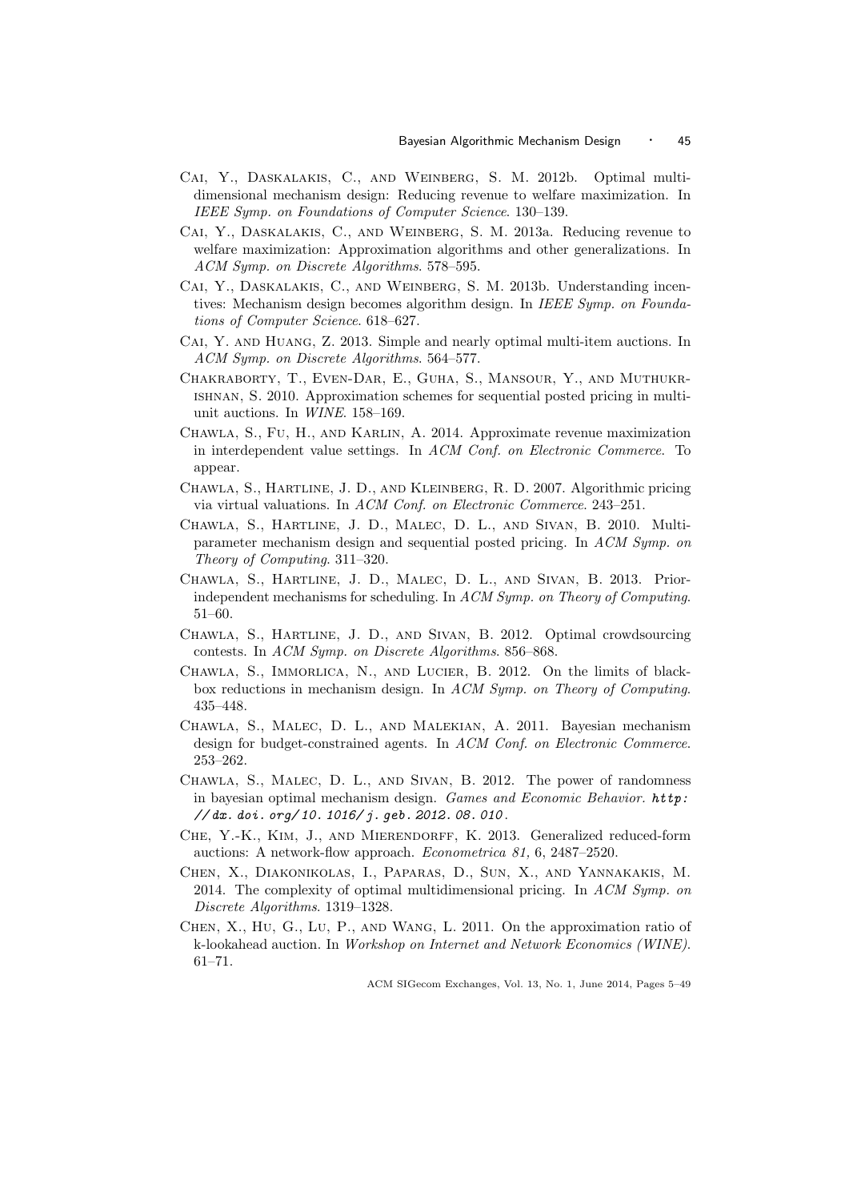Cai, Y., Daskalakis, C., and Weinberg, S. M. 2012b. Optimal multi-dimensional mechanism design: Reducing revenue to welfare maximization. In *IEEE Symp. on Foundations of Computer Science*. 130–139.

Cai, Y., Daskalakis, C., and Weinberg, S. M. 2013a. Reducing revenue to welfare maximization: Approximation algorithms and other generalizations. In *ACM Symp. on Discrete Algorithms*. 578–595.

Cai, Y., Daskalakis, C., and Weinberg, S. M. 2013b. Understanding incentives: Mechanism design becomes algorithm design. In *IEEE Symp. on Foundations of Computer Science*. 618–627.

Cai, Y. and Huang, Z. 2013. Simple and nearly optimal multi-item auctions. In *ACM Symp. on Discrete Algorithms*. 564–577.

Chakraborty, T., Even-Dar, E., Guha, S., Mansour, Y., and Muthukrishnan, S. 2010. Approximation schemes for sequential posted pricing in multi-unit auctions. In *WINE*. 158–169.

Chawla, S., Fu, H., and Karlin, A. 2014. Approximate revenue maximization in interdependent value settings. In *ACM Conf. on Electronic Commerce*. To appear.

Chawla, S., Hartline, J. D., and Kleinberg, R. D. 2007. Algorithmic pricing via virtual valuations. In *ACM Conf. on Electronic Commerce*. 243–251.

Chawla, S., Hartline, J. D., Malec, D. L., and Sivan, B. 2010. Multi-parameter mechanism design and sequential posted pricing. In *ACM Symp. on Theory of Computing*. 311–320.

Chawla, S., Hartline, J. D., Malec, D. L., and Sivan, B. 2013. Prior-independent mechanisms for scheduling. In *ACM Symp. on Theory of Computing*. 51–60.

Chawla, S., Hartline, J. D., and Sivan, B. 2012. Optimal crowdsourcing contests. In *ACM Symp. on Discrete Algorithms*. 856–868.

Chawla, S., Immorlica, N., and Lucier, B. 2012. On the limits of black-box reductions in mechanism design. In *ACM Symp. on Theory of Computing*. 435–448.

Chawla, S., Malec, D. L., and Malekian, A. 2011. Bayesian mechanism design for budget-constrained agents. In *ACM Conf. on Electronic Commerce*. 253–262.

Chawla, S., Malec, D. L., and Sivan, B. 2012. The power of randomness in bayesian optimal mechanism design. *Games and Economic Behavior*. *http://dx.doi.org/10.1016/j.geb.2012.08.010*.

Che, Y.-K., Kim, J., and Mierendorff, K. 2013. Generalized reduced-form auctions: A network-flow approach. *Econometrica 81,* 6, 2487–2520.

Chen, X., Diakonikolas, I., Paparas, D., Sun, X., and Yannakakis, M. 2014. The complexity of optimal multidimensional pricing. In *ACM Symp. on Discrete Algorithms*. 1319–1328.

Chen, X., Hu, G., Lu, P., and Wang, L. 2011. On the approximation ratio of k-lookahead auction. In *Workshop on Internet and Network Economics (WINE)*. 61–71.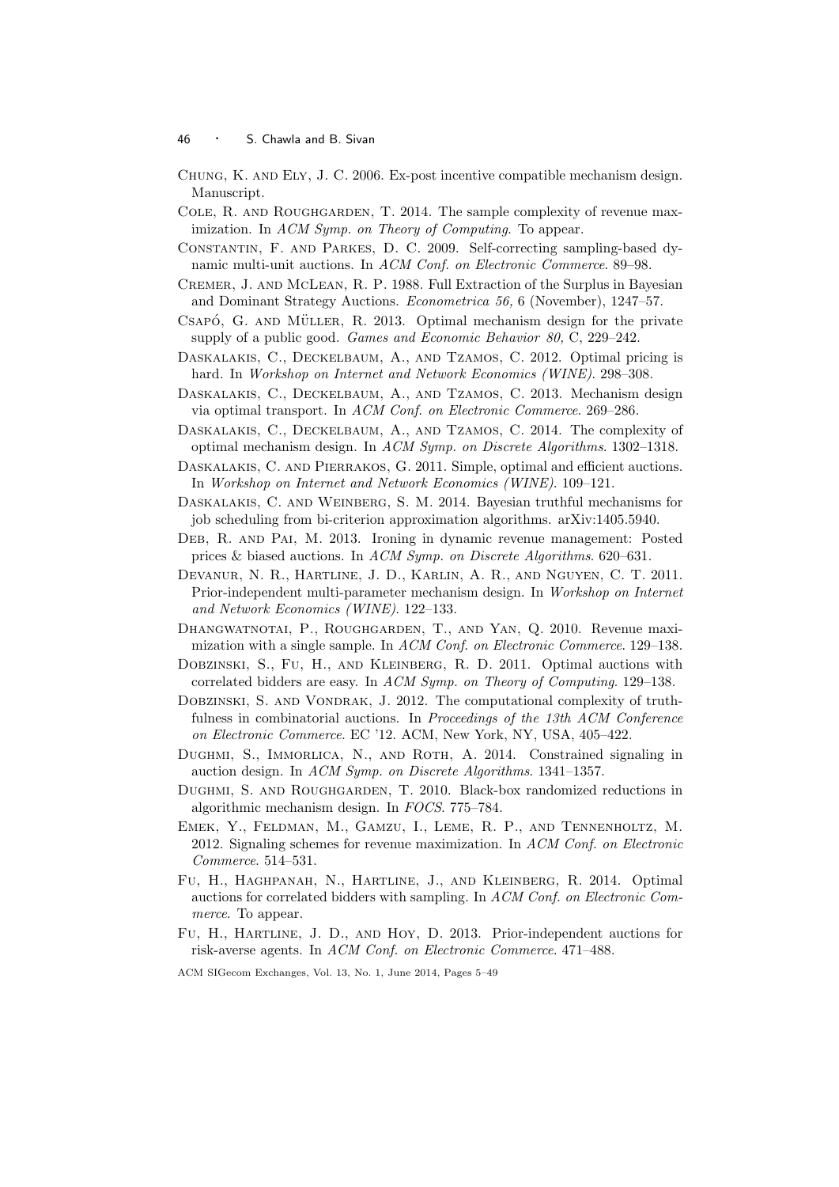Chung, K. and Ely, J. C. 2006. Ex-post incentive compatible mechanism design. Manuscript.

Cole, R. and Roughgarden, T. 2014. The sample complexity of revenue maximization. In *ACM Symp. on Theory of Computing*. To appear.

Constantin, F. and Parkes, D. C. 2009. Self-correcting sampling-based dynamic multi-unit auctions. In *ACM Conf. on Electronic Commerce*. 89–98.

Cremer, J. and McLean, R. P. 1988. Full Extraction of the Surplus in Bayesian and Dominant Strategy Auctions. *Econometrica 56,* 6 (November), 1247–57.

Csapó, G. and Müller, R. 2013. Optimal mechanism design for the private supply of a public good. *Games and Economic Behavior 80,* C, 229–242.

Daskalakis, C., Deckelbaum, A., and Tzamos, C. 2012. Optimal pricing is hard. In *Workshop on Internet and Network Economics (WINE)*. 298–308.

Daskalakis, C., Deckelbaum, A., and Tzamos, C. 2013. Mechanism design via optimal transport. In *ACM Conf. on Electronic Commerce*. 269–286.

Daskalakis, C., Deckelbaum, A., and Tzamos, C. 2014. The complexity of optimal mechanism design. In *ACM Symp. on Discrete Algorithms*. 1302–1318.

Daskalakis, C. and Pierrakos, G. 2011. Simple, optimal and efficient auctions. In *Workshop on Internet and Network Economics (WINE)*. 109–121.

Daskalakis, C. and Weinberg, S. M. 2014. Bayesian truthful mechanisms for job scheduling from bi-criterion approximation algorithms. arXiv:1405.5940.

Deb, R. and Pai, M. 2013. Ironing in dynamic revenue management: Posted prices & biased auctions. In *ACM Symp. on Discrete Algorithms*. 620–631.

Devanur, N. R., Hartline, J. D., Karlin, A. R., and Nguyen, C. T. 2011. Prior-independent multi-parameter mechanism design. In *Workshop on Internet and Network Economics (WINE)*. 122–133.

Dhangwatnotai, P., Roughgarden, T., and Yan, Q. 2010. Revenue maximization with a single sample. In *ACM Conf. on Electronic Commerce*. 129–138.

Dobzinski, S., Fu, H., and Kleinberg, R. D. 2011. Optimal auctions with correlated bidders are easy. In *ACM Symp. on Theory of Computing*. 129–138.

Dobzinski, S. and Vondrak, J. 2012. The computational complexity of truthfulness in combinatorial auctions. In *Proceedings of the 13th ACM Conference on Electronic Commerce*. EC '12. ACM, New York, NY, USA, 405–422.

Dughmi, S., Immorlica, N., and Roth, A. 2014. Constrained signaling in auction design. In *ACM Symp. on Discrete Algorithms*. 1341–1357.

Dughmi, S. and Roughgarden, T. 2010. Black-box randomized reductions in algorithmic mechanism design. In *FOCS*. 775–784.

Emek, Y., Feldman, M., Gamzu, I., Leme, R. P., and Tennenholtz, M. 2012. Signaling schemes for revenue maximization. In *ACM Conf. on Electronic Commerce*. 514–531.

Fu, H., Haghpanah, N., Hartline, J., and Kleinberg, R. 2014. Optimal auctions for correlated bidders with sampling. In *ACM Conf. on Electronic Commerce*. To appear.

Fu, H., Hartline, J. D., and Hoy, D. 2013. Prior-independent auctions for risk-averse agents. In *ACM Conf. on Electronic Commerce*. 471–488.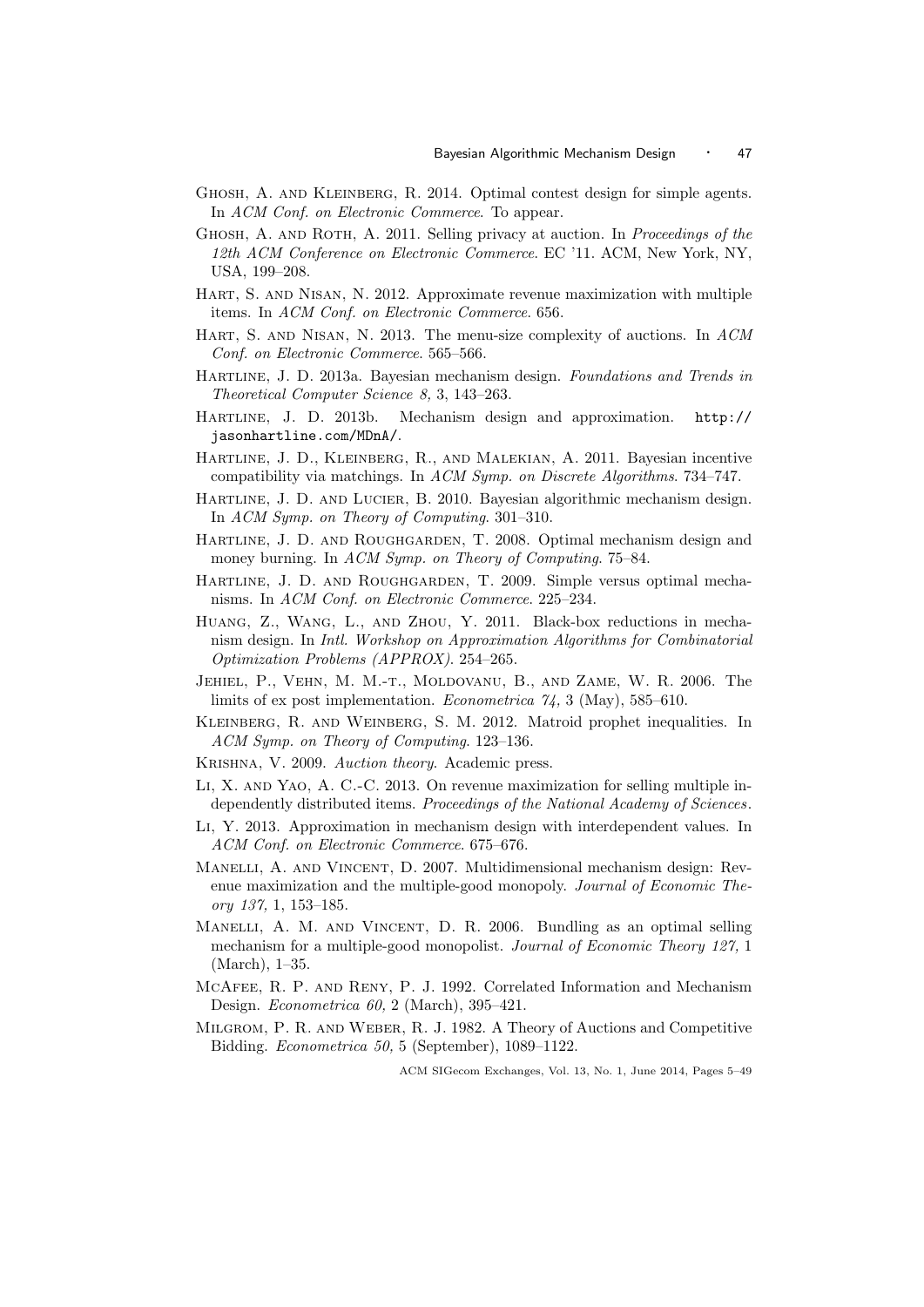Ghosh, A. and Kleinberg, R. 2014. Optimal contest design for simple agents. In *ACM Conf. on Electronic Commerce*. To appear.

Ghosh, A. and Roth, A. 2011. Selling privacy at auction. In *Proceedings of the 12th ACM Conference on Electronic Commerce*. EC '11. ACM, New York, NY, USA, 199–208.

Hart, S. and Nisan, N. 2012. Approximate revenue maximization with multiple items. In *ACM Conf. on Electronic Commerce*. 656.

Hart, S. and Nisan, N. 2013. The menu-size complexity of auctions. In *ACM Conf. on Electronic Commerce*. 565–566.

Hartline, J. D. 2013a. Bayesian mechanism design. *Foundations and Trends in Theoretical Computer Science 8,* 3, 143–263.

Hartline, J. D. 2013b. Mechanism design and approximation. http://jasonhartline.com/MDnA/.

Hartline, J. D., Kleinberg, R., and Malekian, A. 2011. Bayesian incentive compatibility via matchings. In *ACM Symp. on Discrete Algorithms*. 734–747.

Hartline, J. D. and Lucier, B. 2010. Bayesian algorithmic mechanism design. In *ACM Symp. on Theory of Computing*. 301–310.

Hartline, J. D. and Roughgarden, T. 2008. Optimal mechanism design and money burning. In *ACM Symp. on Theory of Computing*. 75–84.

Hartline, J. D. and Roughgarden, T. 2009. Simple versus optimal mechanisms. In *ACM Conf. on Electronic Commerce*. 225–234.

Huang, Z., Wang, L., and Zhou, Y. 2011. Black-box reductions in mechanism design. In *Intl. Workshop on Approximation Algorithms for Combinatorial Optimization Problems (APPROX)*. 254–265.

Jehiel, P., Vehn, M. M.-t., Moldovanu, B., and Zame, W. R. 2006. The limits of ex post implementation. *Econometrica 74,* 3 (May), 585–610.

Kleinberg, R. and Weinberg, S. M. 2012. Matroid prophet inequalities. In *ACM Symp. on Theory of Computing*. 123–136.

Krishna, V. 2009. *Auction theory.* Academic press.

Li, X. and Yao, A. C.-C. 2013. On revenue maximization for selling multiple independently distributed items. *Proceedings of the National Academy of Sciences*.

Li, Y. 2013. Approximation in mechanism design with interdependent values. In *ACM Conf. on Electronic Commerce*. 675–676.

Manelli, A. and Vincent, D. 2007. Multidimensional mechanism design: Revenue maximization and the multiple-good monopoly. *Journal of Economic Theory 137,* 1, 153–185.

Manelli, A. M. and Vincent, D. R. 2006. Bundling as an optimal selling mechanism for a multiple-good monopolist. *Journal of Economic Theory 127,* 1 (March), 1–35.

McAfee, R. P. and Reny, P. J. 1992. Correlated Information and Mechanism Design. *Econometrica 60,* 2 (March), 395–421.

Milgrom, P. R. and Weber, R. J. 1982. A Theory of Auctions and Competitive Bidding. *Econometrica 50,* 5 (September), 1089–1122.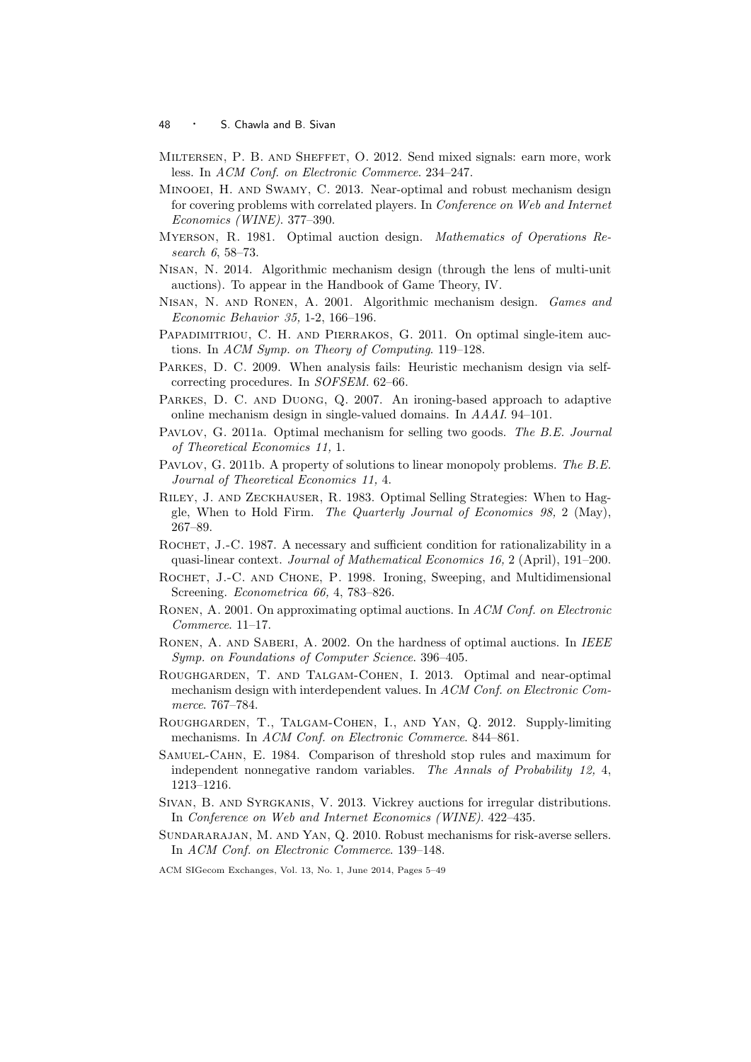Miltersen, P. B. and Sheffet, O. 2012. Send mixed signals: earn more, work less. In *ACM Conf. on Electronic Commerce*. 234–247.

Minooei, H. and Swamy, C. 2013. Near-optimal and robust mechanism design for covering problems with correlated players. In *Conference on Web and Internet Economics (WINE)*. 377–390.

Myerson, R. 1981. Optimal auction design. *Mathematics of Operations Research 6*, 58–73.

Nisan, N. 2014. Algorithmic mechanism design (through the lens of multi-unit auctions). To appear in the Handbook of Game Theory, IV.

Nisan, N. and Ronen, A. 2001. Algorithmic mechanism design. *Games and Economic Behavior 35,* 1-2, 166–196.

Papadimitriou, C. H. and Pierrakos, G. 2011. On optimal single-item auctions. In *ACM Symp. on Theory of Computing*. 119–128.

Parkes, D. C. 2009. When analysis fails: Heuristic mechanism design via self-correcting procedures. In *SOFSEM*. 62–66.

Parkes, D. C. and Duong, Q. 2007. An ironing-based approach to adaptive online mechanism design in single-valued domains. In *AAAI*. 94–101.

Pavlov, G. 2011a. Optimal mechanism for selling two goods. *The B.E. Journal of Theoretical Economics 11,* 1.

Pavlov, G. 2011b. A property of solutions to linear monopoly problems. *The B.E. Journal of Theoretical Economics 11,* 4.

Riley, J. and Zeckhauser, R. 1983. Optimal Selling Strategies: When to Haggle, When to Hold Firm. *The Quarterly Journal of Economics 98,* 2 (May), 267–89.

Rochet, J.-C. 1987. A necessary and sufficient condition for rationalizability in a quasi-linear context. *Journal of Mathematical Economics 16,* 2 (April), 191–200.

Rochet, J.-C. and Chone, P. 1998. Ironing, Sweeping, and Multidimensional Screening. *Econometrica 66,* 4, 783–826.

Ronen, A. 2001. On approximating optimal auctions. In *ACM Conf. on Electronic Commerce*. 11–17.

Ronen, A. and Saberi, A. 2002. On the hardness of optimal auctions. In *IEEE Symp. on Foundations of Computer Science*. 396–405.

Roughgarden, T. and Talgam-Cohen, I. 2013. Optimal and near-optimal mechanism design with interdependent values. In *ACM Conf. on Electronic Commerce*. 767–784.

Roughgarden, T., Talgam-Cohen, I., and Yan, Q. 2012. Supply-limiting mechanisms. In *ACM Conf. on Electronic Commerce*. 844–861.

Samuel-Cahn, E. 1984. Comparison of threshold stop rules and maximum for independent nonnegative random variables. *The Annals of Probability 12,* 4, 1213–1216.

Sivan, B. and Syrgkanis, V. 2013. Vickrey auctions for irregular distributions. In *Conference on Web and Internet Economics (WINE)*. 422–435.

Sundararajan, M. and Yan, Q. 2010. Robust mechanisms for risk-averse sellers. In *ACM Conf. on Electronic Commerce*. 139–148.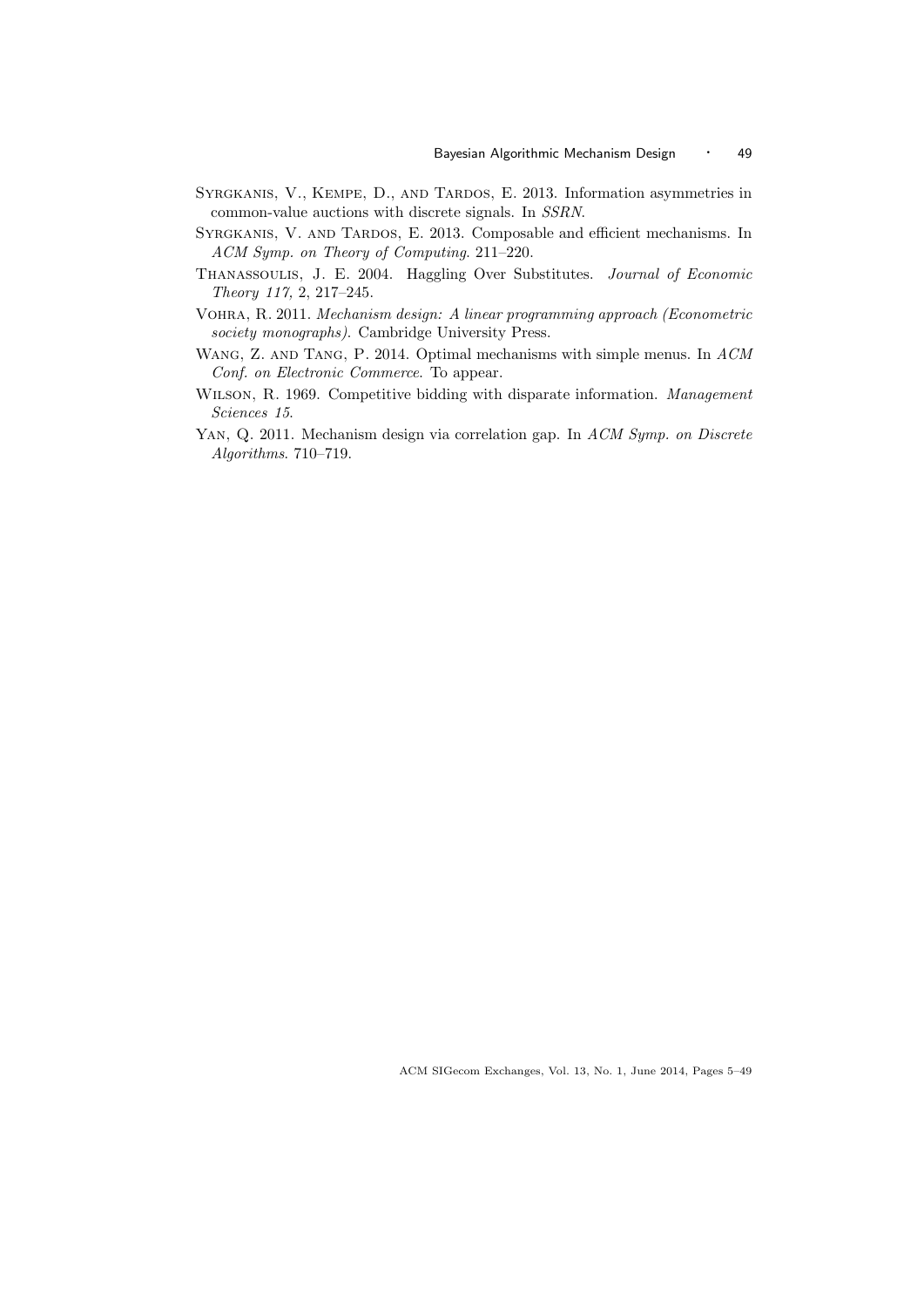Syrgkanis, V., Kempe, D., and Tardos, E. 2013. Information asymmetries in common-value auctions with discrete signals. In *SSRN*.

Syrgkanis, V. and Tardos, E. 2013. Composable and efficient mechanisms. In *ACM Symp. on Theory of Computing*. 211–220.

Thanassoulis, J. E. 2004. Haggling Over Substitutes. *Journal of Economic Theory 117,* 2, 217–245.

Vohra, R. 2011. *Mechanism design: A linear programming approach (Econometric society monographs)*. Cambridge University Press.

Wang, Z. and Tang, P. 2014. Optimal mechanisms with simple menus. In *ACM Conf. on Electronic Commerce*. To appear.

Wilson, R. 1969. Competitive bidding with disparate information. *Management Sciences 15*.

Yan, Q. 2011. Mechanism design via correlation gap. In *ACM Symp. on Discrete Algorithms*. 710–719.